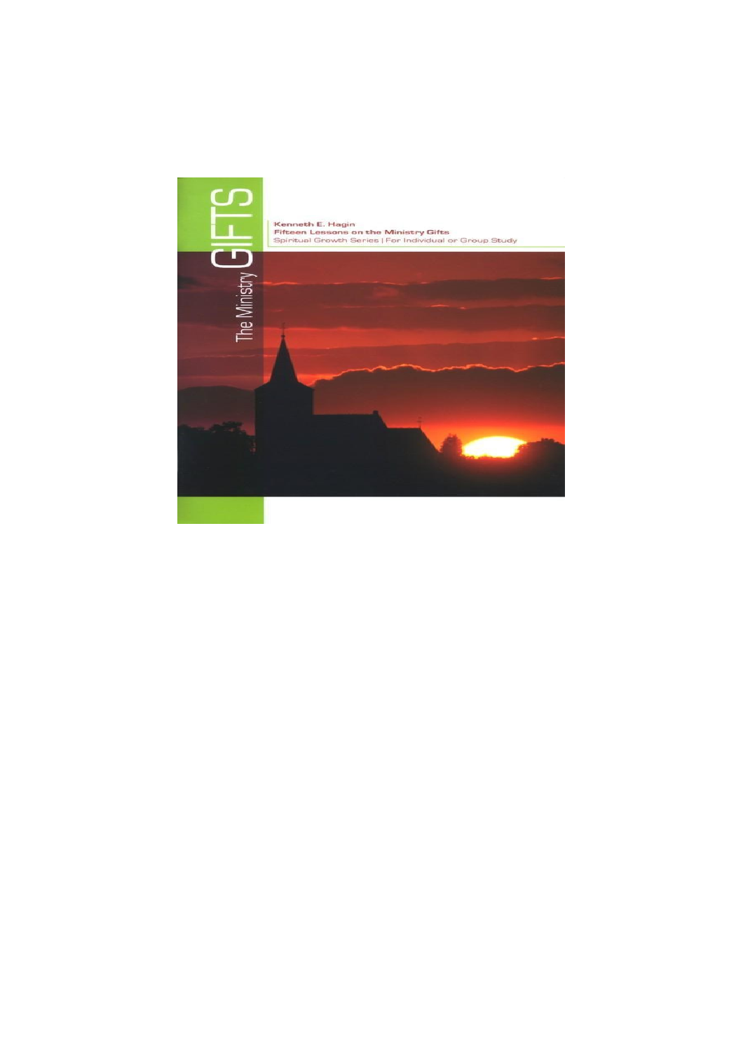# The Ministry GIFTS

Kenneth E. Hagin

**Fifteen Lessons on the Ministry Gifts**

Spiritual Growth Series | For Individual or Group Study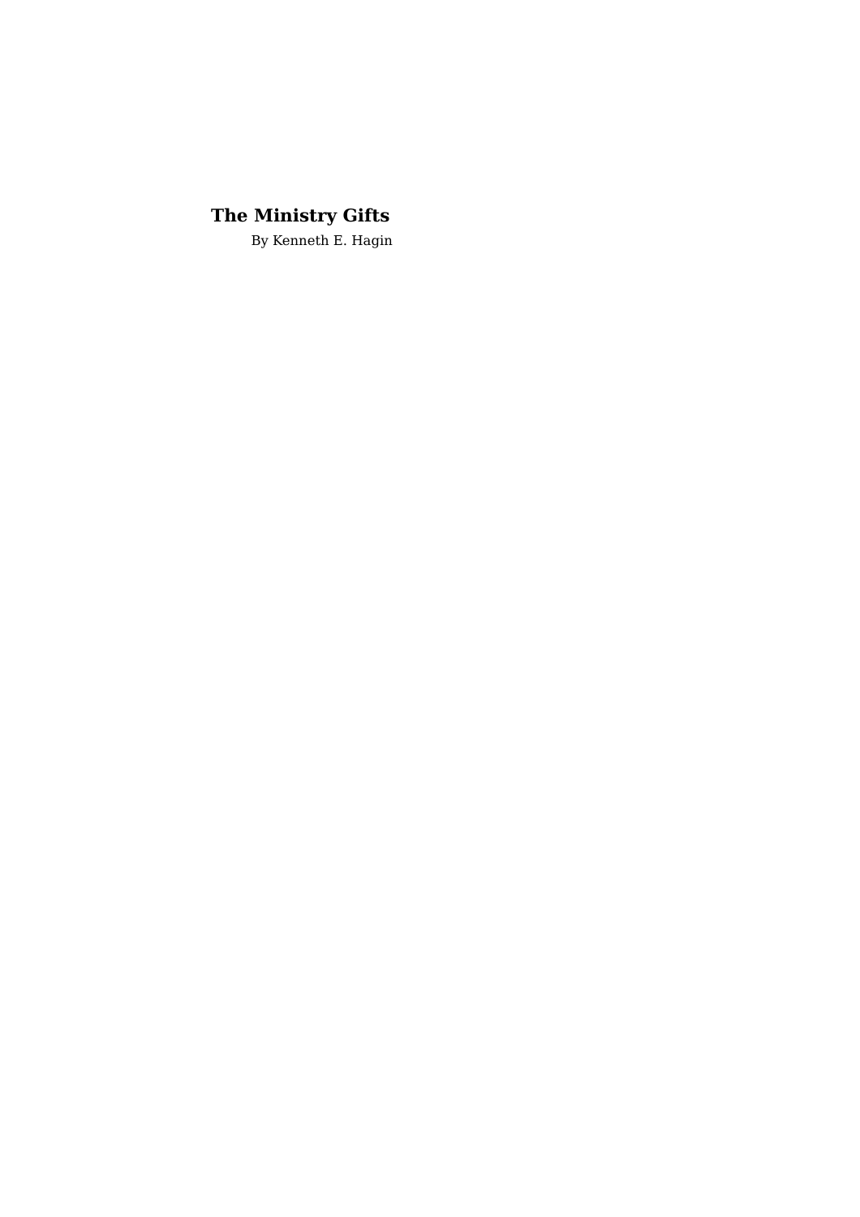# The Ministry Gifts

By Kenneth E. Hagin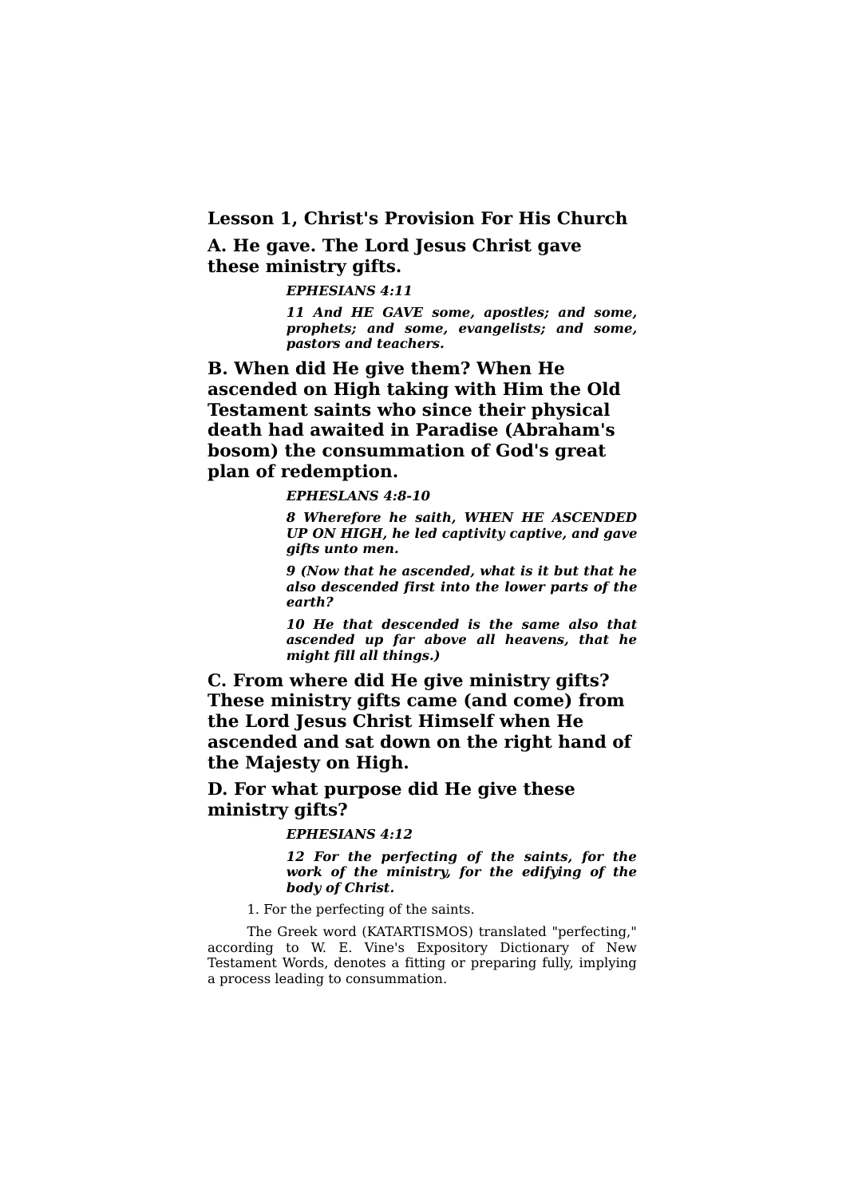**Lesson 1, Christ's Provision For His Church**

**A. He gave. The Lord Jesus Christ gave these ministry gifts.**

> ***EPHESIANS 4:11***
>
> ***11 And HE GAVE some, apostles; and some, prophets; and some, evangelists; and some, pastors and teachers.***

**B. When did He give them? When He ascended on High taking with Him the Old Testament saints who since their physical death had awaited in Paradise (Abraham's bosom) the consummation of God's great plan of redemption.**

> ***EPHESLANS 4:8-10***
>
> ***8 Wherefore he saith, WHEN HE ASCENDED UP ON HIGH, he led captivity captive, and gave gifts unto men.***
>
> ***9 (Now that he ascended, what is it but that he also descended first into the lower parts of the earth?***
>
> ***10 He that descended is the same also that ascended up far above all heavens, that he might fill all things.)***

**C. From where did He give ministry gifts? These ministry gifts came (and come) from the Lord Jesus Christ Himself when He ascended and sat down on the right hand of the Majesty on High.**

**D. For what purpose did He give these ministry gifts?**

> ***EPHESIANS 4:12***
>
> ***12 For the perfecting of the saints, for the work of the ministry, for the edifying of the body of Christ.***

1. For the perfecting of the saints.

The Greek word (KATARTISMOS) translated "perfecting," according to W. E. Vine's Expository Dictionary of New Testament Words, denotes a fitting or preparing fully, implying a process leading to consummation.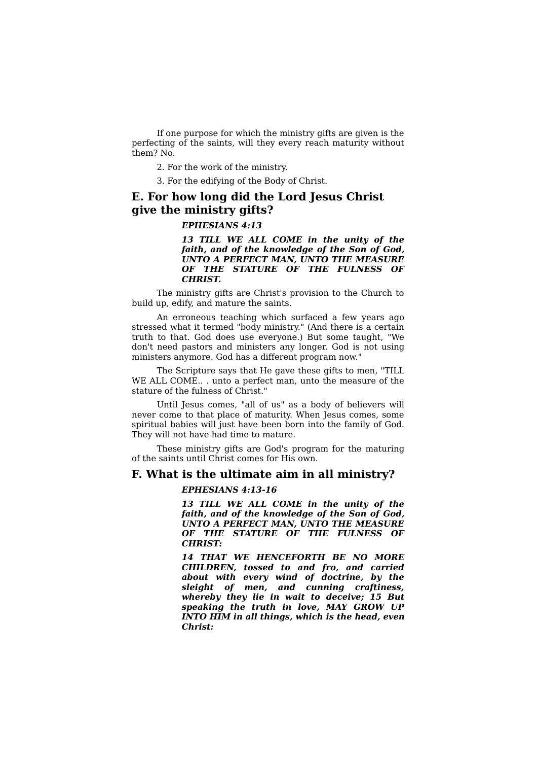If one purpose for which the ministry gifts are given is the perfecting of the saints, will they every reach maturity without them? No.

2. For the work of the ministry.

3. For the edifying of the Body of Christ.

## E. For how long did the Lord Jesus Christ give the ministry gifts?

> ***EPHESIANS 4:13***
>
> ***13 TILL WE ALL COME in the unity of the faith, and of the knowledge of the Son of God, UNTO A PERFECT MAN, UNTO THE MEASURE OF THE STATURE OF THE FULNESS OF CHRIST.***

The ministry gifts are Christ's provision to the Church to build up, edify, and mature the saints.

An erroneous teaching which surfaced a few years ago stressed what it termed "body ministry." (And there is a certain truth to that. God does use everyone.) But some taught, "We don't need pastors and ministers any longer. God is not using ministers anymore. God has a different program now."

The Scripture says that He gave these gifts to men, "TILL WE ALL COME.. . unto a perfect man, unto the measure of the stature of the fulness of Christ."

Until Jesus comes, "all of us" as a body of believers will never come to that place of maturity. When Jesus comes, some spiritual babies will just have been born into the family of God. They will not have had time to mature.

These ministry gifts are God's program for the maturing of the saints until Christ comes for His own.

## F. What is the ultimate aim in all ministry?

> ***EPHESIANS 4:13-16***
>
> ***13 TILL WE ALL COME in the unity of the faith, and of the knowledge of the Son of God, UNTO A PERFECT MAN, UNTO THE MEASURE OF THE STATURE OF THE FULNESS OF CHRIST:***
>
> ***14 THAT WE HENCEFORTH BE NO MORE CHILDREN, tossed to and fro, and carried about with every wind of doctrine, by the sleight of men, and cunning craftiness, whereby they lie in wait to deceive; 15 But speaking the truth in love, MAY GROW UP INTO HIM in all things, which is the head, even Christ:***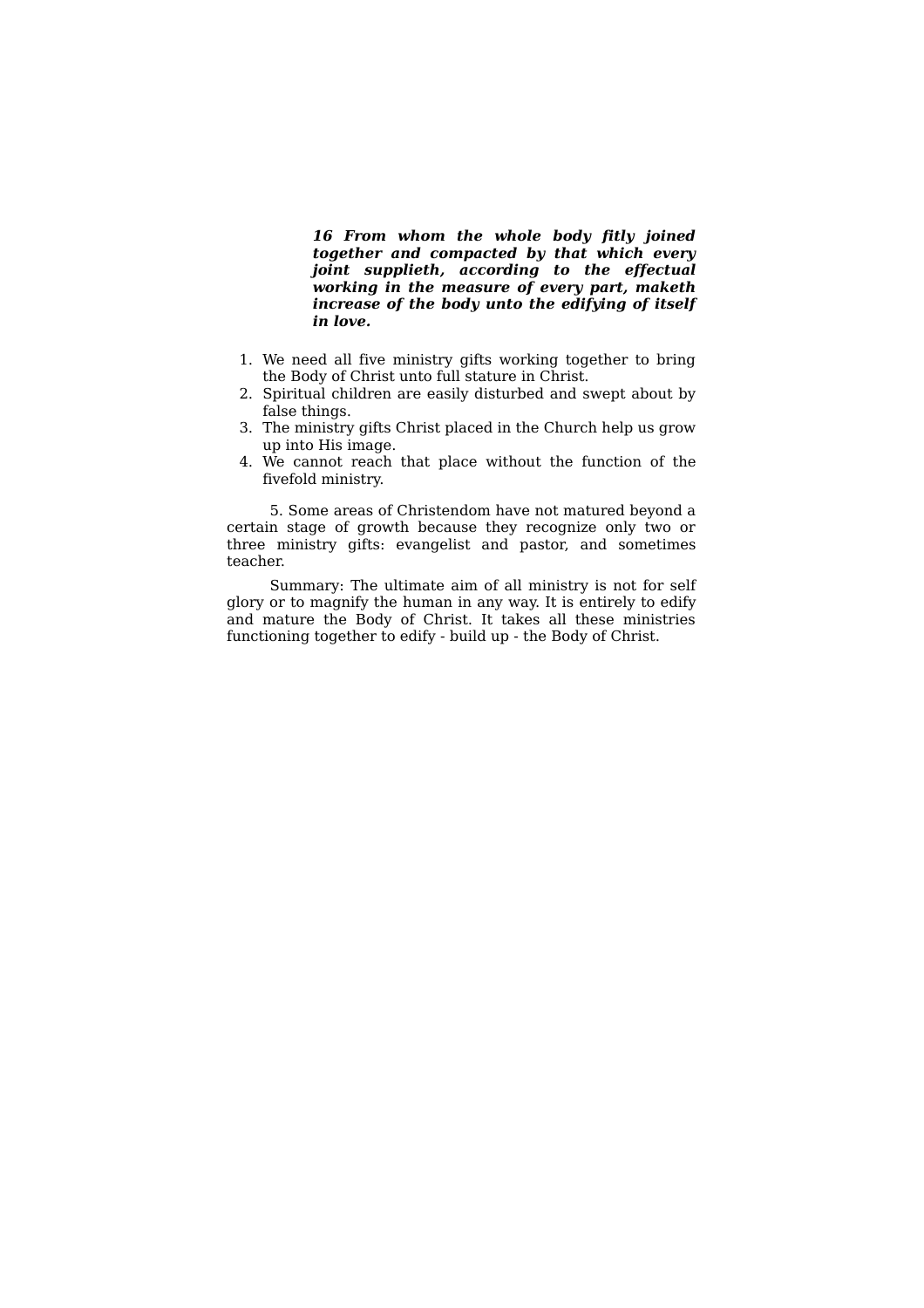> ***16 From whom the whole body fitly joined together and compacted by that which every joint supplieth, according to the effectual working in the measure of every part, maketh increase of the body unto the edifying of itself in love.***

1. We need all five ministry gifts working together to bring the Body of Christ unto full stature in Christ.
2. Spiritual children are easily disturbed and swept about by false things.
3. The ministry gifts Christ placed in the Church help us grow up into His image.
4. We cannot reach that place without the function of the fivefold ministry.

5. Some areas of Christendom have not matured beyond a certain stage of growth because they recognize only two or three ministry gifts: evangelist and pastor, and sometimes teacher.

Summary: The ultimate aim of all ministry is not for self glory or to magnify the human in any way. It is entirely to edify and mature the Body of Christ. It takes all these ministries functioning together to edify - build up - the Body of Christ.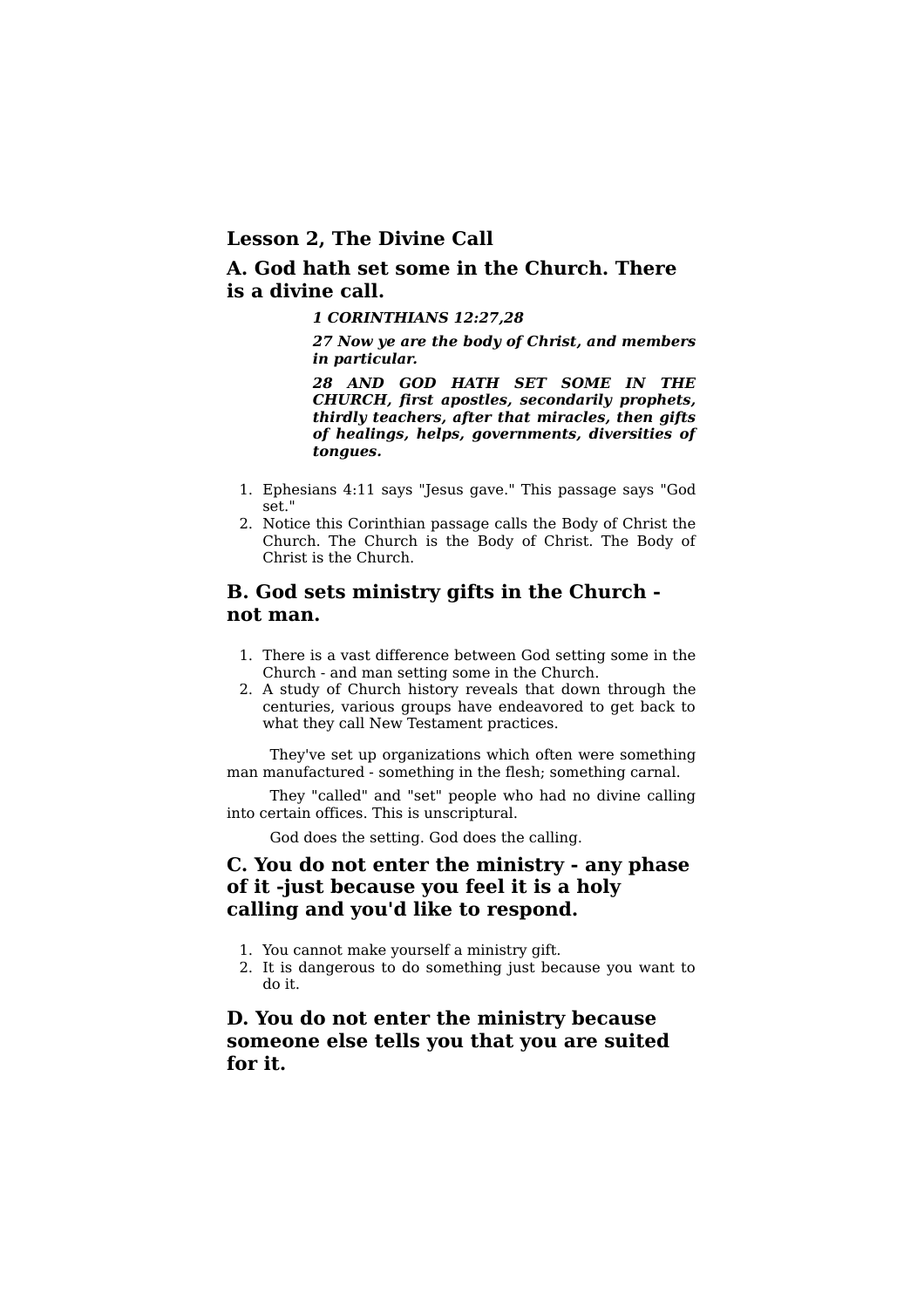## Lesson 2, The Divine Call

### A. God hath set some in the Church. There is a divine call.

> ***1 CORINTHIANS 12:27,28***
>
> ***27 Now ye are the body of Christ, and members in particular.***
>
> ***28 AND GOD HATH SET SOME IN THE CHURCH, first apostles, secondarily prophets, thirdly teachers, after that miracles, then gifts of healings, helps, governments, diversities of tongues.***

1. Ephesians 4:11 says "Jesus gave." This passage says "God set."
2. Notice this Corinthian passage calls the Body of Christ the Church. The Church is the Body of Christ. The Body of Christ is the Church.

### B. God sets ministry gifts in the Church - not man.

1. There is a vast difference between God setting some in the Church - and man setting some in the Church.
2. A study of Church history reveals that down through the centuries, various groups have endeavored to get back to what they call New Testament practices.

They've set up organizations which often were something man manufactured - something in the flesh; something carnal.

They "called" and "set" people who had no divine calling into certain offices. This is unscriptural.

God does the setting. God does the calling.

### C. You do not enter the ministry - any phase of it -just because you feel it is a holy calling and you'd like to respond.

1. You cannot make yourself a ministry gift.
2. It is dangerous to do something just because you want to do it.

### D. You do not enter the ministry because someone else tells you that you are suited for it.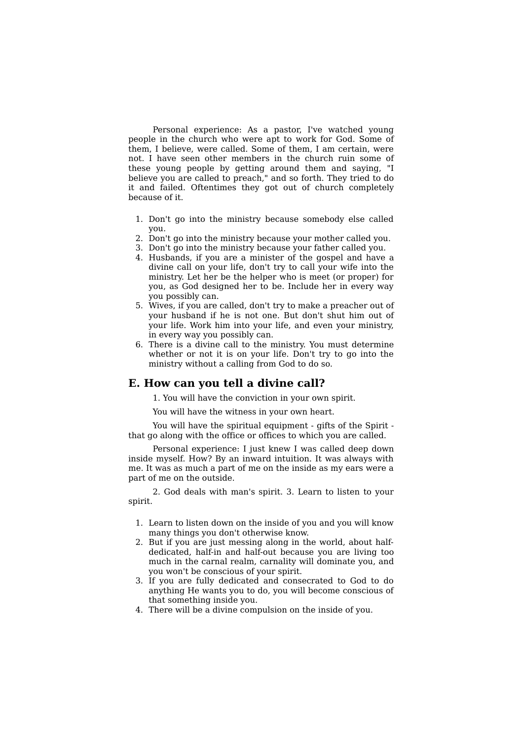Personal experience: As a pastor, I've watched young people in the church who were apt to work for God. Some of them, I believe, were called. Some of them, I am certain, were not. I have seen other members in the church ruin some of these young people by getting around them and saying, "I believe you are called to preach," and so forth. They tried to do it and failed. Oftentimes they got out of church completely because of it.

1. Don't go into the ministry because somebody else called you.
2. Don't go into the ministry because your mother called you.
3. Don't go into the ministry because your father called you.
4. Husbands, if you are a minister of the gospel and have a divine call on your life, don't try to call your wife into the ministry. Let her be the helper who is meet (or proper) for you, as God designed her to be. Include her in every way you possibly can.
5. Wives, if you are called, don't try to make a preacher out of your husband if he is not one. But don't shut him out of your life. Work him into your life, and even your ministry, in every way you possibly can.
6. There is a divine call to the ministry. You must determine whether or not it is on your life. Don't try to go into the ministry without a calling from God to do so.

## E. How can you tell a divine call?

1. You will have the conviction in your own spirit.

You will have the witness in your own heart.

You will have the spiritual equipment - gifts of the Spirit - that go along with the office or offices to which you are called.

Personal experience: I just knew I was called deep down inside myself. How? By an inward intuition. It was always with me. It was as much a part of me on the inside as my ears were a part of me on the outside.

2. God deals with man's spirit. 3. Learn to listen to your spirit.

1. Learn to listen down on the inside of you and you will know many things you don't otherwise know.
2. But if you are just messing along in the world, about half-dedicated, half-in and half-out because you are living too much in the carnal realm, carnality will dominate you, and you won't be conscious of your spirit.
3. If you are fully dedicated and consecrated to God to do anything He wants you to do, you will become conscious of that something inside you.
4. There will be a divine compulsion on the inside of you.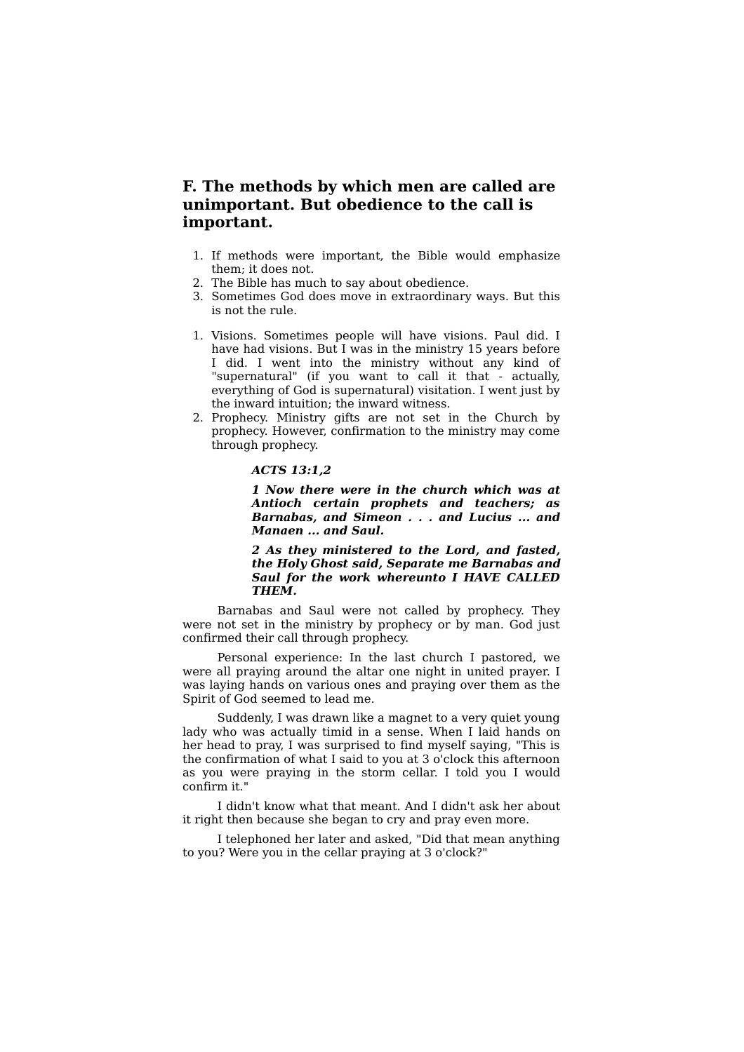## F. The methods by which men are called are unimportant. But obedience to the call is important.

1. If methods were important, the Bible would emphasize them; it does not.
2. The Bible has much to say about obedience.
3. Sometimes God does move in extraordinary ways. But this is not the rule.

1. Visions. Sometimes people will have visions. Paul did. I have had visions. But I was in the ministry 15 years before I did. I went into the ministry without any kind of "supernatural" (if you want to call it that - actually, everything of God is supernatural) visitation. I went just by the inward intuition; the inward witness.
2. Prophecy. Ministry gifts are not set in the Church by prophecy. However, confirmation to the ministry may come through prophecy.

> ***ACTS 13:1,2***
>
> ***1 Now there were in the church which was at Antioch certain prophets and teachers; as Barnabas, and Simeon . . . and Lucius ... and Manaen ... and Saul.***
>
> ***2 As they ministered to the Lord, and fasted, the Holy Ghost said, Separate me Barnabas and Saul for the work whereunto I HAVE CALLED THEM.***

Barnabas and Saul were not called by prophecy. They were not set in the ministry by prophecy or by man. God just confirmed their call through prophecy.

Personal experience: In the last church I pastored, we were all praying around the altar one night in united prayer. I was laying hands on various ones and praying over them as the Spirit of God seemed to lead me.

Suddenly, I was drawn like a magnet to a very quiet young lady who was actually timid in a sense. When I laid hands on her head to pray, I was surprised to find myself saying, "This is the confirmation of what I said to you at 3 o'clock this afternoon as you were praying in the storm cellar. I told you I would confirm it."

I didn't know what that meant. And I didn't ask her about it right then because she began to cry and pray even more.

I telephoned her later and asked, "Did that mean anything to you? Were you in the cellar praying at 3 o'clock?"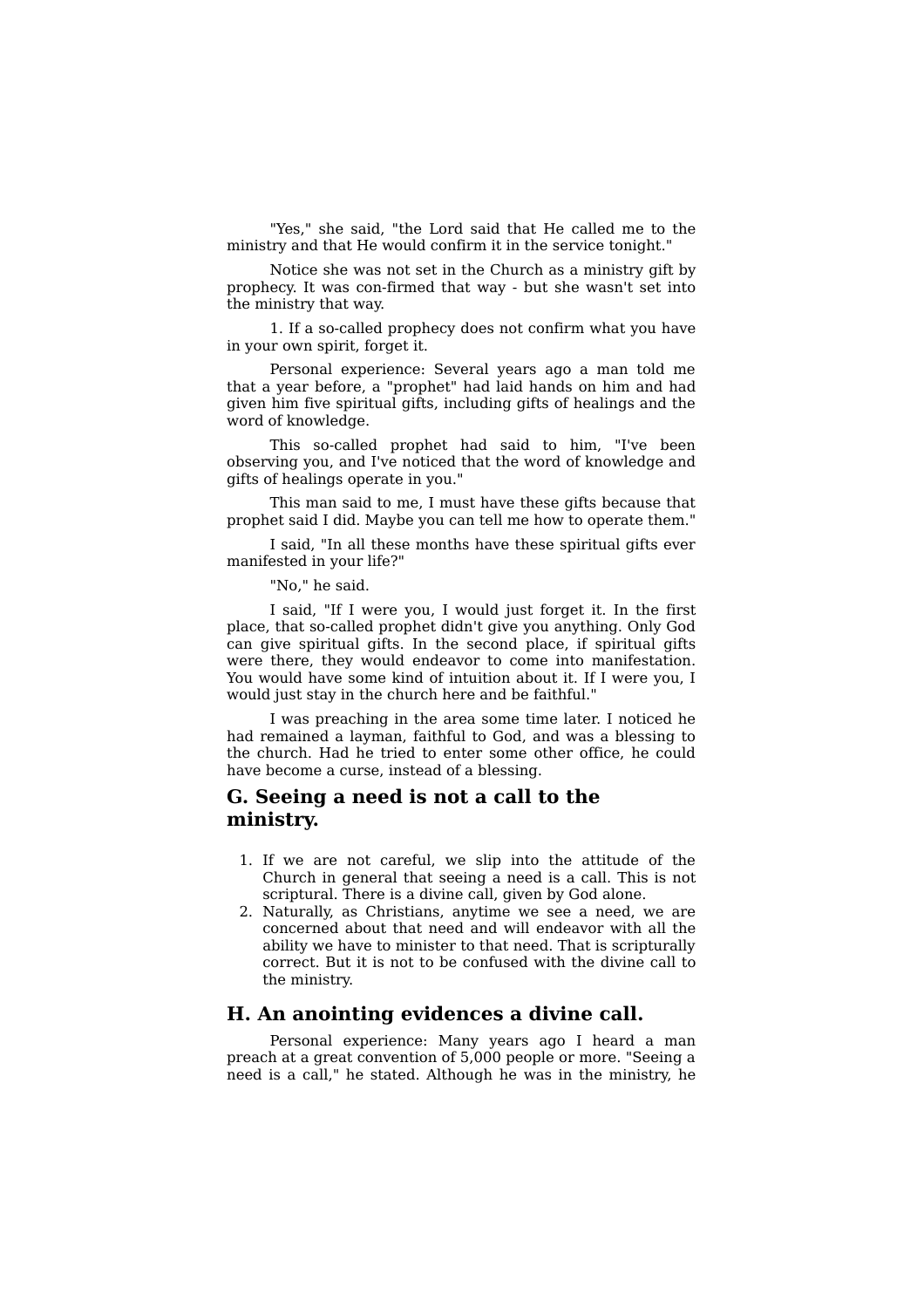"Yes," she said, "the Lord said that He called me to the ministry and that He would confirm it in the service tonight."

Notice she was not set in the Church as a ministry gift by prophecy. It was con-firmed that way - but she wasn't set into the ministry that way.

1. If a so-called prophecy does not confirm what you have in your own spirit, forget it.

Personal experience: Several years ago a man told me that a year before, a "prophet" had laid hands on him and had given him five spiritual gifts, including gifts of healings and the word of knowledge.

This so-called prophet had said to him, "I've been observing you, and I've noticed that the word of knowledge and gifts of healings operate in you."

This man said to me, I must have these gifts because that prophet said I did. Maybe you can tell me how to operate them."

I said, "In all these months have these spiritual gifts ever manifested in your life?"

"No," he said.

I said, "If I were you, I would just forget it. In the first place, that so-called prophet didn't give you anything. Only God can give spiritual gifts. In the second place, if spiritual gifts were there, they would endeavor to come into manifestation. You would have some kind of intuition about it. If I were you, I would just stay in the church here and be faithful."

I was preaching in the area some time later. I noticed he had remained a layman, faithful to God, and was a blessing to the church. Had he tried to enter some other office, he could have become a curse, instead of a blessing.

## G. Seeing a need is not a call to the ministry.

1. If we are not careful, we slip into the attitude of the Church in general that seeing a need is a call. This is not scriptural. There is a divine call, given by God alone.
2. Naturally, as Christians, anytime we see a need, we are concerned about that need and will endeavor with all the ability we have to minister to that need. That is scripturally correct. But it is not to be confused with the divine call to the ministry.

## H. An anointing evidences a divine call.

Personal experience: Many years ago I heard a man preach at a great convention of 5,000 people or more. "Seeing a need is a call," he stated. Although he was in the ministry, he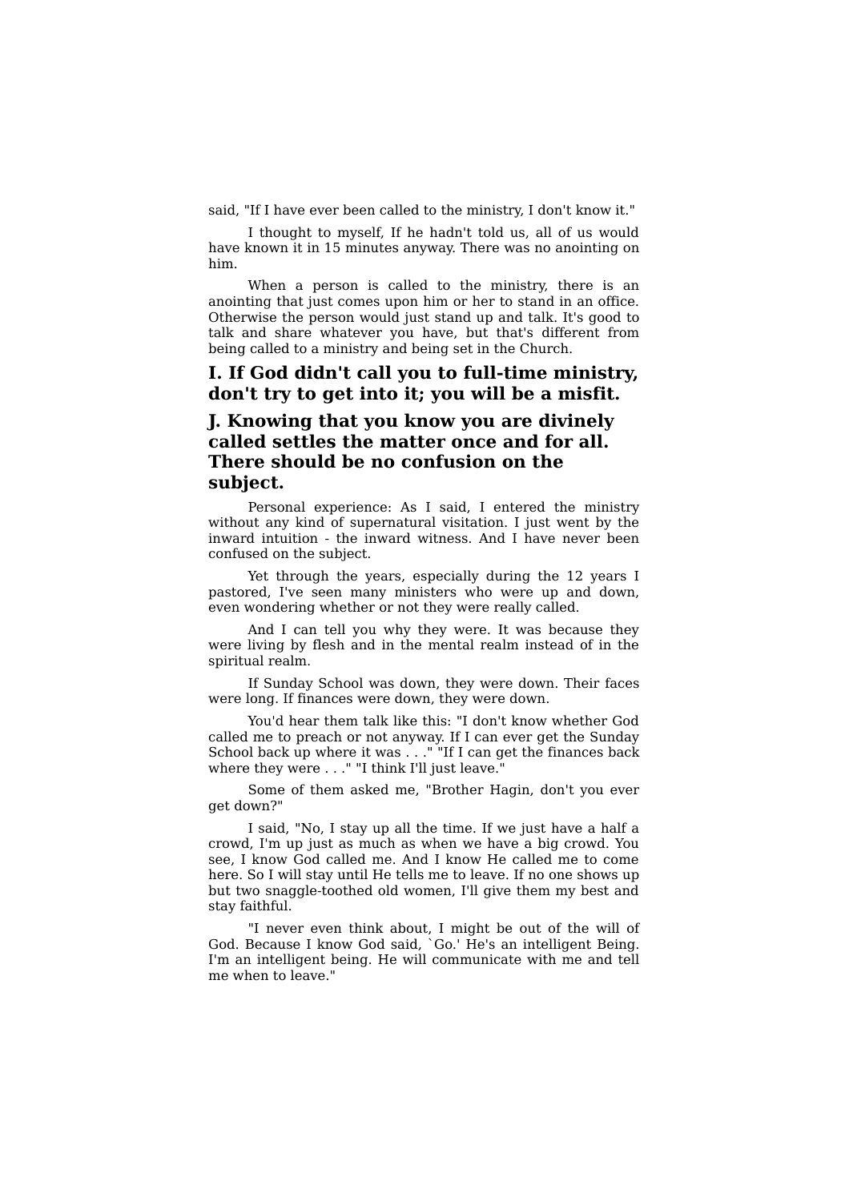said, "If I have ever been called to the ministry, I don't know it."

I thought to myself, If he hadn't told us, all of us would have known it in 15 minutes anyway. There was no anointing on him.

When a person is called to the ministry, there is an anointing that just comes upon him or her to stand in an office. Otherwise the person would just stand up and talk. It's good to talk and share whatever you have, but that's different from being called to a ministry and being set in the Church.

### I. If God didn't call you to full-time ministry, don't try to get into it; you will be a misfit.

### J. Knowing that you know you are divinely called settles the matter once and for all. There should be no confusion on the subject.

Personal experience: As I said, I entered the ministry without any kind of supernatural visitation. I just went by the inward intuition - the inward witness. And I have never been confused on the subject.

Yet through the years, especially during the 12 years I pastored, I've seen many ministers who were up and down, even wondering whether or not they were really called.

And I can tell you why they were. It was because they were living by flesh and in the mental realm instead of in the spiritual realm.

If Sunday School was down, they were down. Their faces were long. If finances were down, they were down.

You'd hear them talk like this: "I don't know whether God called me to preach or not anyway. If I can ever get the Sunday School back up where it was . . ." "If I can get the finances back where they were . . ." "I think I'll just leave."

Some of them asked me, "Brother Hagin, don't you ever get down?"

I said, "No, I stay up all the time. If we just have a half a crowd, I'm up just as much as when we have a big crowd. You see, I know God called me. And I know He called me to come here. So I will stay until He tells me to leave. If no one shows up but two snaggle-toothed old women, I'll give them my best and stay faithful.

"I never even think about, I might be out of the will of God. Because I know God said, `Go.' He's an intelligent Being. I'm an intelligent being. He will communicate with me and tell me when to leave."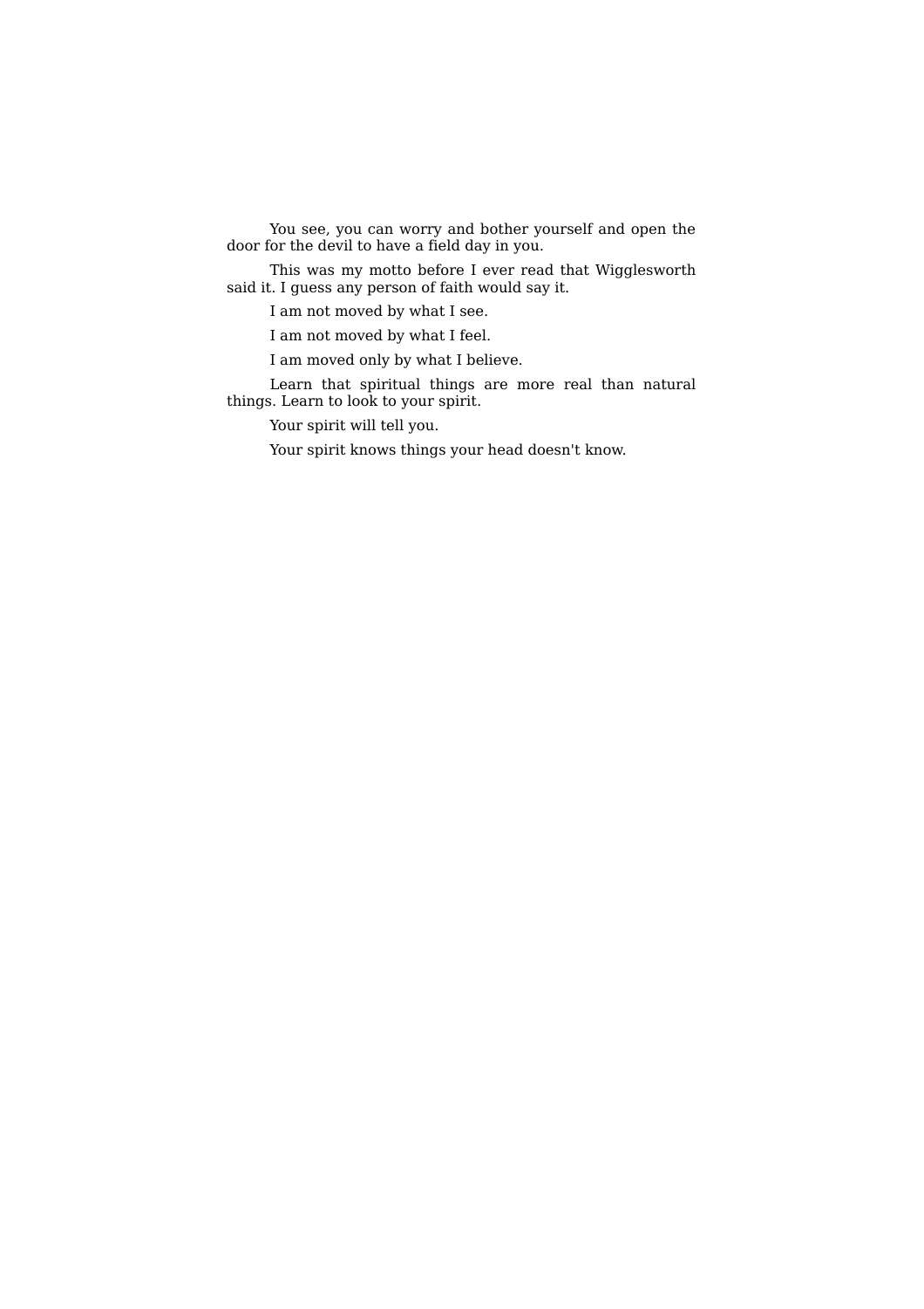You see, you can worry and bother yourself and open the door for the devil to have a field day in you.

This was my motto before I ever read that Wigglesworth said it. I guess any person of faith would say it.

I am not moved by what I see.

I am not moved by what I feel.

I am moved only by what I believe.

Learn that spiritual things are more real than natural things. Learn to look to your spirit.

Your spirit will tell you.

Your spirit knows things your head doesn't know.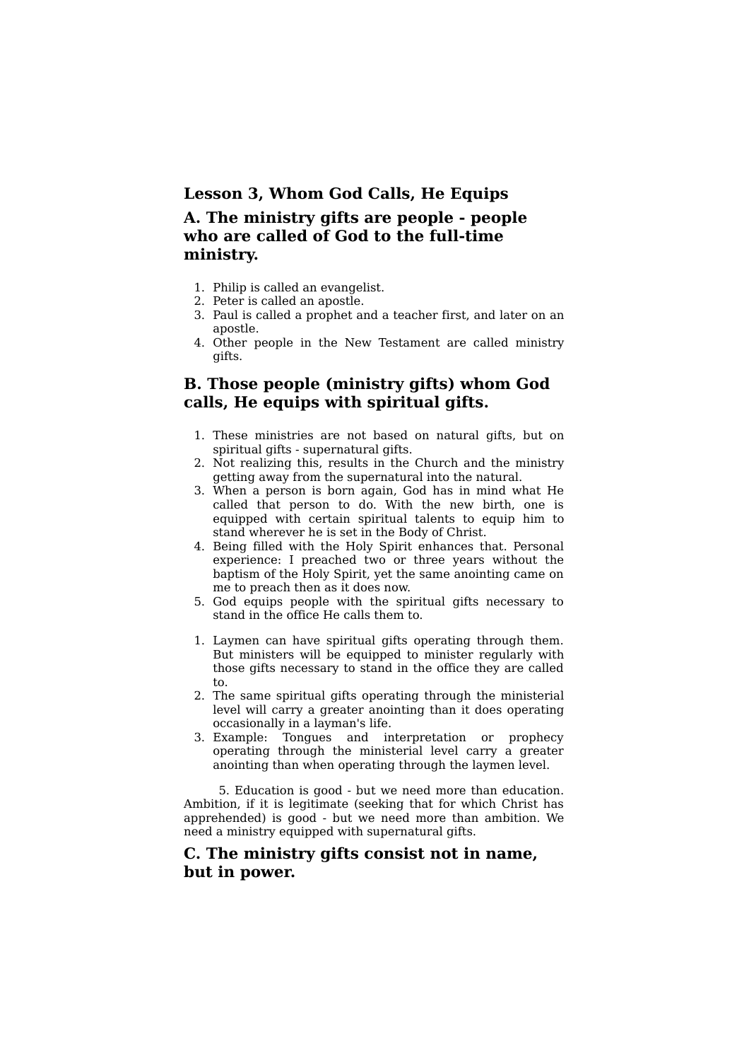### Lesson 3, Whom God Calls, He Equips

## A. The ministry gifts are people - people who are called of God to the full-time ministry.

1. Philip is called an evangelist.
2. Peter is called an apostle.
3. Paul is called a prophet and a teacher first, and later on an apostle.
4. Other people in the New Testament are called ministry gifts.

## B. Those people (ministry gifts) whom God calls, He equips with spiritual gifts.

1. These ministries are not based on natural gifts, but on spiritual gifts - supernatural gifts.
2. Not realizing this, results in the Church and the ministry getting away from the supernatural into the natural.
3. When a person is born again, God has in mind what He called that person to do. With the new birth, one is equipped with certain spiritual talents to equip him to stand wherever he is set in the Body of Christ.
4. Being filled with the Holy Spirit enhances that. Personal experience: I preached two or three years without the baptism of the Holy Spirit, yet the same anointing came on me to preach then as it does now.
5. God equips people with the spiritual gifts necessary to stand in the office He calls them to.

1. Laymen can have spiritual gifts operating through them. But ministers will be equipped to minister regularly with those gifts necessary to stand in the office they are called to.
2. The same spiritual gifts operating through the ministerial level will carry a greater anointing than it does operating occasionally in a layman's life.
3. Example: Tongues and interpretation or prophecy operating through the ministerial level carry a greater anointing than when operating through the laymen level.

5. Education is good - but we need more than education. Ambition, if it is legitimate (seeking that for which Christ has apprehended) is good - but we need more than ambition. We need a ministry equipped with supernatural gifts.

## C. The ministry gifts consist not in name, but in power.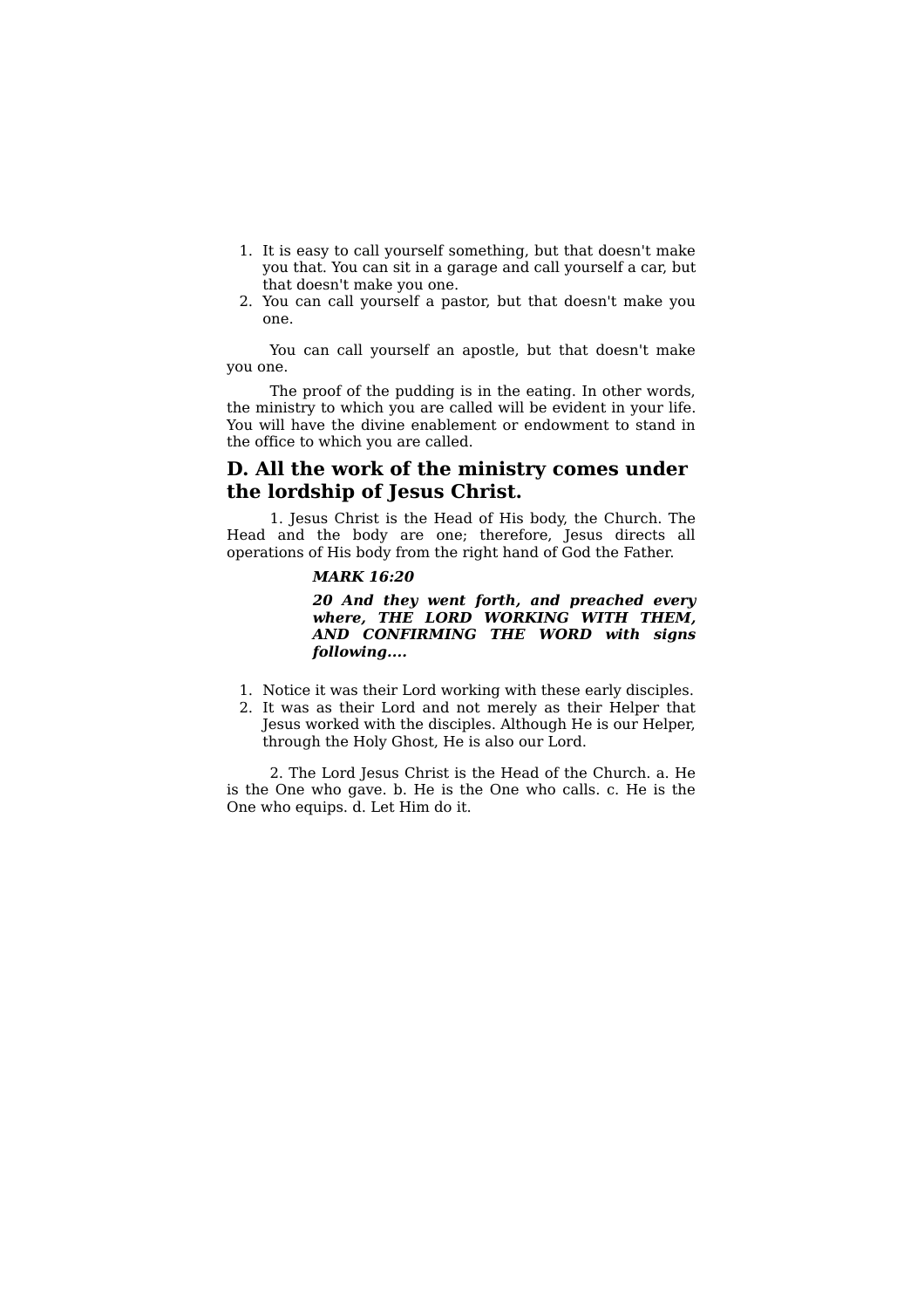1. It is easy to call yourself something, but that doesn't make you that. You can sit in a garage and call yourself a car, but that doesn't make you one.
2. You can call yourself a pastor, but that doesn't make you one.

You can call yourself an apostle, but that doesn't make you one.

The proof of the pudding is in the eating. In other words, the ministry to which you are called will be evident in your life. You will have the divine enablement or endowment to stand in the office to which you are called.

## D. All the work of the ministry comes under the lordship of Jesus Christ.

1. Jesus Christ is the Head of His body, the Church. The Head and the body are one; therefore, Jesus directs all operations of His body from the right hand of God the Father.

> ***MARK 16:20***
>
> ***20 And they went forth, and preached every where, THE LORD WORKING WITH THEM, AND CONFIRMING THE WORD with signs following....***

1. Notice it was their Lord working with these early disciples.
2. It was as their Lord and not merely as their Helper that Jesus worked with the disciples. Although He is our Helper, through the Holy Ghost, He is also our Lord.

2. The Lord Jesus Christ is the Head of the Church. a. He is the One who gave. b. He is the One who calls. c. He is the One who equips. d. Let Him do it.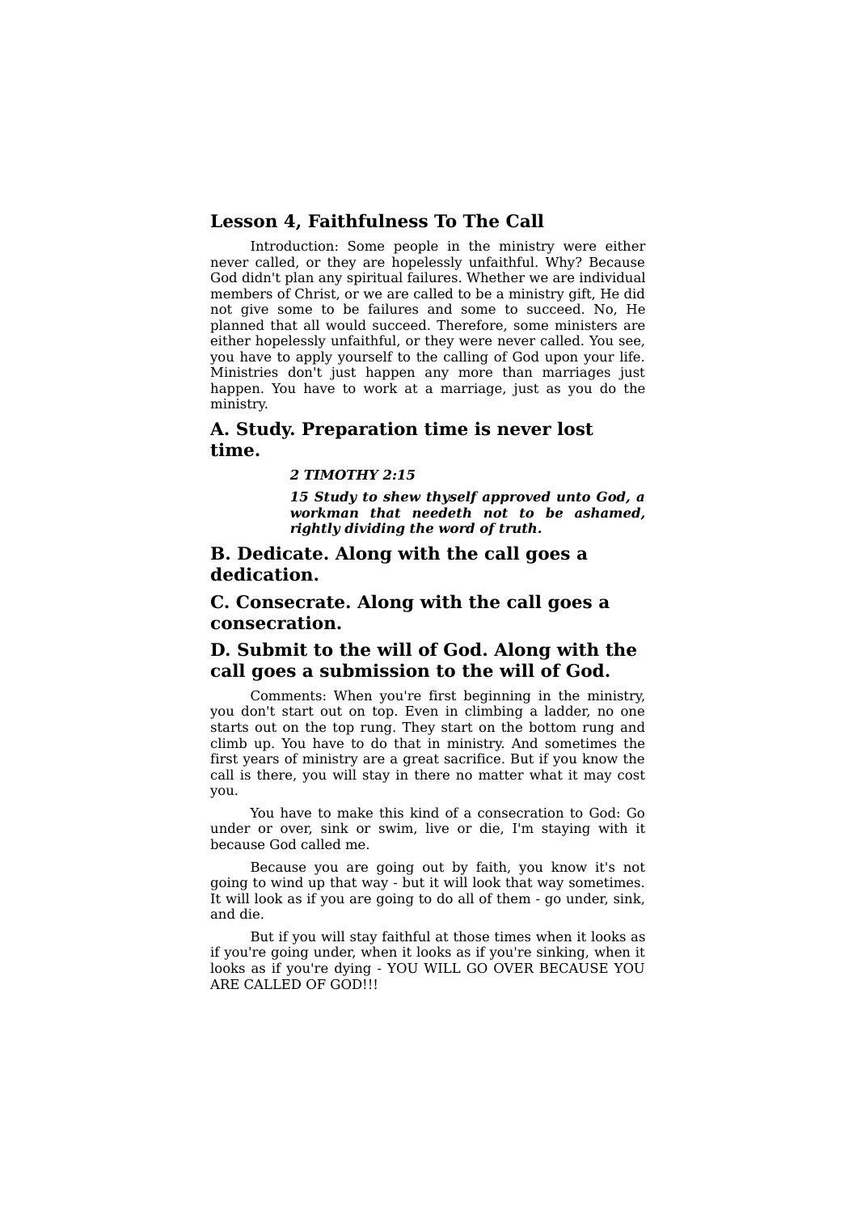## Lesson 4, Faithfulness To The Call

Introduction: Some people in the ministry were either never called, or they are hopelessly unfaithful. Why? Because God didn't plan any spiritual failures. Whether we are individual members of Christ, or we are called to be a ministry gift, He did not give some to be failures and some to succeed. No, He planned that all would succeed. Therefore, some ministers are either hopelessly unfaithful, or they were never called. You see, you have to apply yourself to the calling of God upon your life. Ministries don't just happen any more than marriages just happen. You have to work at a marriage, just as you do the ministry.

## A. Study. Preparation time is never lost time.

> ***2 TIMOTHY 2:15***
>
> ***15 Study to shew thyself approved unto God, a workman that needeth not to be ashamed, rightly dividing the word of truth.***

## B. Dedicate. Along with the call goes a dedication.

## C. Consecrate. Along with the call goes a consecration.

## D. Submit to the will of God. Along with the call goes a submission to the will of God.

Comments: When you're first beginning in the ministry, you don't start out on top. Even in climbing a ladder, no one starts out on the top rung. They start on the bottom rung and climb up. You have to do that in ministry. And sometimes the first years of ministry are a great sacrifice. But if you know the call is there, you will stay in there no matter what it may cost you.

You have to make this kind of a consecration to God: Go under or over, sink or swim, live or die, I'm staying with it because God called me.

Because you are going out by faith, you know it's not going to wind up that way - but it will look that way sometimes. It will look as if you are going to do all of them - go under, sink, and die.

But if you will stay faithful at those times when it looks as if you're going under, when it looks as if you're sinking, when it looks as if you're dying - YOU WILL GO OVER BECAUSE YOU ARE CALLED OF GOD!!!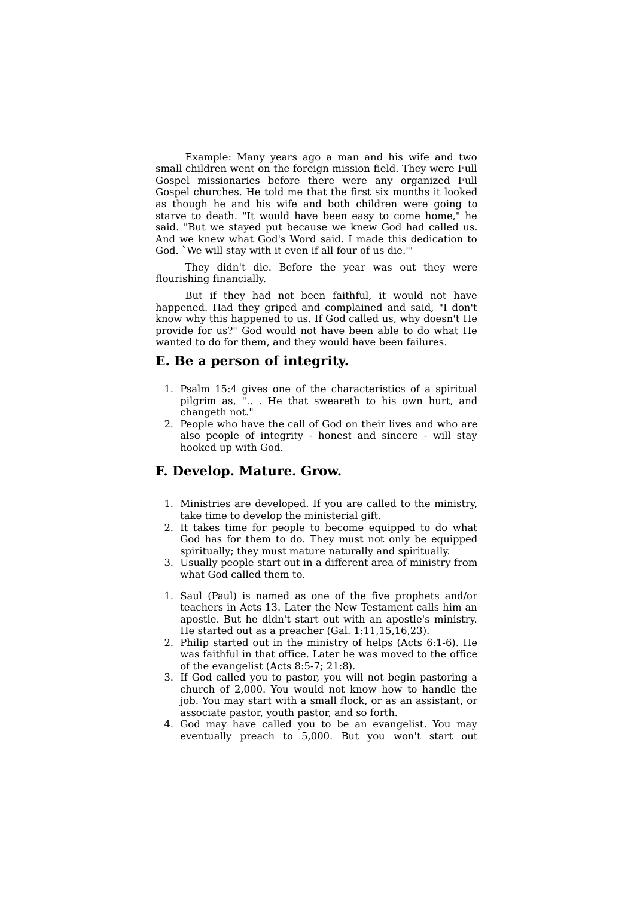Example: Many years ago a man and his wife and two small children went on the foreign mission field. They were Full Gospel missionaries before there were any organized Full Gospel churches. He told me that the first six months it looked as though he and his wife and both children were going to starve to death. "It would have been easy to come home," he said. "But we stayed put because we knew God had called us. And we knew what God's Word said. I made this dedication to God. `We will stay with it even if all four of us die."'

They didn't die. Before the year was out they were flourishing financially.

But if they had not been faithful, it would not have happened. Had they griped and complained and said, "I don't know why this happened to us. If God called us, why doesn't He provide for us?" God would not have been able to do what He wanted to do for them, and they would have been failures.

## E. Be a person of integrity.

1. Psalm 15:4 gives one of the characteristics of a spiritual pilgrim as, ".. . He that sweareth to his own hurt, and changeth not."
2. People who have the call of God on their lives and who are also people of integrity - honest and sincere - will stay hooked up with God.

## F. Develop. Mature. Grow.

1. Ministries are developed. If you are called to the ministry, take time to develop the ministerial gift.
2. It takes time for people to become equipped to do what God has for them to do. They must not only be equipped spiritually; they must mature naturally and spiritually.
3. Usually people start out in a different area of ministry from what God called them to.

1. Saul (Paul) is named as one of the five prophets and/or teachers in Acts 13. Later the New Testament calls him an apostle. But he didn't start out with an apostle's ministry. He started out as a preacher (Gal. 1:11,15,16,23).
2. Philip started out in the ministry of helps (Acts 6:1-6). He was faithful in that office. Later he was moved to the office of the evangelist (Acts 8:5-7; 21:8).
3. If God called you to pastor, you will not begin pastoring a church of 2,000. You would not know how to handle the job. You may start with a small flock, or as an assistant, or associate pastor, youth pastor, and so forth.
4. God may have called you to be an evangelist. You may eventually preach to 5,000. But you won't start out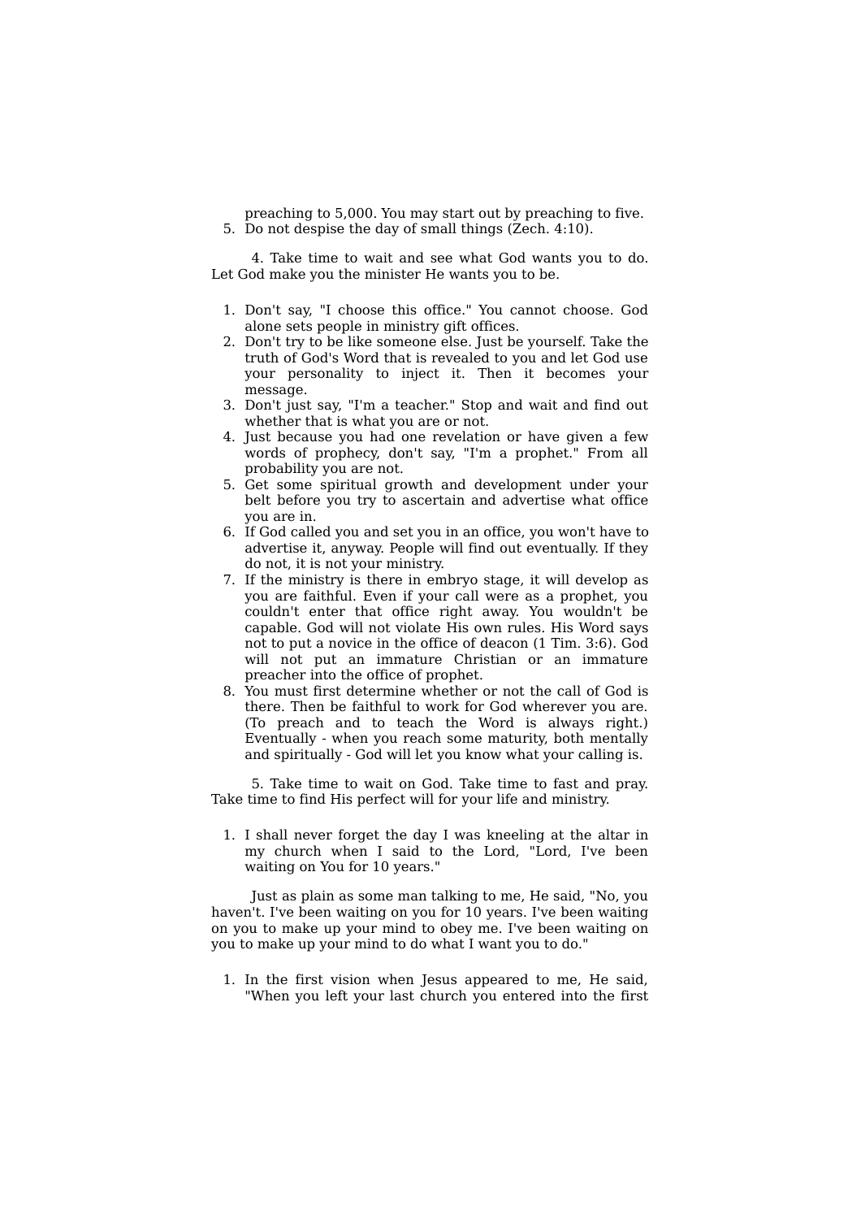preaching to 5,000. You may start out by preaching to five.

5. Do not despise the day of small things (Zech. 4:10).

4. Take time to wait and see what God wants you to do. Let God make you the minister He wants you to be.

1. Don't say, "I choose this office." You cannot choose. God alone sets people in ministry gift offices.
2. Don't try to be like someone else. Just be yourself. Take the truth of God's Word that is revealed to you and let God use your personality to inject it. Then it becomes your message.
3. Don't just say, "I'm a teacher." Stop and wait and find out whether that is what you are or not.
4. Just because you had one revelation or have given a few words of prophecy, don't say, "I'm a prophet." From all probability you are not.
5. Get some spiritual growth and development under your belt before you try to ascertain and advertise what office you are in.
6. If God called you and set you in an office, you won't have to advertise it, anyway. People will find out eventually. If they do not, it is not your ministry.
7. If the ministry is there in embryo stage, it will develop as you are faithful. Even if your call were as a prophet, you couldn't enter that office right away. You wouldn't be capable. God will not violate His own rules. His Word says not to put a novice in the office of deacon (1 Tim. 3:6). God will not put an immature Christian or an immature preacher into the office of prophet.
8. You must first determine whether or not the call of God is there. Then be faithful to work for God wherever you are. (To preach and to teach the Word is always right.) Eventually - when you reach some maturity, both mentally and spiritually - God will let you know what your calling is.

5. Take time to wait on God. Take time to fast and pray. Take time to find His perfect will for your life and ministry.

1. I shall never forget the day I was kneeling at the altar in my church when I said to the Lord, "Lord, I've been waiting on You for 10 years."

Just as plain as some man talking to me, He said, "No, you haven't. I've been waiting on you for 10 years. I've been waiting on you to make up your mind to obey me. I've been waiting on you to make up your mind to do what I want you to do."

1. In the first vision when Jesus appeared to me, He said, "When you left your last church you entered into the first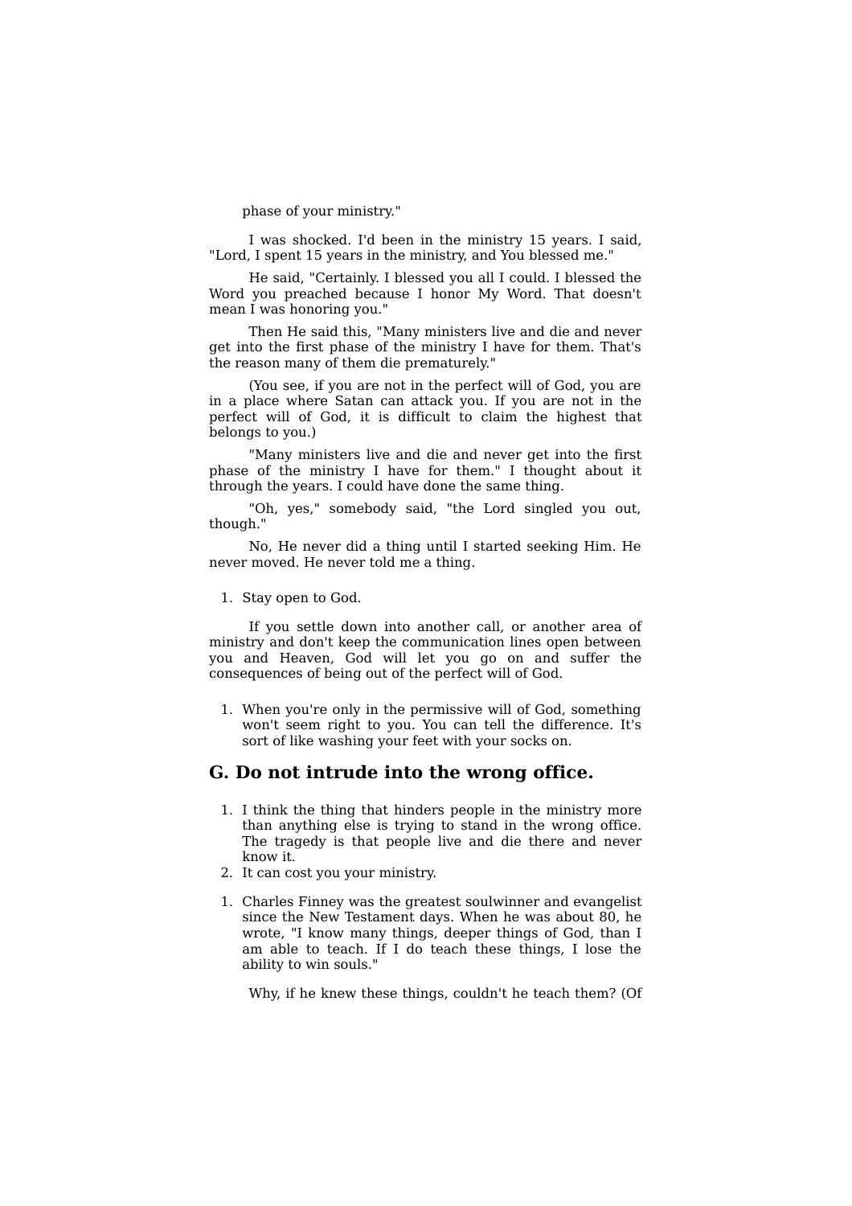phase of your ministry."

I was shocked. I'd been in the ministry 15 years. I said, "Lord, I spent 15 years in the ministry, and You blessed me."

He said, "Certainly. I blessed you all I could. I blessed the Word you preached because I honor My Word. That doesn't mean I was honoring you."

Then He said this, "Many ministers live and die and never get into the first phase of the ministry I have for them. That's the reason many of them die prematurely."

(You see, if you are not in the perfect will of God, you are in a place where Satan can attack you. If you are not in the perfect will of God, it is difficult to claim the highest that belongs to you.)

"Many ministers live and die and never get into the first phase of the ministry I have for them." I thought about it through the years. I could have done the same thing.

"Oh, yes," somebody said, "the Lord singled you out, though."

No, He never did a thing until I started seeking Him. He never moved. He never told me a thing.

1. Stay open to God.

If you settle down into another call, or another area of ministry and don't keep the communication lines open between you and Heaven, God will let you go on and suffer the consequences of being out of the perfect will of God.

1. When you're only in the permissive will of God, something won't seem right to you. You can tell the difference. It's sort of like washing your feet with your socks on.

## G. Do not intrude into the wrong office.

1. I think the thing that hinders people in the ministry more than anything else is trying to stand in the wrong office. The tragedy is that people live and die there and never know it.
2. It can cost you your ministry.

1. Charles Finney was the greatest soulwinner and evangelist since the New Testament days. When he was about 80, he wrote, "I know many things, deeper things of God, than I am able to teach. If I do teach these things, I lose the ability to win souls."

Why, if he knew these things, couldn't he teach them? (Of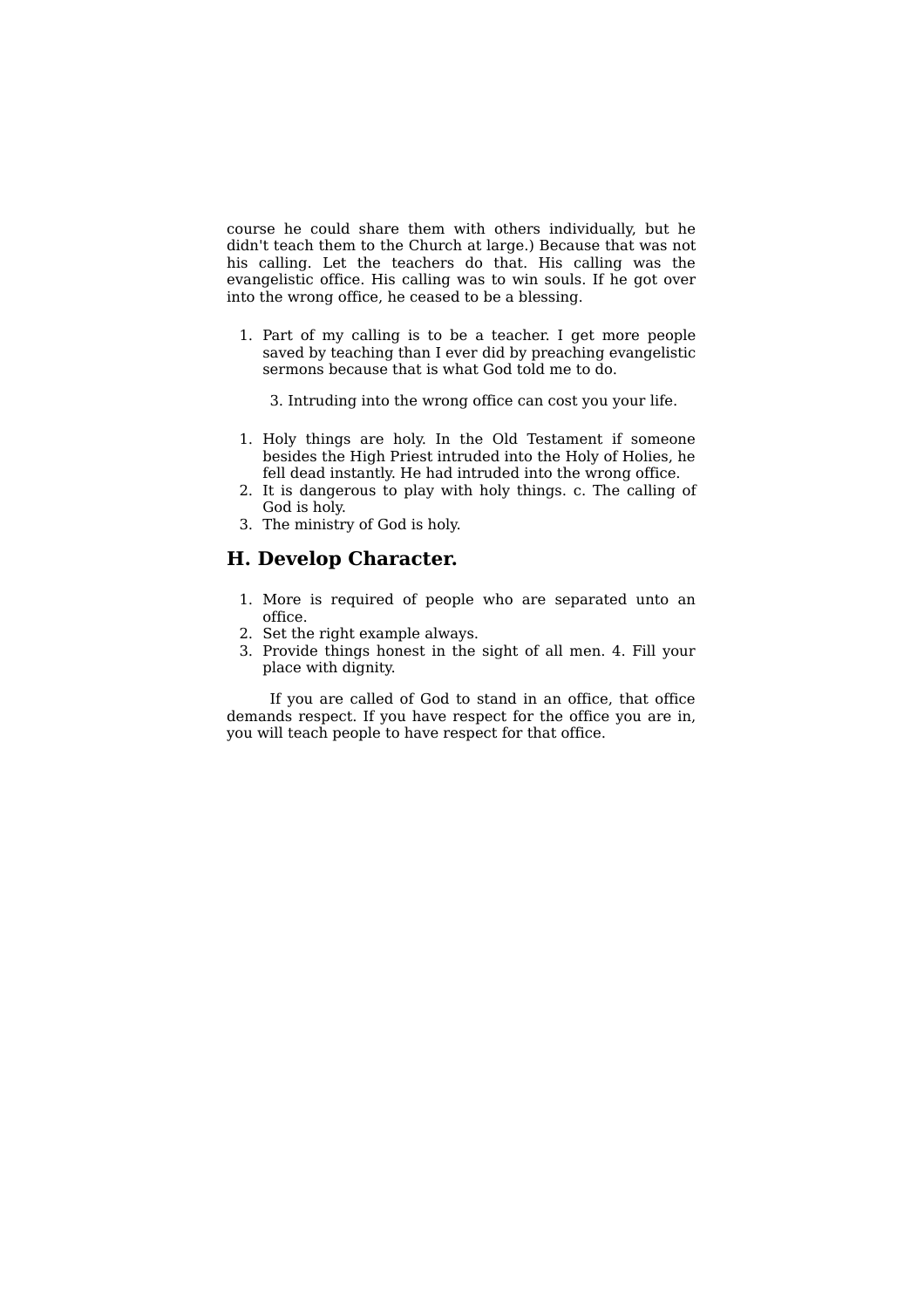course he could share them with others individually, but he didn't teach them to the Church at large.) Because that was not his calling. Let the teachers do that. His calling was the evangelistic office. His calling was to win souls. If he got over into the wrong office, he ceased to be a blessing.

1. Part of my calling is to be a teacher. I get more people saved by teaching than I ever did by preaching evangelistic sermons because that is what God told me to do.

    3. Intruding into the wrong office can cost you your life.

1. Holy things are holy. In the Old Testament if someone besides the High Priest intruded into the Holy of Holies, he fell dead instantly. He had intruded into the wrong office.
2. It is dangerous to play with holy things. c. The calling of God is holy.
3. The ministry of God is holy.

## H. Develop Character.

1. More is required of people who are separated unto an office.
2. Set the right example always.
3. Provide things honest in the sight of all men. 4. Fill your place with dignity.

If you are called of God to stand in an office, that office demands respect. If you have respect for the office you are in, you will teach people to have respect for that office.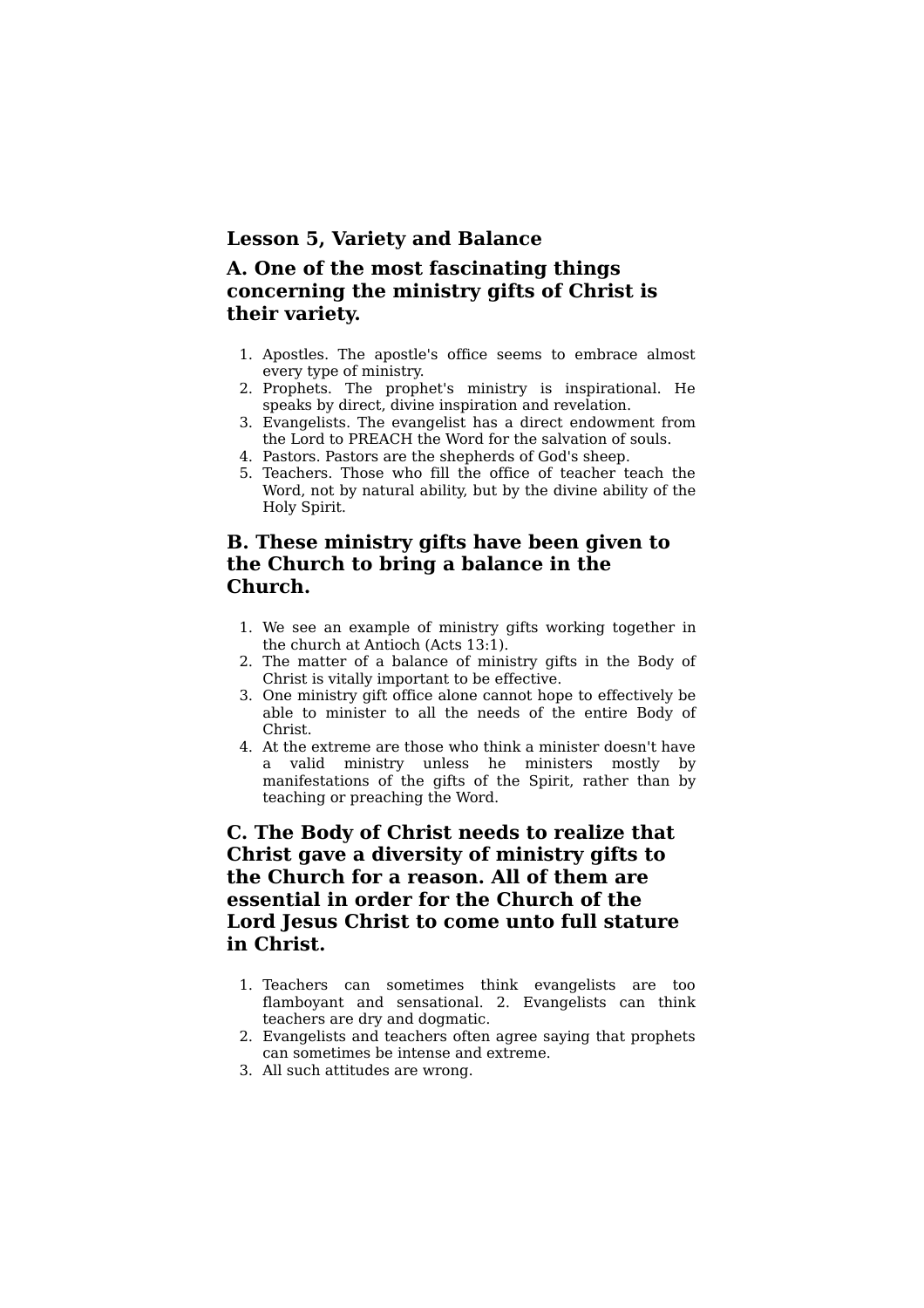### Lesson 5, Variety and Balance

### A. One of the most fascinating things concerning the ministry gifts of Christ is their variety.

1. Apostles. The apostle's office seems to embrace almost every type of ministry.
2. Prophets. The prophet's ministry is inspirational. He speaks by direct, divine inspiration and revelation.
3. Evangelists. The evangelist has a direct endowment from the Lord to PREACH the Word for the salvation of souls.
4. Pastors. Pastors are the shepherds of God's sheep.
5. Teachers. Those who fill the office of teacher teach the Word, not by natural ability, but by the divine ability of the Holy Spirit.

### B. These ministry gifts have been given to the Church to bring a balance in the Church.

1. We see an example of ministry gifts working together in the church at Antioch (Acts 13:1).
2. The matter of a balance of ministry gifts in the Body of Christ is vitally important to be effective.
3. One ministry gift office alone cannot hope to effectively be able to minister to all the needs of the entire Body of Christ.
4. At the extreme are those who think a minister doesn't have a valid ministry unless he ministers mostly by manifestations of the gifts of the Spirit, rather than by teaching or preaching the Word.

### C. The Body of Christ needs to realize that Christ gave a diversity of ministry gifts to the Church for a reason. All of them are essential in order for the Church of the Lord Jesus Christ to come unto full stature in Christ.

1. Teachers can sometimes think evangelists are too flamboyant and sensational. 2. Evangelists can think teachers are dry and dogmatic.
2. Evangelists and teachers often agree saying that prophets can sometimes be intense and extreme.
3. All such attitudes are wrong.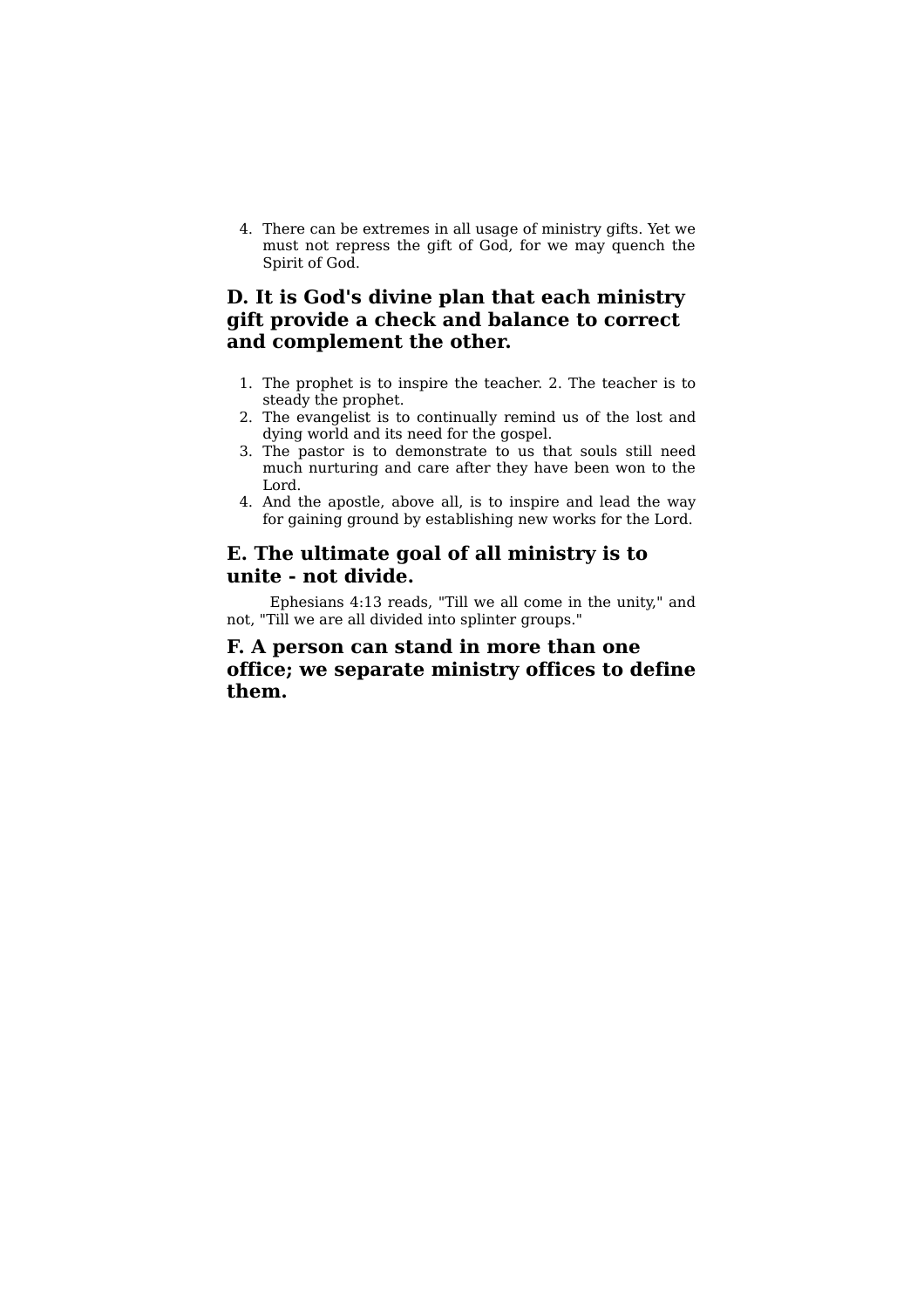4. There can be extremes in all usage of ministry gifts. Yet we must not repress the gift of God, for we may quench the Spirit of God.

### D. It is God's divine plan that each ministry gift provide a check and balance to correct and complement the other.

1. The prophet is to inspire the teacher. 2. The teacher is to steady the prophet.
2. The evangelist is to continually remind us of the lost and dying world and its need for the gospel.
3. The pastor is to demonstrate to us that souls still need much nurturing and care after they have been won to the Lord.
4. And the apostle, above all, is to inspire and lead the way for gaining ground by establishing new works for the Lord.

### E. The ultimate goal of all ministry is to unite - not divide.

Ephesians 4:13 reads, "Till we all come in the unity," and not, "Till we are all divided into splinter groups."

### F. A person can stand in more than one office; we separate ministry offices to define them.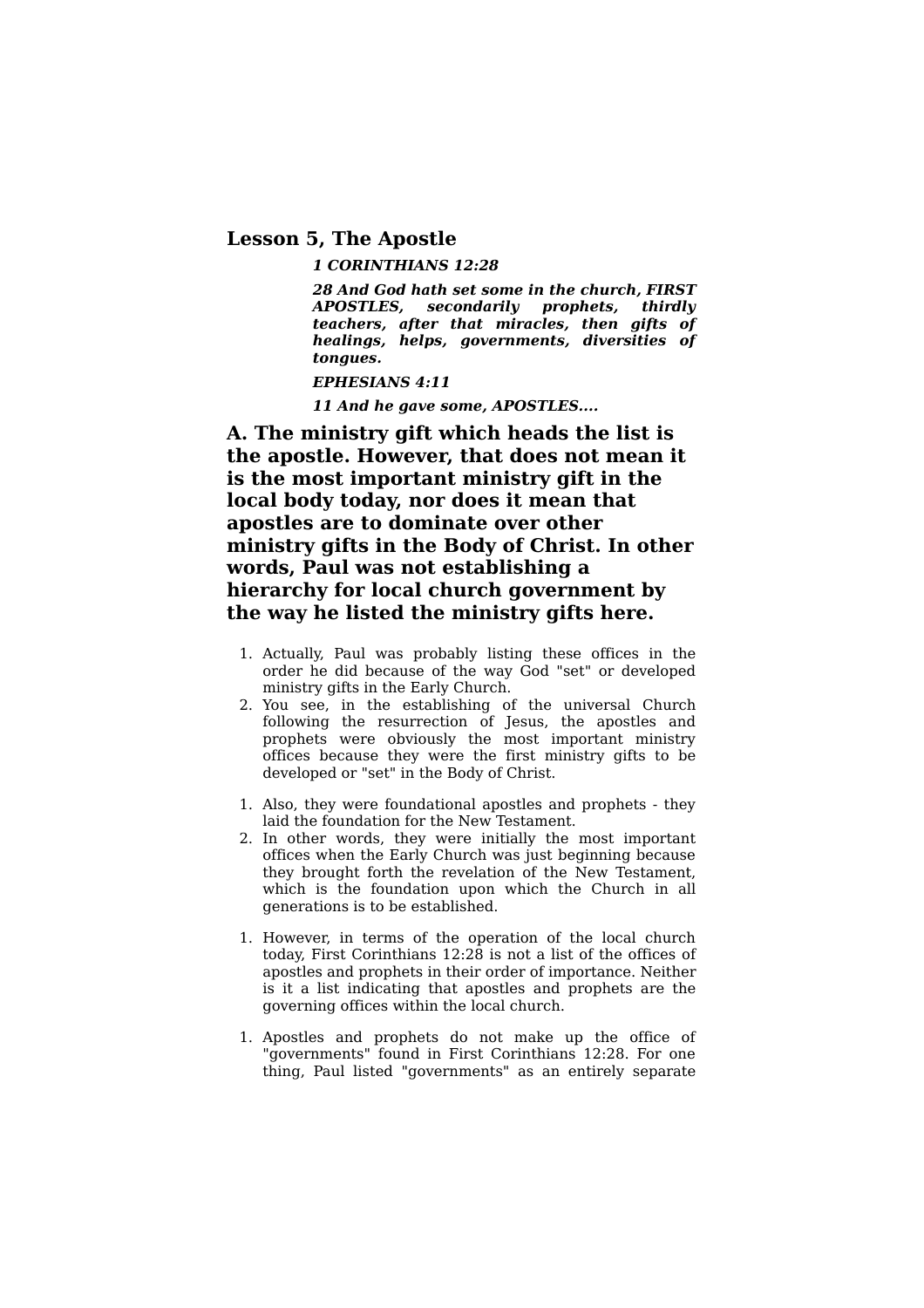## Lesson 5, The Apostle

> ***1 CORINTHIANS 12:28***
>
> ***28 And God hath set some in the church, FIRST APOSTLES, secondarily prophets, thirdly teachers, after that miracles, then gifts of healings, helps, governments, diversities of tongues.***
>
> ***EPHESIANS 4:11***
>
> ***11 And he gave some, APOSTLES....***

### A. The ministry gift which heads the list is the apostle. However, that does not mean it is the most important ministry gift in the local body today, nor does it mean that apostles are to dominate over other ministry gifts in the Body of Christ. In other words, Paul was not establishing a hierarchy for local church government by the way he listed the ministry gifts here.

1. Actually, Paul was probably listing these offices in the order he did because of the way God "set" or developed ministry gifts in the Early Church.
2. You see, in the establishing of the universal Church following the resurrection of Jesus, the apostles and prophets were obviously the most important ministry offices because they were the first ministry gifts to be developed or "set" in the Body of Christ.

1. Also, they were foundational apostles and prophets - they laid the foundation for the New Testament.
2. In other words, they were initially the most important offices when the Early Church was just beginning because they brought forth the revelation of the New Testament, which is the foundation upon which the Church in all generations is to be established.

1. However, in terms of the operation of the local church today, First Corinthians 12:28 is not a list of the offices of apostles and prophets in their order of importance. Neither is it a list indicating that apostles and prophets are the governing offices within the local church.

1. Apostles and prophets do not make up the office of "governments" found in First Corinthians 12:28. For one thing, Paul listed "governments" as an entirely separate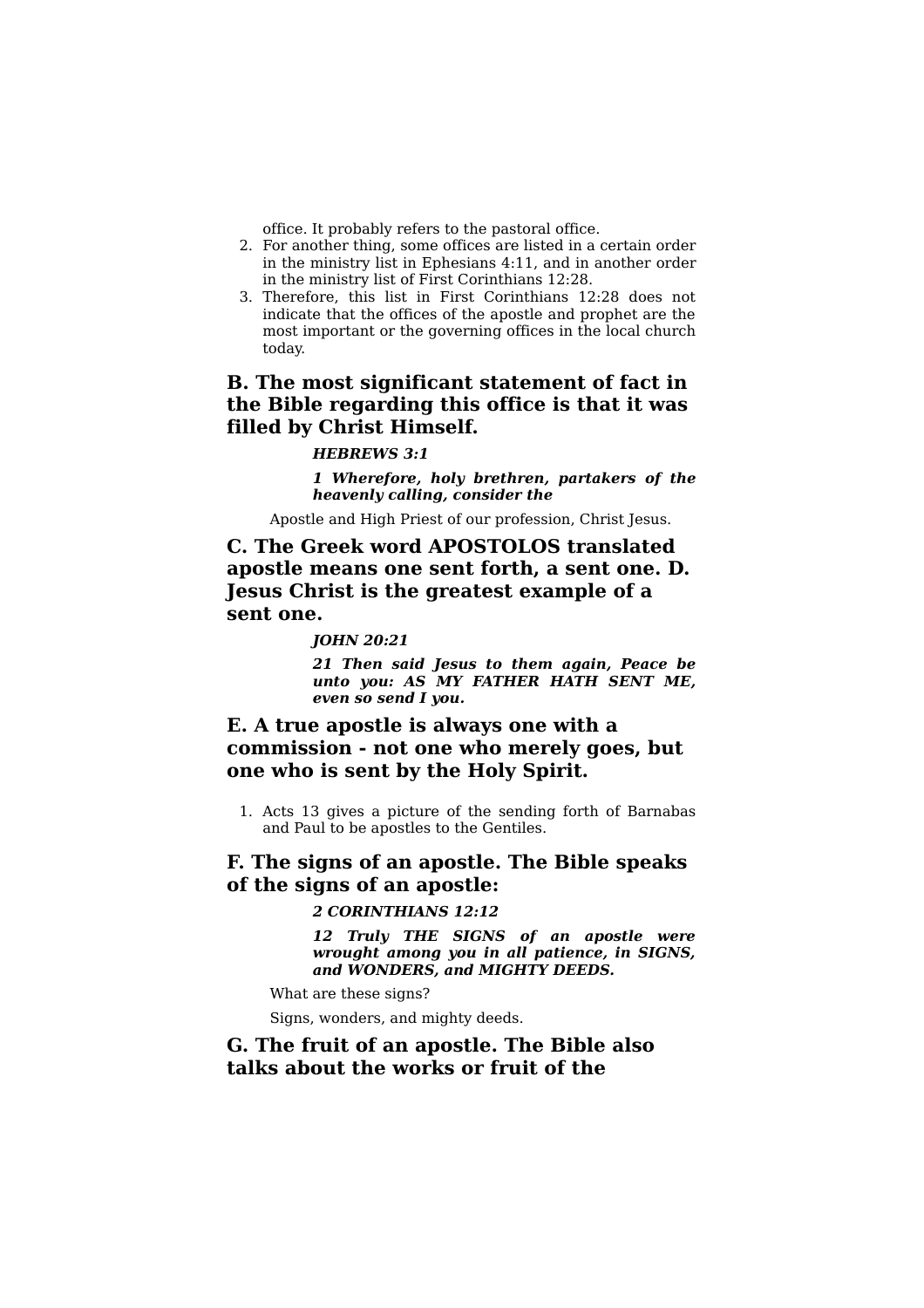office. It probably refers to the pastoral office.

2. For another thing, some offices are listed in a certain order in the ministry list in Ephesians 4:11, and in another order in the ministry list of First Corinthians 12:28.
3. Therefore, this list in First Corinthians 12:28 does not indicate that the offices of the apostle and prophet are the most important or the governing offices in the local church today.

### B. The most significant statement of fact in the Bible regarding this office is that it was filled by Christ Himself.

> ***HEBREWS 3:1***
>
> ***1 Wherefore, holy brethren, partakers of the heavenly calling, consider the***

Apostle and High Priest of our profession, Christ Jesus.

### C. The Greek word APOSTOLOS translated apostle means one sent forth, a sent one. D. Jesus Christ is the greatest example of a sent one.

> ***JOHN 20:21***
>
> ***21 Then said Jesus to them again, Peace be unto you: AS MY FATHER HATH SENT ME, even so send I you.***

### E. A true apostle is always one with a commission - not one who merely goes, but one who is sent by the Holy Spirit.

1. Acts 13 gives a picture of the sending forth of Barnabas and Paul to be apostles to the Gentiles.

### F. The signs of an apostle. The Bible speaks of the signs of an apostle:

> ***2 CORINTHIANS 12:12***
>
> ***12 Truly THE SIGNS of an apostle were wrought among you in all patience, in SIGNS, and WONDERS, and MIGHTY DEEDS.***

What are these signs?

Signs, wonders, and mighty deeds.

### G. The fruit of an apostle. The Bible also talks about the works or fruit of the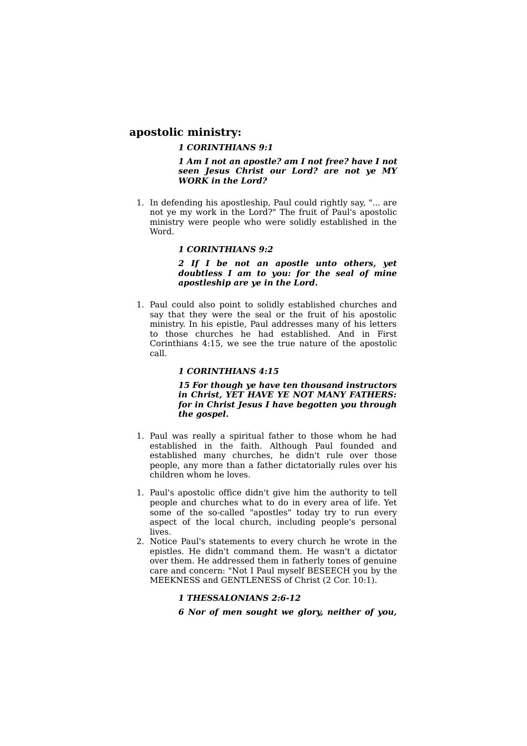## apostolic ministry:

> ***1 CORINTHIANS 9:1***
>
> ***1 Am I not an apostle? am I not free? have I not seen Jesus Christ our Lord? are not ye MY WORK in the Lord?***

1. In defending his apostleship, Paul could rightly say, "... are not ye my work in the Lord?" The fruit of Paul's apostolic ministry were people who were solidly established in the Word.

> ***1 CORINTHIANS 9:2***
>
> ***2 If I be not an apostle unto others, yet doubtless I am to you: for the seal of mine apostleship are ye in the Lord.***

1. Paul could also point to solidly established churches and say that they were the seal or the fruit of his apostolic ministry. In his epistle, Paul addresses many of his letters to those churches he had established. And in First Corinthians 4:15, we see the true nature of the apostolic call.

> ***1 CORINTHIANS 4:15***
>
> ***15 For though ye have ten thousand instructors in Christ, YET HAVE YE NOT MANY FATHERS: for in Christ Jesus I have begotten you through the gospel.***

1. Paul was really a spiritual father to those whom he had established in the faith. Although Paul founded and established many churches, he didn't rule over those people, any more than a father dictatorially rules over his children whom he loves.

1. Paul's apostolic office didn't give him the authority to tell people and churches what to do in every area of life. Yet some of the so-called "apostles" today try to run every aspect of the local church, including people's personal lives.
2. Notice Paul's statements to every church he wrote in the epistles. He didn't command them. He wasn't a dictator over them. He addressed them in fatherly tones of genuine care and concern: "Not I Paul myself BESEECH you by the MEEKNESS and GENTLENESS of Christ (2 Cor. 10:1).

> ***1 THESSALONIANS 2:6-12***
>
> ***6 Nor of men sought we glory, neither of you,***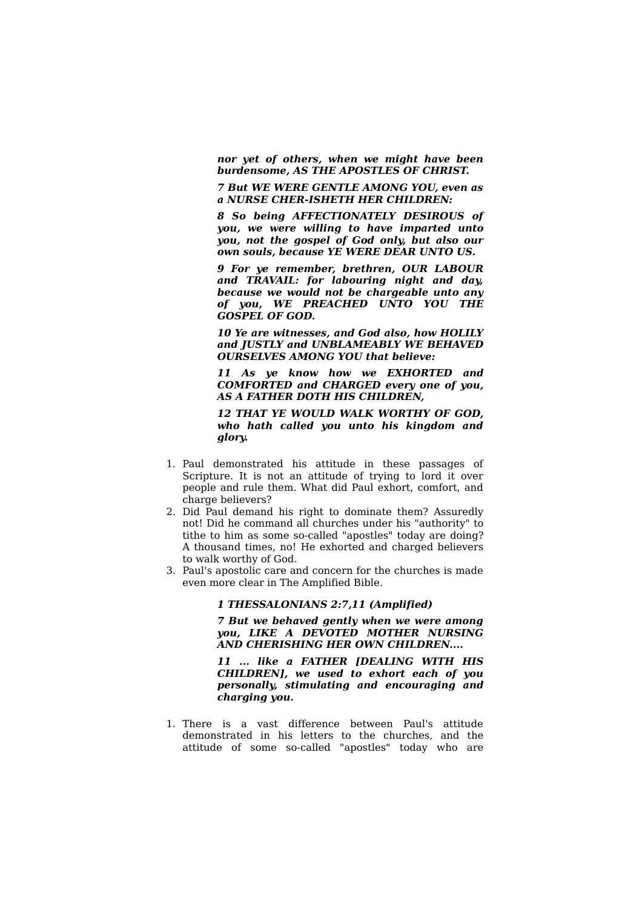***nor yet of others, when we might have been burdensome, AS THE APOSTLES OF CHRIST.***

***7 But WE WERE GENTLE AMONG YOU, even as a NURSE CHER-ISHETH HER CHILDREN:***

***8 So being AFFECTIONATELY DESIROUS of you, we were willing to have imparted unto you, not the gospel of God only, but also our own souls, because YE WERE DEAR UNTO US.***

***9 For ye remember, brethren, OUR LABOUR and TRAVAIL: for labouring night and day, because we would not be chargeable unto any of you, WE PREACHED UNTO YOU THE GOSPEL OF GOD.***

***10 Ye are witnesses, and God also, how HOLILY and JUSTLY and UNBLAMEABLY WE BEHAVED OURSELVES AMONG YOU that believe:***

***11 As ye know how we EXHORTED and COMFORTED and CHARGED every one of you, AS A FATHER DOTH HIS CHILDREN,***

***12 THAT YE WOULD WALK WORTHY OF GOD, who hath called you unto his kingdom and glory.***

1. Paul demonstrated his attitude in these passages of Scripture. It is not an attitude of trying to lord it over people and rule them. What did Paul exhort, comfort, and charge believers?
2. Did Paul demand his right to dominate them? Assuredly not! Did he command all churches under his "authority" to tithe to him as some so-called "apostles" today are doing? A thousand times, no! He exhorted and charged believers to walk worthy of God.
3. Paul's apostolic care and concern for the churches is made even more clear in The Amplified Bible.

***1 THESSALONIANS 2:7,11 (Amplified)***

***7 But we behaved gently when we were among you, LIKE A DEVOTED MOTHER NURSING AND CHERISHING HER OWN CHILDREN....***

***11 ... like a FATHER [DEALING WITH HIS CHILDREN], we used to exhort each of you personally, stimulating and encouraging and charging you.***

1. There is a vast difference between Paul's attitude demonstrated in his letters to the churches, and the attitude of some so-called "apostles" today who are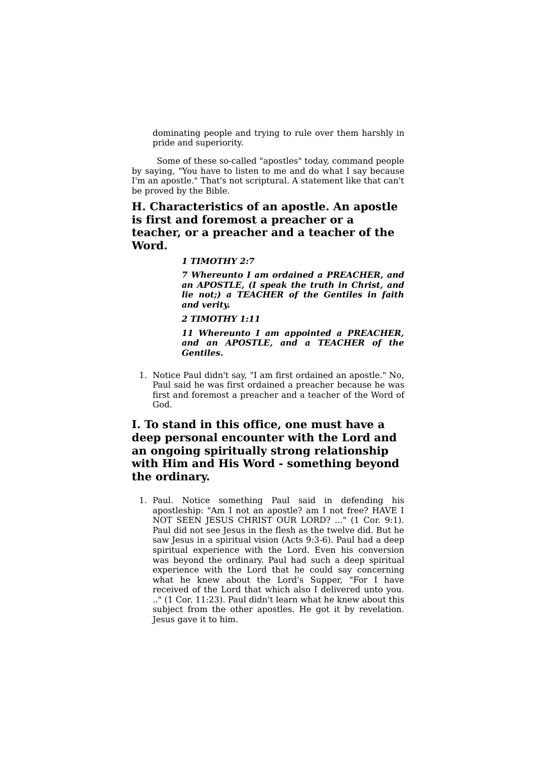dominating people and trying to rule over them harshly in pride and superiority.

Some of these so-called "apostles" today, command people by saying, "You have to listen to me and do what I say because I'm an apostle." That's not scriptural. A statement like that can't be proved by the Bible.

## H. Characteristics of an apostle. An apostle is first and foremost a preacher or a teacher, or a preacher and a teacher of the Word.

***1 TIMOTHY 2:7***

***7 Whereunto I am ordained a PREACHER, and an APOSTLE, (I speak the truth in Christ, and lie not;) a TEACHER of the Gentiles in faith and verity.***

***2 TIMOTHY 1:11***

***11 Whereunto I am appointed a PREACHER, and an APOSTLE, and a TEACHER of the Gentiles.***

1. Notice Paul didn't say, "I am first ordained an apostle." No, Paul said he was first ordained a preacher because he was first and foremost a preacher and a teacher of the Word of God.

## I. To stand in this office, one must have a deep personal encounter with the Lord and an ongoing spiritually strong relationship with Him and His Word - something beyond the ordinary.

1. Paul. Notice something Paul said in defending his apostleship: "Am I not an apostle? am I not free? HAVE I NOT SEEN JESUS CHRIST OUR LORD? ..." (1 Cor. 9:1). Paul did not see Jesus in the flesh as the twelve did. But he saw Jesus in a spiritual vision (Acts 9:3-6). Paul had a deep spiritual experience with the Lord. Even his conversion was beyond the ordinary. Paul had such a deep spiritual experience with the Lord that he could say concerning what he knew about the Lord's Supper, "For I have received of the Lord that which also I delivered unto you. .." (1 Cor. 11:23). Paul didn't learn what he knew about this subject from the other apostles. He got it by revelation. Jesus gave it to him.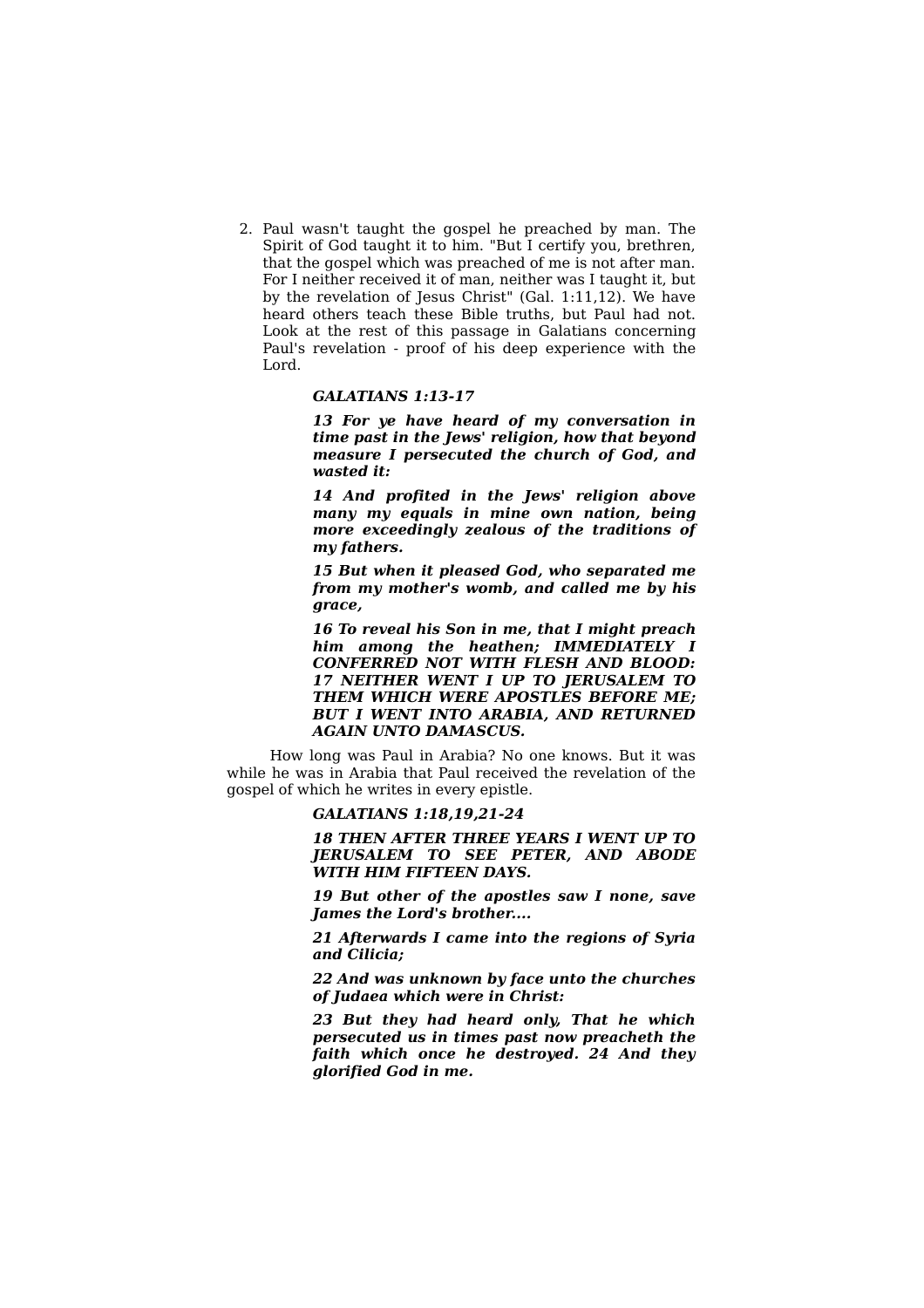2. Paul wasn't taught the gospel he preached by man. The Spirit of God taught it to him. "But I certify you, brethren, that the gospel which was preached of me is not after man. For I neither received it of man, neither was I taught it, but by the revelation of Jesus Christ" (Gal. 1:11,12). We have heard others teach these Bible truths, but Paul had not. Look at the rest of this passage in Galatians concerning Paul's revelation - proof of his deep experience with the Lord.

> ***GALATIANS 1:13-17***
>
> ***13 For ye have heard of my conversation in time past in the Jews' religion, how that beyond measure I persecuted the church of God, and wasted it:***
>
> ***14 And profited in the Jews' religion above many my equals in mine own nation, being more exceedingly zealous of the traditions of my fathers.***
>
> ***15 But when it pleased God, who separated me from my mother's womb, and called me by his grace,***
>
> ***16 To reveal his Son in me, that I might preach him among the heathen; IMMEDIATELY I CONFERRED NOT WITH FLESH AND BLOOD: 17 NEITHER WENT I UP TO JERUSALEM TO THEM WHICH WERE APOSTLES BEFORE ME; BUT I WENT INTO ARABIA, AND RETURNED AGAIN UNTO DAMASCUS.***

How long was Paul in Arabia? No one knows. But it was while he was in Arabia that Paul received the revelation of the gospel of which he writes in every epistle.

> ***GALATIANS 1:18,19,21-24***
>
> ***18 THEN AFTER THREE YEARS I WENT UP TO JERUSALEM TO SEE PETER, AND ABODE WITH HIM FIFTEEN DAYS.***
>
> ***19 But other of the apostles saw I none, save James the Lord's brother....***
>
> ***21 Afterwards I came into the regions of Syria and Cilicia;***
>
> ***22 And was unknown by face unto the churches of Judaea which were in Christ:***
>
> ***23 But they had heard only, That he which persecuted us in times past now preacheth the faith which once he destroyed. 24 And they glorified God in me.***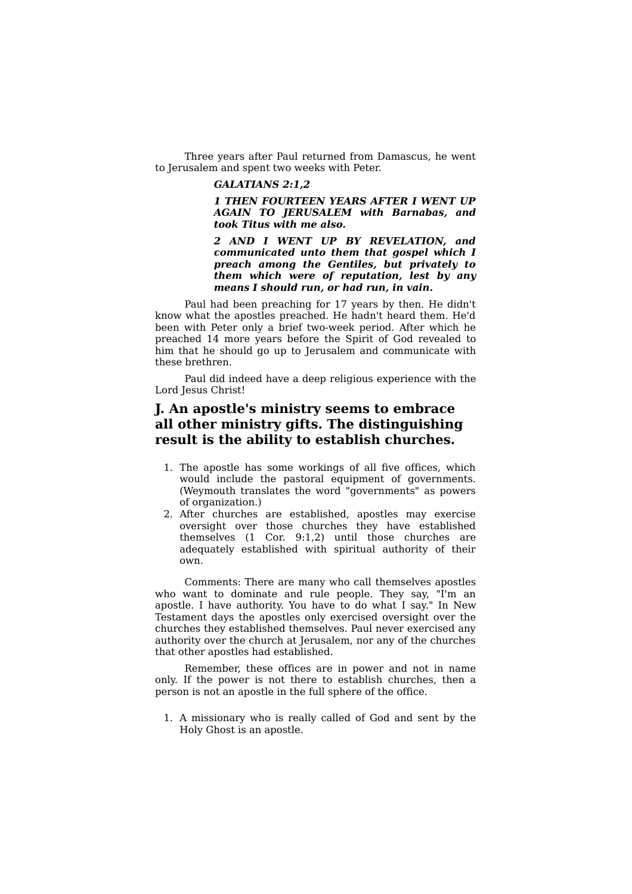Three years after Paul returned from Damascus, he went to Jerusalem and spent two weeks with Peter.

> ***GALATIANS 2:1,2***
>
> ***1 THEN FOURTEEN YEARS AFTER I WENT UP AGAIN TO JERUSALEM with Barnabas, and took Titus with me also.***
>
> ***2 AND I WENT UP BY REVELATION, and communicated unto them that gospel which I preach among the Gentiles, but privately to them which were of reputation, lest by any means I should run, or had run, in vain.***

Paul had been preaching for 17 years by then. He didn't know what the apostles preached. He hadn't heard them. He'd been with Peter only a brief two-week period. After which he preached 14 more years before the Spirit of God revealed to him that he should go up to Jerusalem and communicate with these brethren.

Paul did indeed have a deep religious experience with the Lord Jesus Christ!

## J. An apostle's ministry seems to embrace all other ministry gifts. The distinguishing result is the ability to establish churches.

1. The apostle has some workings of all five offices, which would include the pastoral equipment of governments. (Weymouth translates the word "governments" as powers of organization.)
2. After churches are established, apostles may exercise oversight over those churches they have established themselves (1 Cor. 9:1,2) until those churches are adequately established with spiritual authority of their own.

Comments: There are many who call themselves apostles who want to dominate and rule people. They say, "I'm an apostle. I have authority. You have to do what I say." In New Testament days the apostles only exercised oversight over the churches they established themselves. Paul never exercised any authority over the church at Jerusalem, nor any of the churches that other apostles had established.

Remember, these offices are in power and not in name only. If the power is not there to establish churches, then a person is not an apostle in the full sphere of the office.

1. A missionary who is really called of God and sent by the Holy Ghost is an apostle.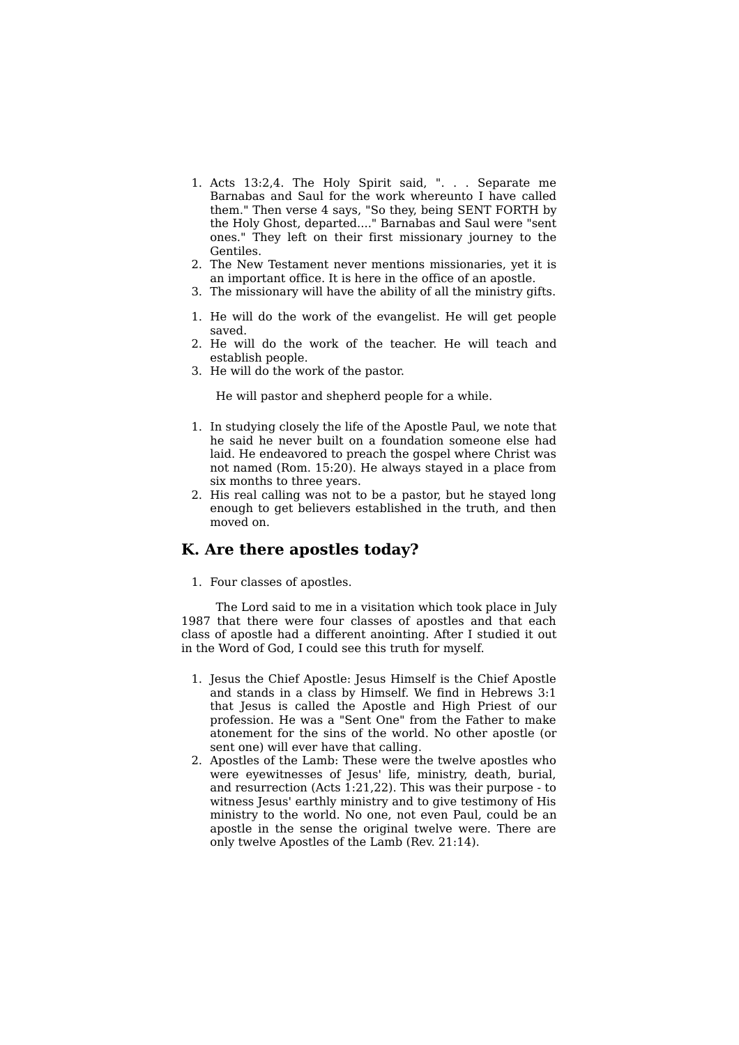1. Acts 13:2,4. The Holy Spirit said, ". . . Separate me Barnabas and Saul for the work whereunto I have called them." Then verse 4 says, "So they, being SENT FORTH by the Holy Ghost, departed...." Barnabas and Saul were "sent ones." They left on their first missionary journey to the Gentiles.
2. The New Testament never mentions missionaries, yet it is an important office. It is here in the office of an apostle.
3. The missionary will have the ability of all the ministry gifts.

1. He will do the work of the evangelist. He will get people saved.
2. He will do the work of the teacher. He will teach and establish people.
3. He will do the work of the pastor.

   He will pastor and shepherd people for a while.

1. In studying closely the life of the Apostle Paul, we note that he said he never built on a foundation someone else had laid. He endeavored to preach the gospel where Christ was not named (Rom. 15:20). He always stayed in a place from six months to three years.
2. His real calling was not to be a pastor, but he stayed long enough to get believers established in the truth, and then moved on.

## K. Are there apostles today?

1. Four classes of apostles.

The Lord said to me in a visitation which took place in July 1987 that there were four classes of apostles and that each class of apostle had a different anointing. After I studied it out in the Word of God, I could see this truth for myself.

1. Jesus the Chief Apostle: Jesus Himself is the Chief Apostle and stands in a class by Himself. We find in Hebrews 3:1 that Jesus is called the Apostle and High Priest of our profession. He was a "Sent One" from the Father to make atonement for the sins of the world. No other apostle (or sent one) will ever have that calling.
2. Apostles of the Lamb: These were the twelve apostles who were eyewitnesses of Jesus' life, ministry, death, burial, and resurrection (Acts 1:21,22). This was their purpose - to witness Jesus' earthly ministry and to give testimony of His ministry to the world. No one, not even Paul, could be an apostle in the sense the original twelve were. There are only twelve Apostles of the Lamb (Rev. 21:14).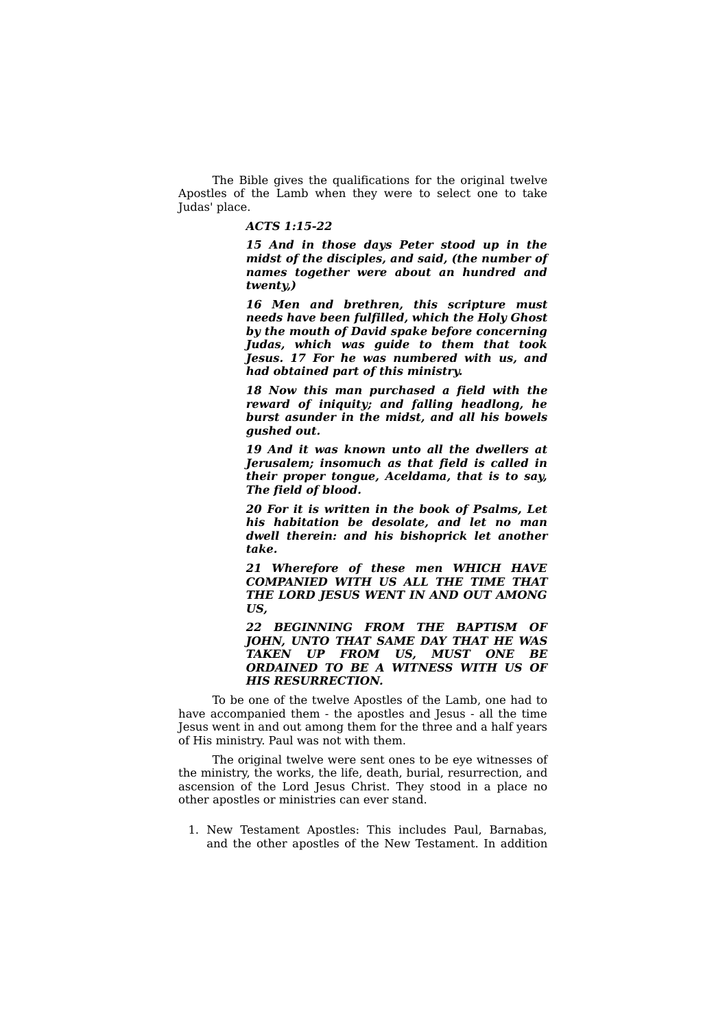The Bible gives the qualifications for the original twelve Apostles of the Lamb when they were to select one to take Judas' place.

> ***ACTS 1:15-22***
>
> ***15 And in those days Peter stood up in the midst of the disciples, and said, (the number of names together were about an hundred and twenty,)***
>
> ***16 Men and brethren, this scripture must needs have been fulfilled, which the Holy Ghost by the mouth of David spake before concerning Judas, which was guide to them that took Jesus. 17 For he was numbered with us, and had obtained part of this ministry.***
>
> ***18 Now this man purchased a field with the reward of iniquity; and falling headlong, he burst asunder in the midst, and all his bowels gushed out.***
>
> ***19 And it was known unto all the dwellers at Jerusalem; insomuch as that field is called in their proper tongue, Aceldama, that is to say, The field of blood.***
>
> ***20 For it is written in the book of Psalms, Let his habitation be desolate, and let no man dwell therein: and his bishoprick let another take.***
>
> ***21 Wherefore of these men WHICH HAVE COMPANIED WITH US ALL THE TIME THAT THE LORD JESUS WENT IN AND OUT AMONG US,***
>
> ***22 BEGINNING FROM THE BAPTISM OF JOHN, UNTO THAT SAME DAY THAT HE WAS TAKEN UP FROM US, MUST ONE BE ORDAINED TO BE A WITNESS WITH US OF HIS RESURRECTION.***

To be one of the twelve Apostles of the Lamb, one had to have accompanied them - the apostles and Jesus - all the time Jesus went in and out among them for the three and a half years of His ministry. Paul was not with them.

The original twelve were sent ones to be eye witnesses of the ministry, the works, the life, death, burial, resurrection, and ascension of the Lord Jesus Christ. They stood in a place no other apostles or ministries can ever stand.

1. New Testament Apostles: This includes Paul, Barnabas, and the other apostles of the New Testament. In addition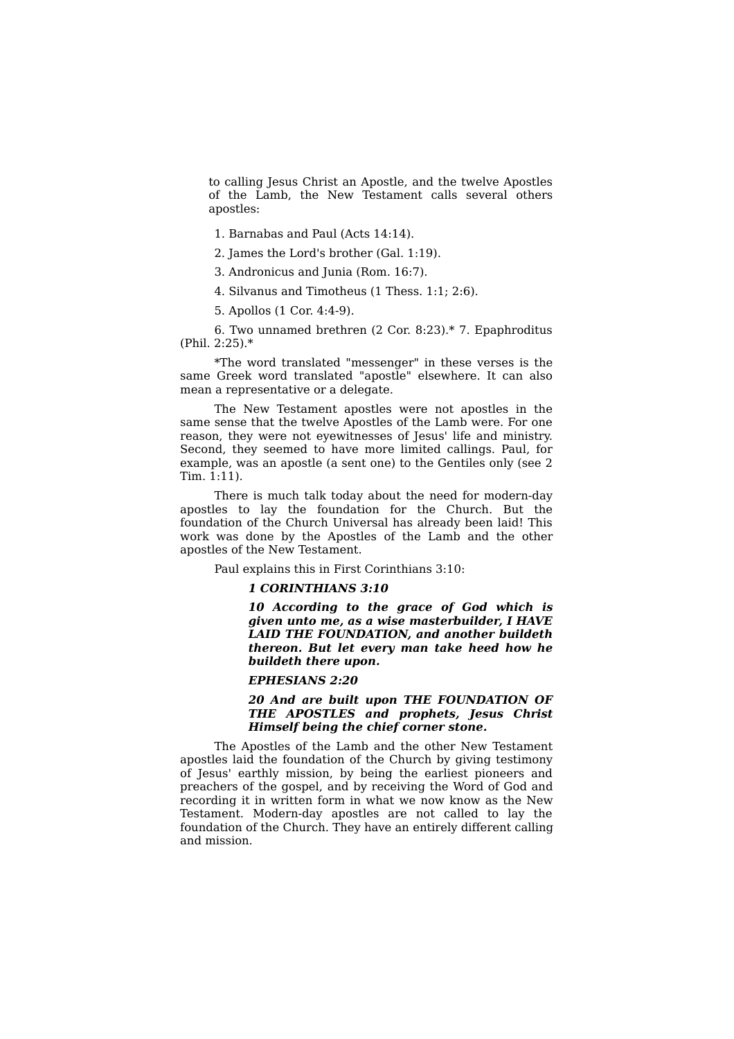to calling Jesus Christ an Apostle, and the twelve Apostles of the Lamb, the New Testament calls several others apostles:

1. Barnabas and Paul (Acts 14:14).

2. James the Lord's brother (Gal. 1:19).

3. Andronicus and Junia (Rom. 16:7).

4. Silvanus and Timotheus (1 Thess. 1:1; 2:6).

5. Apollos (1 Cor. 4:4-9).

6. Two unnamed brethren (2 Cor. 8:23).* 7. Epaphroditus (Phil. 2:25).*

*The word translated "messenger" in these verses is the same Greek word translated "apostle" elsewhere. It can also mean a representative or a delegate.

The New Testament apostles were not apostles in the same sense that the twelve Apostles of the Lamb were. For one reason, they were not eyewitnesses of Jesus' life and ministry. Second, they seemed to have more limited callings. Paul, for example, was an apostle (a sent one) to the Gentiles only (see 2 Tim. 1:11).

There is much talk today about the need for modern-day apostles to lay the foundation for the Church. But the foundation of the Church Universal has already been laid! This work was done by the Apostles of the Lamb and the other apostles of the New Testament.

Paul explains this in First Corinthians 3:10:

> ***1 CORINTHIANS 3:10***
>
> ***10 According to the grace of God which is given unto me, as a wise masterbuilder, I HAVE LAID THE FOUNDATION, and another buildeth thereon. But let every man take heed how he buildeth there upon.***
>
> ***EPHESIANS 2:20***
>
> ***20 And are built upon THE FOUNDATION OF THE APOSTLES and prophets, Jesus Christ Himself being the chief corner stone.***

The Apostles of the Lamb and the other New Testament apostles laid the foundation of the Church by giving testimony of Jesus' earthly mission, by being the earliest pioneers and preachers of the gospel, and by receiving the Word of God and recording it in written form in what we now know as the New Testament. Modern-day apostles are not called to lay the foundation of the Church. They have an entirely different calling and mission.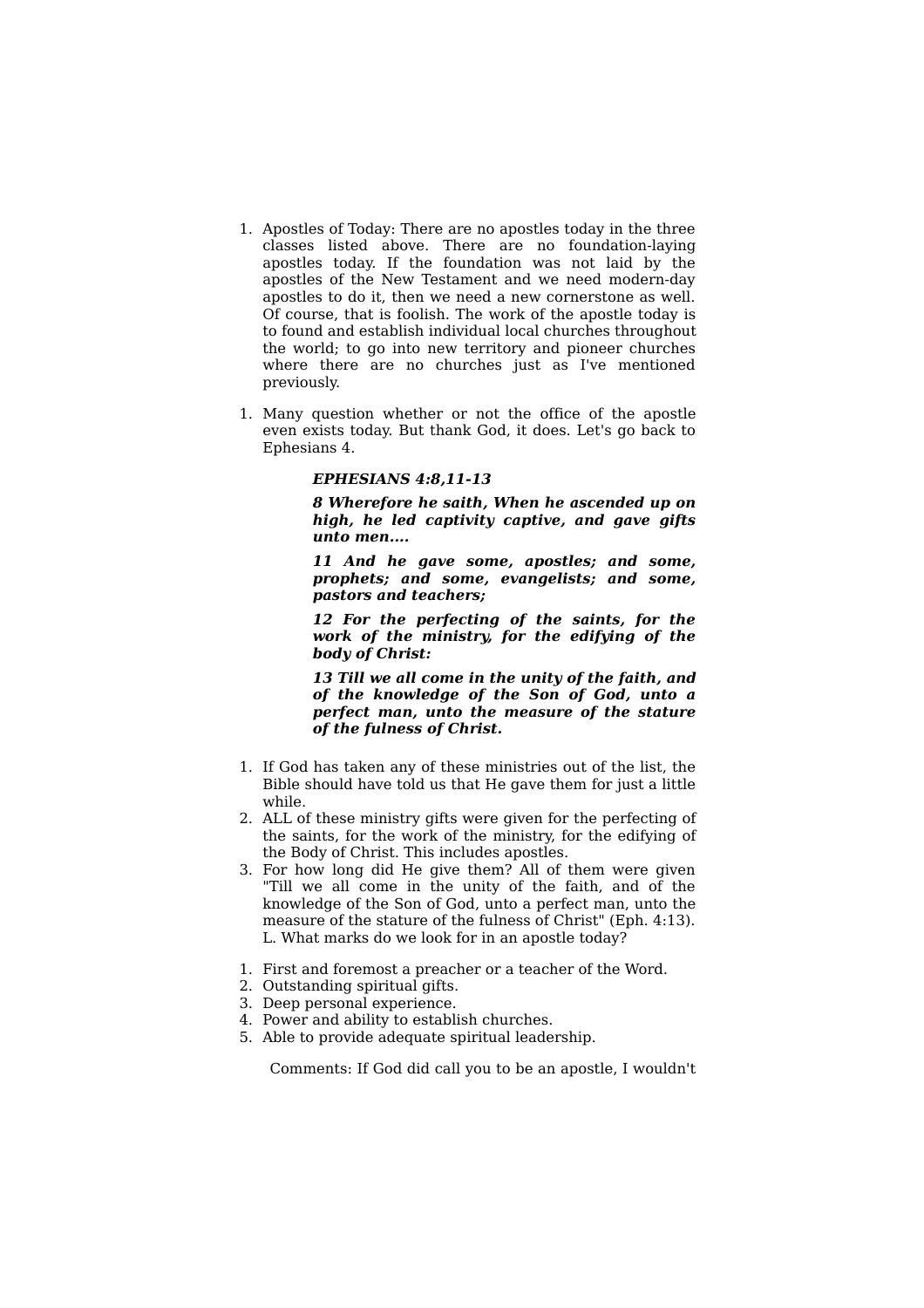1. Apostles of Today: There are no apostles today in the three classes listed above. There are no foundation-laying apostles today. If the foundation was not laid by the apostles of the New Testament and we need modern-day apostles to do it, then we need a new cornerstone as well. Of course, that is foolish. The work of the apostle today is to found and establish individual local churches throughout the world; to go into new territory and pioneer churches where there are no churches just as I've mentioned previously.

1. Many question whether or not the office of the apostle even exists today. But thank God, it does. Let's go back to Ephesians 4.

> ***EPHESIANS 4:8,11-13***
>
> ***8 Wherefore he saith, When he ascended up on high, he led captivity captive, and gave gifts unto men....***
>
> ***11 And he gave some, apostles; and some, prophets; and some, evangelists; and some, pastors and teachers;***
>
> ***12 For the perfecting of the saints, for the work of the ministry, for the edifying of the body of Christ:***
>
> ***13 Till we all come in the unity of the faith, and of the knowledge of the Son of God, unto a perfect man, unto the measure of the stature of the fulness of Christ.***

1. If God has taken any of these ministries out of the list, the Bible should have told us that He gave them for just a little while.
2. ALL of these ministry gifts were given for the perfecting of the saints, for the work of the ministry, for the edifying of the Body of Christ. This includes apostles.
3. For how long did He give them? All of them were given "Till we all come in the unity of the faith, and of the knowledge of the Son of God, unto a perfect man, unto the measure of the stature of the fulness of Christ" (Eph. 4:13). L. What marks do we look for in an apostle today?

1. First and foremost a preacher or a teacher of the Word.
2. Outstanding spiritual gifts.
3. Deep personal experience.
4. Power and ability to establish churches.
5. Able to provide adequate spiritual leadership.

Comments: If God did call you to be an apostle, I wouldn't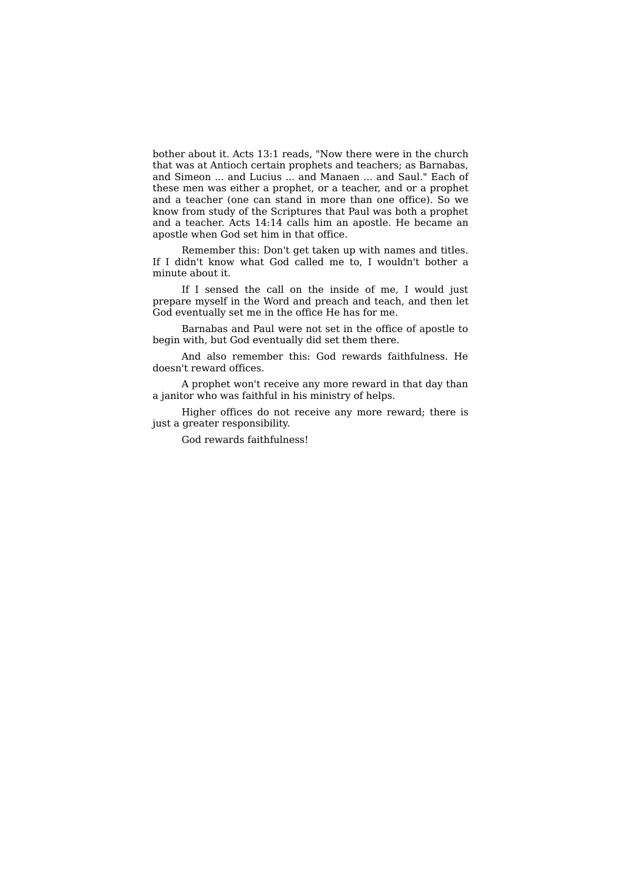bother about it. Acts 13:1 reads, "Now there were in the church that was at Antioch certain prophets and teachers; as Barnabas, and Simeon ... and Lucius ... and Manaen ... and Saul." Each of these men was either a prophet, or a teacher, and or a prophet and a teacher (one can stand in more than one office). So we know from study of the Scriptures that Paul was both a prophet and a teacher. Acts 14:14 calls him an apostle. He became an apostle when God set him in that office.

Remember this: Don't get taken up with names and titles. If I didn't know what God called me to, I wouldn't bother a minute about it.

If I sensed the call on the inside of me, I would just prepare myself in the Word and preach and teach, and then let God eventually set me in the office He has for me.

Barnabas and Paul were not set in the office of apostle to begin with, but God eventually did set them there.

And also remember this: God rewards faithfulness. He doesn't reward offices.

A prophet won't receive any more reward in that day than a janitor who was faithful in his ministry of helps.

Higher offices do not receive any more reward; there is just a greater responsibility.

God rewards faithfulness!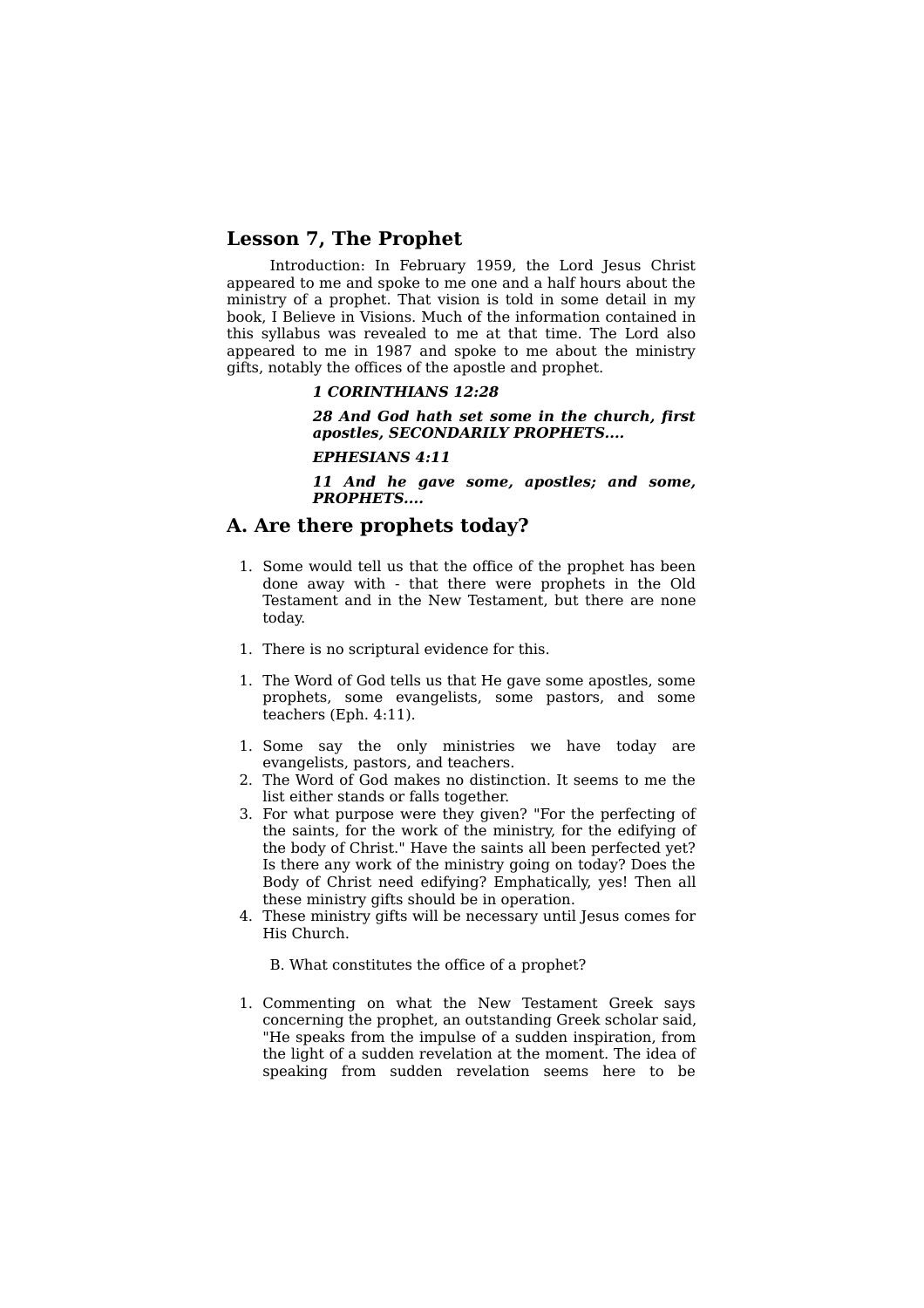## Lesson 7, The Prophet

Introduction: In February 1959, the Lord Jesus Christ appeared to me and spoke to me one and a half hours about the ministry of a prophet. That vision is told in some detail in my book, I Believe in Visions. Much of the information contained in this syllabus was revealed to me at that time. The Lord also appeared to me in 1987 and spoke to me about the ministry gifts, notably the offices of the apostle and prophet.

> ***1 CORINTHIANS 12:28***
>
> ***28 And God hath set some in the church, first apostles, SECONDARILY PROPHETS....***
>
> ***EPHESIANS 4:11***
>
> ***11 And he gave some, apostles; and some, PROPHETS....***

## A. Are there prophets today?

1. Some would tell us that the office of the prophet has been done away with - that there were prophets in the Old Testament and in the New Testament, but there are none today.

1. There is no scriptural evidence for this.

1. The Word of God tells us that He gave some apostles, some prophets, some evangelists, some pastors, and some teachers (Eph. 4:11).

1. Some say the only ministries we have today are evangelists, pastors, and teachers.
2. The Word of God makes no distinction. It seems to me the list either stands or falls together.
3. For what purpose were they given? "For the perfecting of the saints, for the work of the ministry, for the edifying of the body of Christ." Have the saints all been perfected yet? Is there any work of the ministry going on today? Does the Body of Christ need edifying? Emphatically, yes! Then all these ministry gifts should be in operation.
4. These ministry gifts will be necessary until Jesus comes for His Church.

B. What constitutes the office of a prophet?

1. Commenting on what the New Testament Greek says concerning the prophet, an outstanding Greek scholar said, "He speaks from the impulse of a sudden inspiration, from the light of a sudden revelation at the moment. The idea of speaking from sudden revelation seems here to be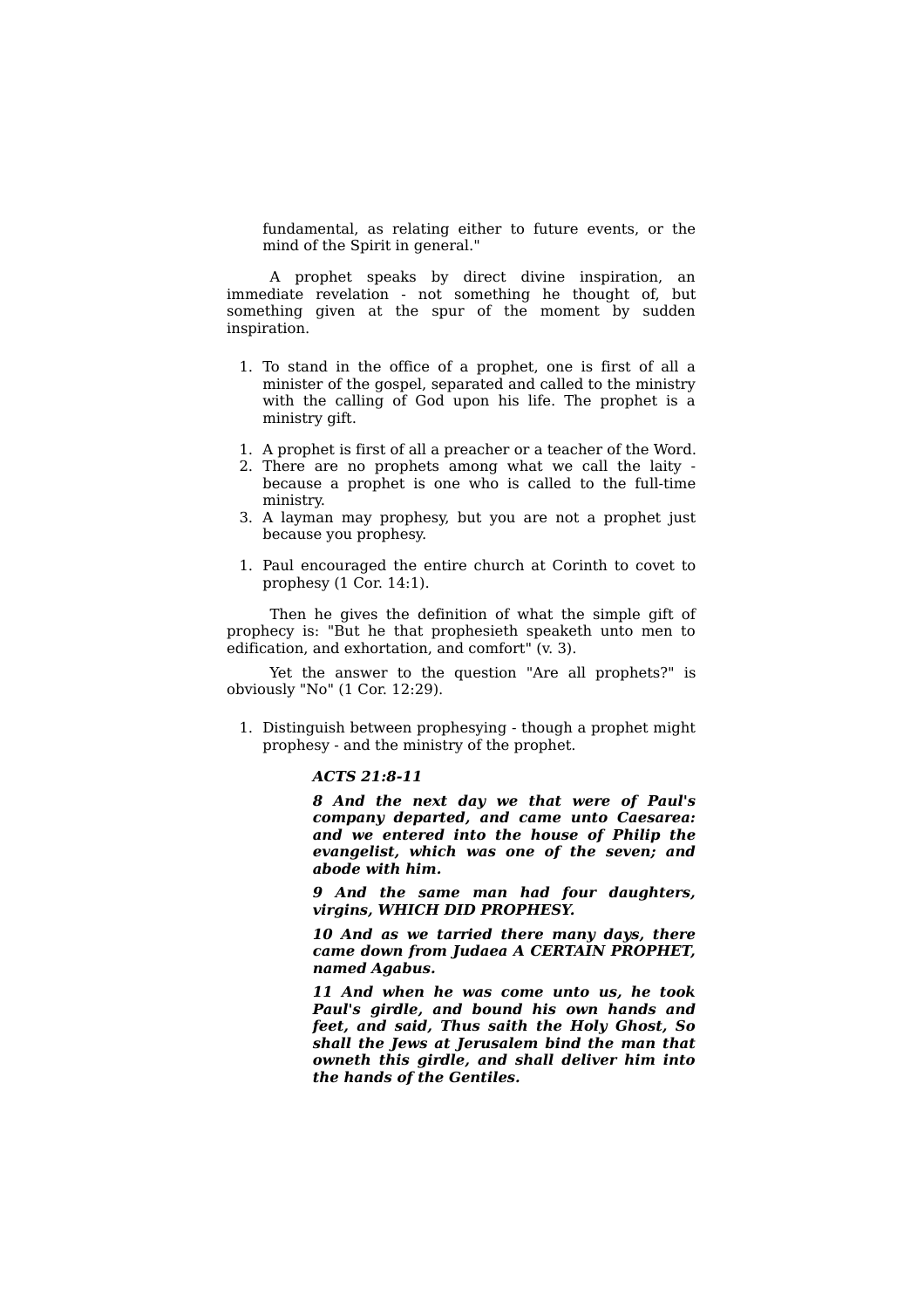fundamental, as relating either to future events, or the mind of the Spirit in general."

A prophet speaks by direct divine inspiration, an immediate revelation - not something he thought of, but something given at the spur of the moment by sudden inspiration.

1. To stand in the office of a prophet, one is first of all a minister of the gospel, separated and called to the ministry with the calling of God upon his life. The prophet is a ministry gift.

1. A prophet is first of all a preacher or a teacher of the Word.
2. There are no prophets among what we call the laity - because a prophet is one who is called to the full-time ministry.
3. A layman may prophesy, but you are not a prophet just because you prophesy.

1. Paul encouraged the entire church at Corinth to covet to prophesy (1 Cor. 14:1).

Then he gives the definition of what the simple gift of prophecy is: "But he that prophesieth speaketh unto men to edification, and exhortation, and comfort" (v. 3).

Yet the answer to the question "Are all prophets?" is obviously "No" (1 Cor. 12:29).

1. Distinguish between prophesying - though a prophet might prophesy - and the ministry of the prophet.

> ***ACTS 21:8-11***
>
> ***8 And the next day we that were of Paul's company departed, and came unto Caesarea: and we entered into the house of Philip the evangelist, which was one of the seven; and abode with him.***
>
> ***9 And the same man had four daughters, virgins, WHICH DID PROPHESY.***
>
> ***10 And as we tarried there many days, there came down from Judaea A CERTAIN PROPHET, named Agabus.***
>
> ***11 And when he was come unto us, he took Paul's girdle, and bound his own hands and feet, and said, Thus saith the Holy Ghost, So shall the Jews at Jerusalem bind the man that owneth this girdle, and shall deliver him into the hands of the Gentiles.***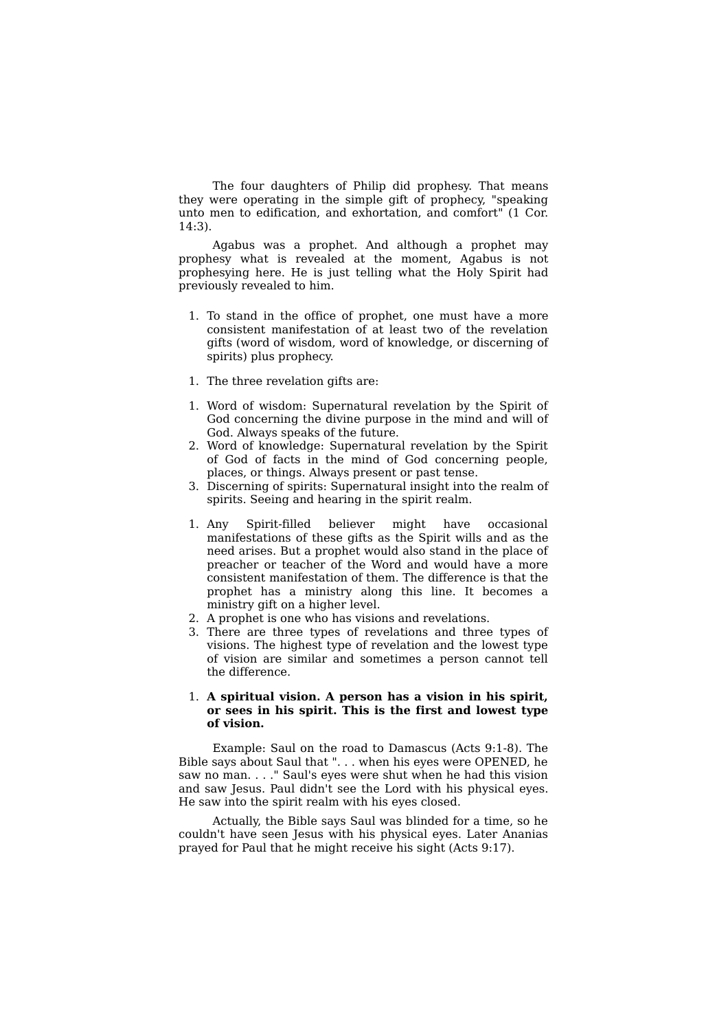The four daughters of Philip did prophesy. That means they were operating in the simple gift of prophecy, "speaking unto men to edification, and exhortation, and comfort" (1 Cor. 14:3).

Agabus was a prophet. And although a prophet may prophesy what is revealed at the moment, Agabus is not prophesying here. He is just telling what the Holy Spirit had previously revealed to him.

1. To stand in the office of prophet, one must have a more consistent manifestation of at least two of the revelation gifts (word of wisdom, word of knowledge, or discerning of spirits) plus prophecy.

1. The three revelation gifts are:

1. Word of wisdom: Supernatural revelation by the Spirit of God concerning the divine purpose in the mind and will of God. Always speaks of the future.
2. Word of knowledge: Supernatural revelation by the Spirit of God of facts in the mind of God concerning people, places, or things. Always present or past tense.
3. Discerning of spirits: Supernatural insight into the realm of spirits. Seeing and hearing in the spirit realm.

1. Any Spirit-filled believer might have occasional manifestations of these gifts as the Spirit wills and as the need arises. But a prophet would also stand in the place of preacher or teacher of the Word and would have a more consistent manifestation of them. The difference is that the prophet has a ministry along this line. It becomes a ministry gift on a higher level.
2. A prophet is one who has visions and revelations.
3. There are three types of revelations and three types of visions. The highest type of revelation and the lowest type of vision are similar and sometimes a person cannot tell the difference.

1. **A spiritual vision. A person has a vision in his spirit, or sees in his spirit. This is the first and lowest type of vision.**

Example: Saul on the road to Damascus (Acts 9:1-8). The Bible says about Saul that ". . . when his eyes were OPENED, he saw no man. . . ." Saul's eyes were shut when he had this vision and saw Jesus. Paul didn't see the Lord with his physical eyes. He saw into the spirit realm with his eyes closed.

Actually, the Bible says Saul was blinded for a time, so he couldn't have seen Jesus with his physical eyes. Later Ananias prayed for Paul that he might receive his sight (Acts 9:17).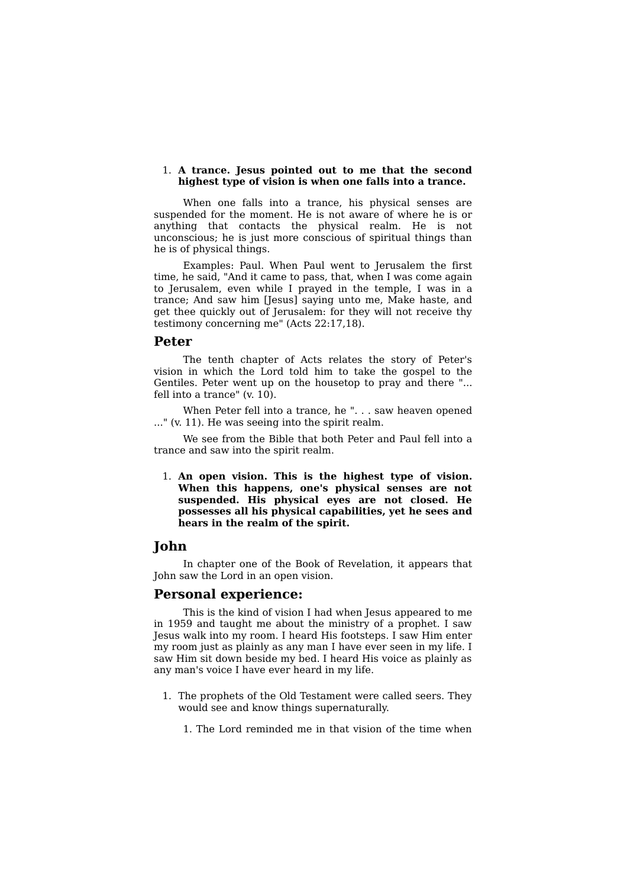1. **A trance. Jesus pointed out to me that the second highest type of vision is when one falls into a trance.**

When one falls into a trance, his physical senses are suspended for the moment. He is not aware of where he is or anything that contacts the physical realm. He is not unconscious; he is just more conscious of spiritual things than he is of physical things.

Examples: Paul. When Paul went to Jerusalem the first time, he said, "And it came to pass, that, when I was come again to Jerusalem, even while I prayed in the temple, I was in a trance; And saw him [Jesus] saying unto me, Make haste, and get thee quickly out of Jerusalem: for they will not receive thy testimony concerning me" (Acts 22:17,18).

## Peter

The tenth chapter of Acts relates the story of Peter's vision in which the Lord told him to take the gospel to the Gentiles. Peter went up on the housetop to pray and there "... fell into a trance" (v. 10).

When Peter fell into a trance, he ". . . saw heaven opened ..." (v. 11). He was seeing into the spirit realm.

We see from the Bible that both Peter and Paul fell into a trance and saw into the spirit realm.

1. **An open vision. This is the highest type of vision. When this happens, one's physical senses are not suspended. His physical eyes are not closed. He possesses all his physical capabilities, yet he sees and hears in the realm of the spirit.**

## John

In chapter one of the Book of Revelation, it appears that John saw the Lord in an open vision.

## Personal experience:

This is the kind of vision I had when Jesus appeared to me in 1959 and taught me about the ministry of a prophet. I saw Jesus walk into my room. I heard His footsteps. I saw Him enter my room just as plainly as any man I have ever seen in my life. I saw Him sit down beside my bed. I heard His voice as plainly as any man's voice I have ever heard in my life.

1. The prophets of the Old Testament were called seers. They would see and know things supernaturally.

    1. The Lord reminded me in that vision of the time when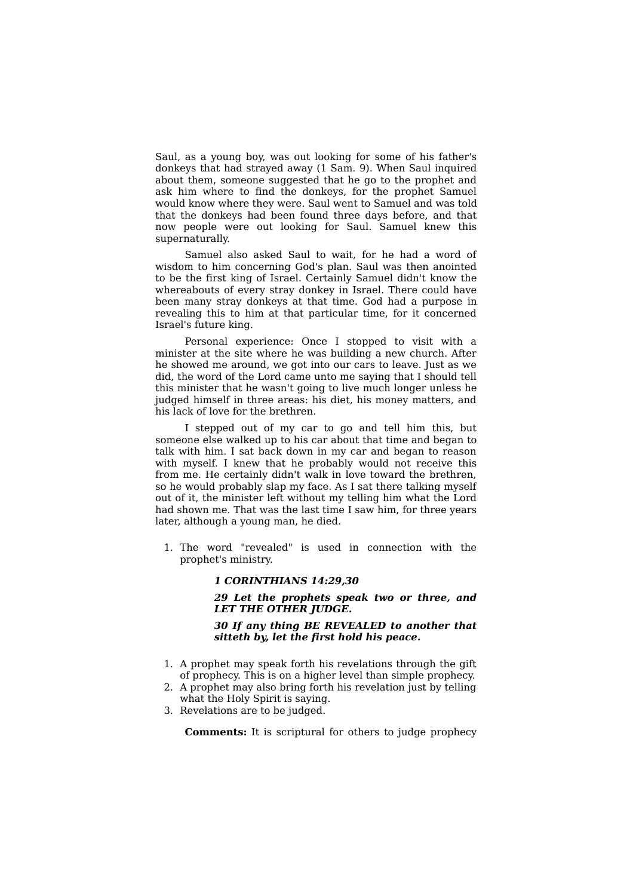Saul, as a young boy, was out looking for some of his father's donkeys that had strayed away (1 Sam. 9). When Saul inquired about them, someone suggested that he go to the prophet and ask him where to find the donkeys, for the prophet Samuel would know where they were. Saul went to Samuel and was told that the donkeys had been found three days before, and that now people were out looking for Saul. Samuel knew this supernaturally.

Samuel also asked Saul to wait, for he had a word of wisdom to him concerning God's plan. Saul was then anointed to be the first king of Israel. Certainly Samuel didn't know the whereabouts of every stray donkey in Israel. There could have been many stray donkeys at that time. God had a purpose in revealing this to him at that particular time, for it concerned Israel's future king.

Personal experience: Once I stopped to visit with a minister at the site where he was building a new church. After he showed me around, we got into our cars to leave. Just as we did, the word of the Lord came unto me saying that I should tell this minister that he wasn't going to live much longer unless he judged himself in three areas: his diet, his money matters, and his lack of love for the brethren.

I stepped out of my car to go and tell him this, but someone else walked up to his car about that time and began to talk with him. I sat back down in my car and began to reason with myself. I knew that he probably would not receive this from me. He certainly didn't walk in love toward the brethren, so he would probably slap my face. As I sat there talking myself out of it, the minister left without my telling him what the Lord had shown me. That was the last time I saw him, for three years later, although a young man, he died.

1. The word "revealed" is used in connection with the prophet's ministry.

> ***1 CORINTHIANS 14:29,30***
>
> ***29 Let the prophets speak two or three, and LET THE OTHER JUDGE.***
>
> ***30 If any thing BE REVEALED to another that sitteth by, let the first hold his peace.***

1. A prophet may speak forth his revelations through the gift of prophecy. This is on a higher level than simple prophecy.
2. A prophet may also bring forth his revelation just by telling what the Holy Spirit is saying.
3. Revelations are to be judged.

**Comments:** It is scriptural for others to judge prophecy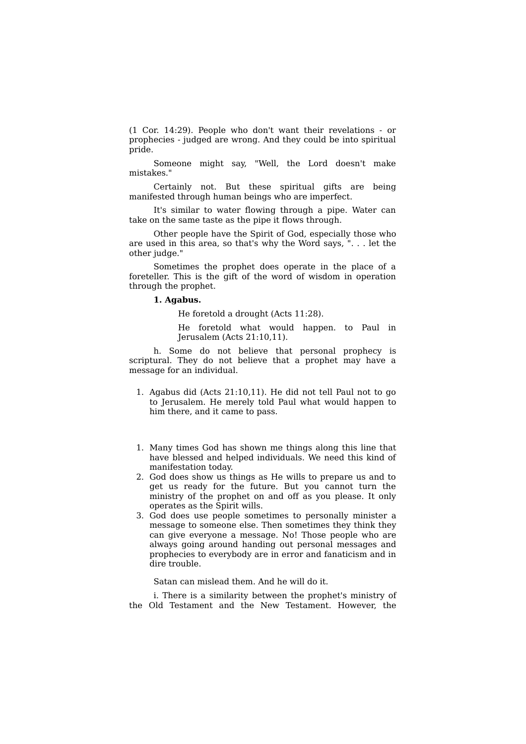(1 Cor. 14:29). People who don't want their revelations - or prophecies - judged are wrong. And they could be into spiritual pride.

Someone might say, "Well, the Lord doesn't make mistakes."

Certainly not. But these spiritual gifts are being manifested through human beings who are imperfect.

It's similar to water flowing through a pipe. Water can take on the same taste as the pipe it flows through.

Other people have the Spirit of God, especially those who are used in this area, so that's why the Word says, ". . . let the other judge."

Sometimes the prophet does operate in the place of a foreteller. This is the gift of the word of wisdom in operation through the prophet.

**1. Agabus.**

> He foretold a drought (Acts 11:28).
>
> He foretold what would happen. to Paul in Jerusalem (Acts 21:10,11).

h. Some do not believe that personal prophecy is scriptural. They do not believe that a prophet may have a message for an individual.

1. Agabus did (Acts 21:10,11). He did not tell Paul not to go to Jerusalem. He merely told Paul what would happen to him there, and it came to pass.

1. Many times God has shown me things along this line that have blessed and helped individuals. We need this kind of manifestation today.
2. God does show us things as He wills to prepare us and to get us ready for the future. But you cannot turn the ministry of the prophet on and off as you please. It only operates as the Spirit wills.
3. God does use people sometimes to personally minister a message to someone else. Then sometimes they think they can give everyone a message. No! Those people who are always going around handing out personal messages and prophecies to everybody are in error and fanaticism and in dire trouble.

Satan can mislead them. And he will do it.

i. There is a similarity between the prophet's ministry of the Old Testament and the New Testament. However, the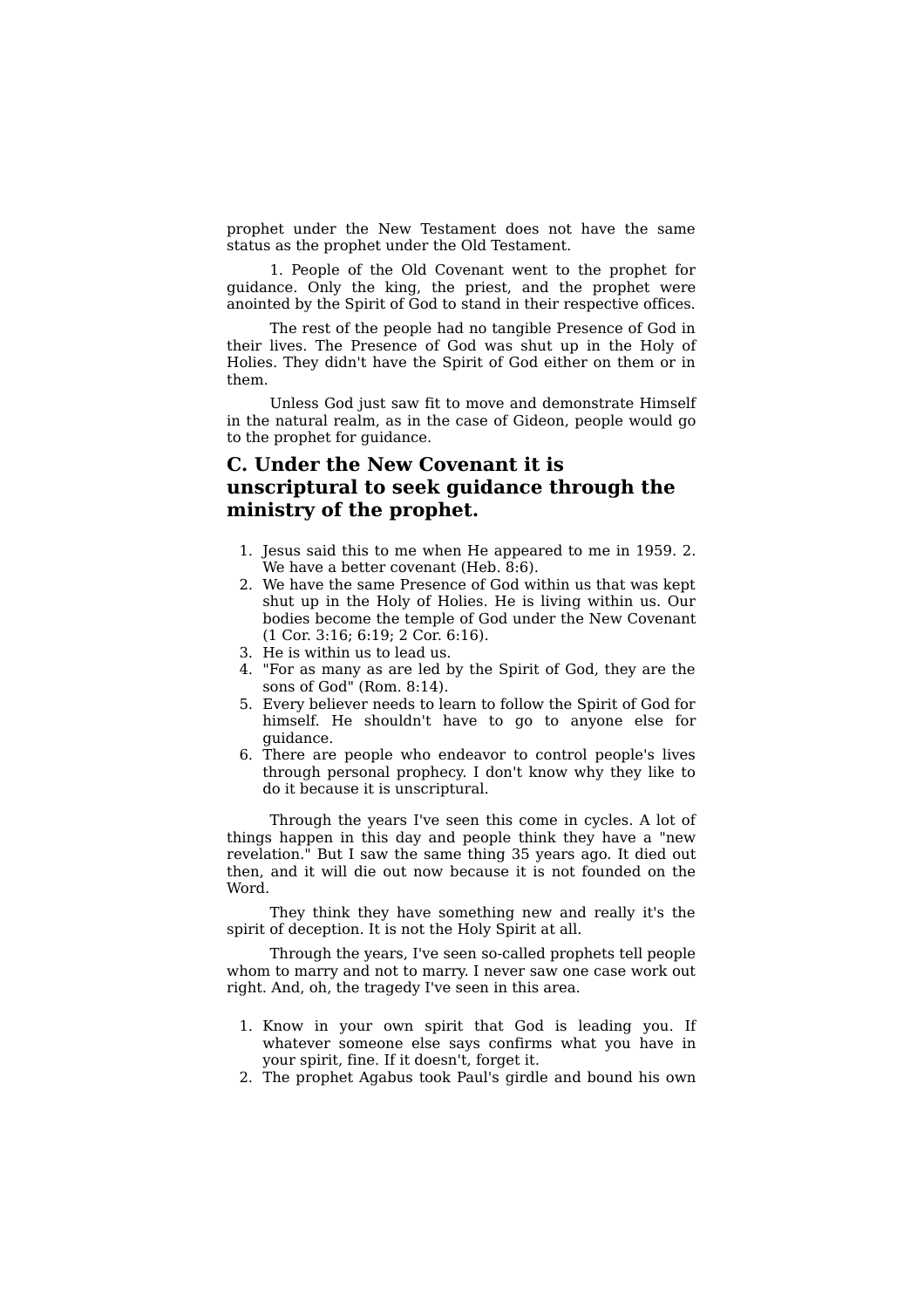prophet under the New Testament does not have the same status as the prophet under the Old Testament.

1. People of the Old Covenant went to the prophet for guidance. Only the king, the priest, and the prophet were anointed by the Spirit of God to stand in their respective offices.

The rest of the people had no tangible Presence of God in their lives. The Presence of God was shut up in the Holy of Holies. They didn't have the Spirit of God either on them or in them.

Unless God just saw fit to move and demonstrate Himself in the natural realm, as in the case of Gideon, people would go to the prophet for guidance.

### C. Under the New Covenant it is unscriptural to seek guidance through the ministry of the prophet.

1. Jesus said this to me when He appeared to me in 1959. 2. We have a better covenant (Heb. 8:6).
2. We have the same Presence of God within us that was kept shut up in the Holy of Holies. He is living within us. Our bodies become the temple of God under the New Covenant (1 Cor. 3:16; 6:19; 2 Cor. 6:16).
3. He is within us to lead us.
4. "For as many as are led by the Spirit of God, they are the sons of God" (Rom. 8:14).
5. Every believer needs to learn to follow the Spirit of God for himself. He shouldn't have to go to anyone else for guidance.
6. There are people who endeavor to control people's lives through personal prophecy. I don't know why they like to do it because it is unscriptural.

Through the years I've seen this come in cycles. A lot of things happen in this day and people think they have a "new revelation." But I saw the same thing 35 years ago. It died out then, and it will die out now because it is not founded on the Word.

They think they have something new and really it's the spirit of deception. It is not the Holy Spirit at all.

Through the years, I've seen so-called prophets tell people whom to marry and not to marry. I never saw one case work out right. And, oh, the tragedy I've seen in this area.

1. Know in your own spirit that God is leading you. If whatever someone else says confirms what you have in your spirit, fine. If it doesn't, forget it.
2. The prophet Agabus took Paul's girdle and bound his own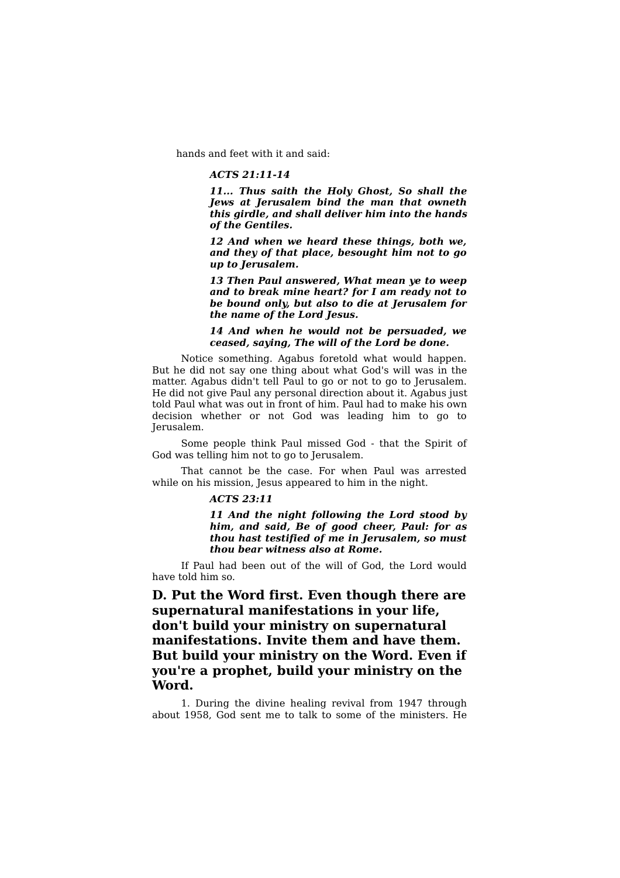hands and feet with it and said:

> ***ACTS 21:11-14***
>
> ***11... Thus saith the Holy Ghost, So shall the Jews at Jerusalem bind the man that owneth this girdle, and shall deliver him into the hands of the Gentiles.***
>
> ***12 And when we heard these things, both we, and they of that place, besought him not to go up to Jerusalem.***
>
> ***13 Then Paul answered, What mean ye to weep and to break mine heart? for I am ready not to be bound only, but also to die at Jerusalem for the name of the Lord Jesus.***
>
> ***14 And when he would not be persuaded, we ceased, saying, The will of the Lord be done.***

Notice something. Agabus foretold what would happen. But he did not say one thing about what God's will was in the matter. Agabus didn't tell Paul to go or not to go to Jerusalem. He did not give Paul any personal direction about it. Agabus just told Paul what was out in front of him. Paul had to make his own decision whether or not God was leading him to go to Jerusalem.

Some people think Paul missed God - that the Spirit of God was telling him not to go to Jerusalem.

That cannot be the case. For when Paul was arrested while on his mission, Jesus appeared to him in the night.

> ***ACTS 23:11***
>
> ***11 And the night following the Lord stood by him, and said, Be of good cheer, Paul: for as thou hast testified of me in Jerusalem, so must thou bear witness also at Rome.***

If Paul had been out of the will of God, the Lord would have told him so.

## D. Put the Word first. Even though there are supernatural manifestations in your life, don't build your ministry on supernatural manifestations. Invite them and have them. But build your ministry on the Word. Even if you're a prophet, build your ministry on the Word.

1. During the divine healing revival from 1947 through about 1958, God sent me to talk to some of the ministers. He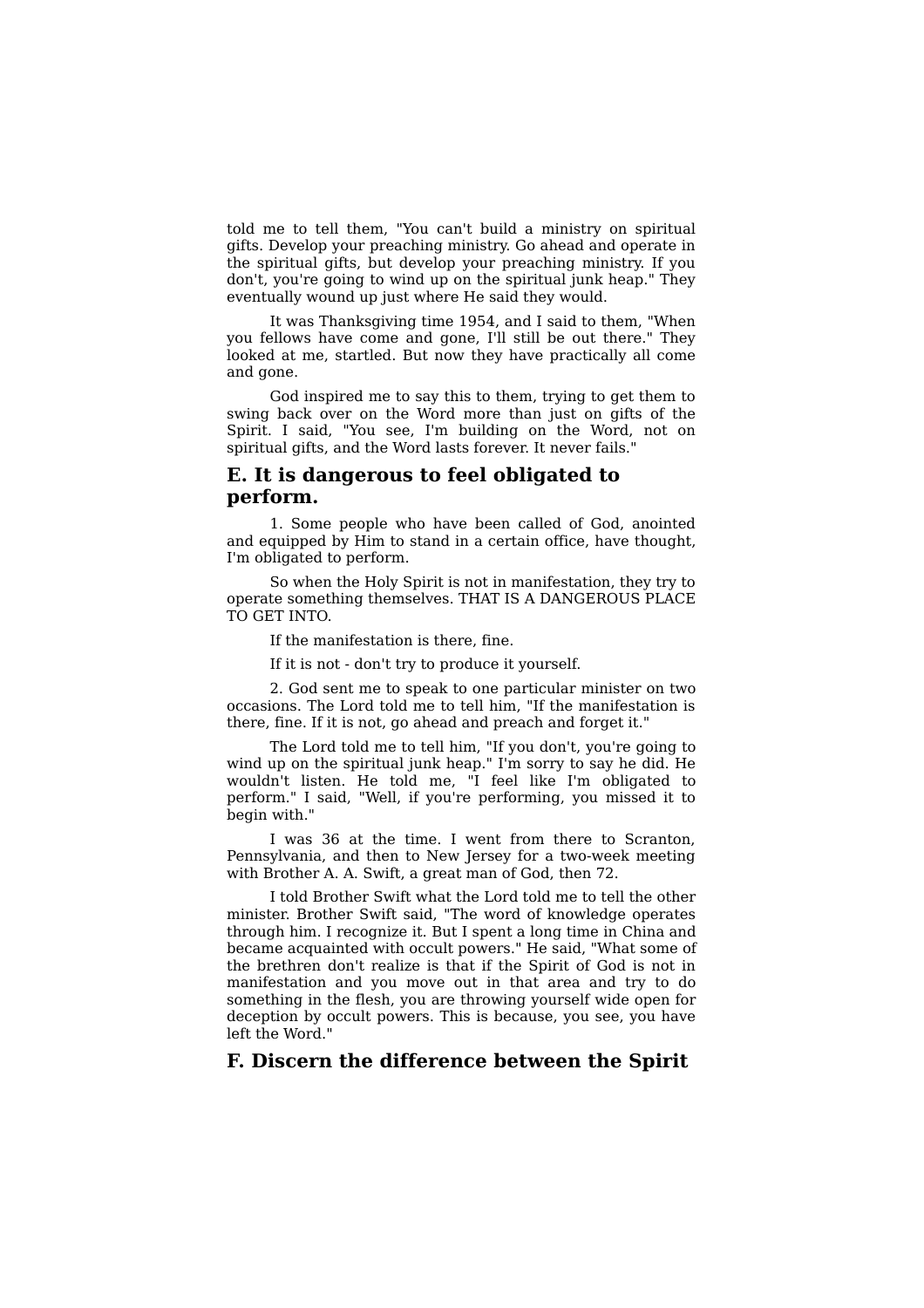told me to tell them, "You can't build a ministry on spiritual gifts. Develop your preaching ministry. Go ahead and operate in the spiritual gifts, but develop your preaching ministry. If you don't, you're going to wind up on the spiritual junk heap." They eventually wound up just where He said they would.

It was Thanksgiving time 1954, and I said to them, "When you fellows have come and gone, I'll still be out there." They looked at me, startled. But now they have practically all come and gone.

God inspired me to say this to them, trying to get them to swing back over on the Word more than just on gifts of the Spirit. I said, "You see, I'm building on the Word, not on spiritual gifts, and the Word lasts forever. It never fails."

## E. It is dangerous to feel obligated to perform.

1. Some people who have been called of God, anointed and equipped by Him to stand in a certain office, have thought, I'm obligated to perform.

So when the Holy Spirit is not in manifestation, they try to operate something themselves. THAT IS A DANGEROUS PLACE TO GET INTO.

If the manifestation is there, fine.

If it is not - don't try to produce it yourself.

2. God sent me to speak to one particular minister on two occasions. The Lord told me to tell him, "If the manifestation is there, fine. If it is not, go ahead and preach and forget it."

The Lord told me to tell him, "If you don't, you're going to wind up on the spiritual junk heap." I'm sorry to say he did. He wouldn't listen. He told me, "I feel like I'm obligated to perform." I said, "Well, if you're performing, you missed it to begin with."

I was 36 at the time. I went from there to Scranton, Pennsylvania, and then to New Jersey for a two-week meeting with Brother A. A. Swift, a great man of God, then 72.

I told Brother Swift what the Lord told me to tell the other minister. Brother Swift said, "The word of knowledge operates through him. I recognize it. But I spent a long time in China and became acquainted with occult powers." He said, "What some of the brethren don't realize is that if the Spirit of God is not in manifestation and you move out in that area and try to do something in the flesh, you are throwing yourself wide open for deception by occult powers. This is because, you see, you have left the Word."

## F. Discern the difference between the Spirit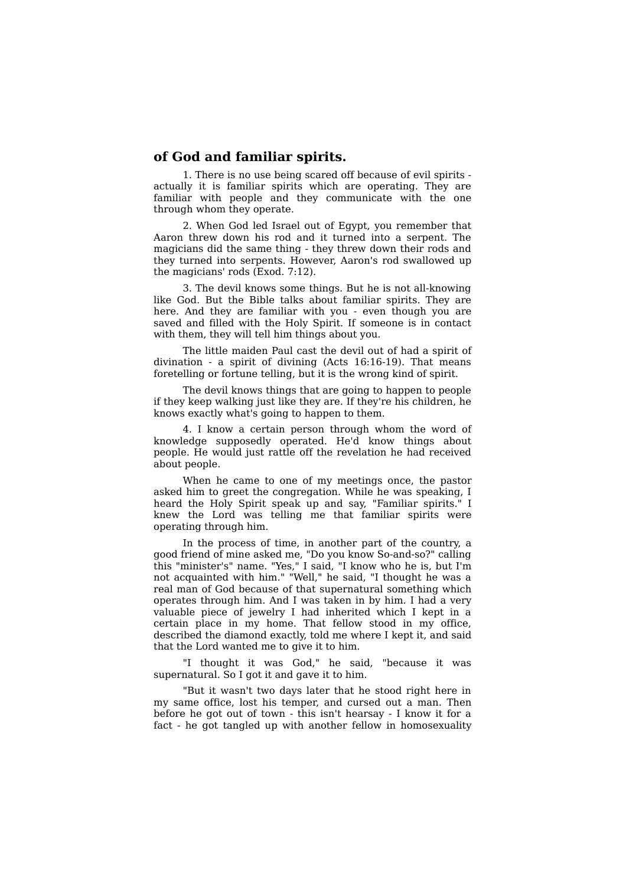**of God and familiar spirits.**

1. There is no use being scared off because of evil spirits - actually it is familiar spirits which are operating. They are familiar with people and they communicate with the one through whom they operate.

2. When God led Israel out of Egypt, you remember that Aaron threw down his rod and it turned into a serpent. The magicians did the same thing - they threw down their rods and they turned into serpents. However, Aaron's rod swallowed up the magicians' rods (Exod. 7:12).

3. The devil knows some things. But he is not all-knowing like God. But the Bible talks about familiar spirits. They are here. And they are familiar with you - even though you are saved and filled with the Holy Spirit. If someone is in contact with them, they will tell him things about you.

The little maiden Paul cast the devil out of had a spirit of divination - a spirit of divining (Acts 16:16-19). That means foretelling or fortune telling, but it is the wrong kind of spirit.

The devil knows things that are going to happen to people if they keep walking just like they are. If they're his children, he knows exactly what's going to happen to them.

4. I know a certain person through whom the word of knowledge supposedly operated. He'd know things about people. He would just rattle off the revelation he had received about people.

When he came to one of my meetings once, the pastor asked him to greet the congregation. While he was speaking, I heard the Holy Spirit speak up and say, "Familiar spirits." I knew the Lord was telling me that familiar spirits were operating through him.

In the process of time, in another part of the country, a good friend of mine asked me, "Do you know So-and-so?" calling this "minister's" name. "Yes," I said, "I know who he is, but I'm not acquainted with him." "Well," he said, "I thought he was a real man of God because of that supernatural something which operates through him. And I was taken in by him. I had a very valuable piece of jewelry I had inherited which I kept in a certain place in my home. That fellow stood in my office, described the diamond exactly, told me where I kept it, and said that the Lord wanted me to give it to him.

"I thought it was God," he said, "because it was supernatural. So I got it and gave it to him.

"But it wasn't two days later that he stood right here in my same office, lost his temper, and cursed out a man. Then before he got out of town - this isn't hearsay - I know it for a fact - he got tangled up with another fellow in homosexuality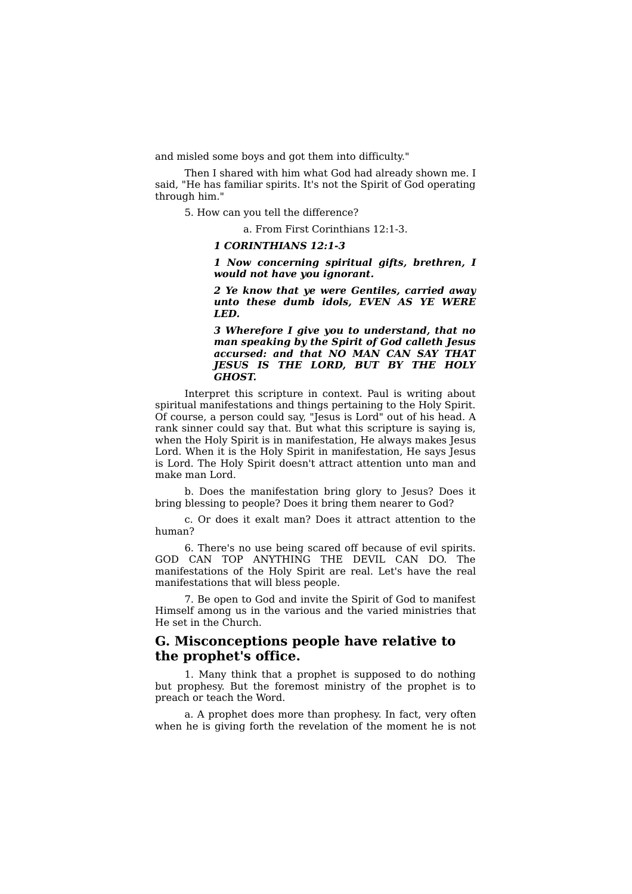and misled some boys and got them into difficulty."

Then I shared with him what God had already shown me. I said, "He has familiar spirits. It's not the Spirit of God operating through him."

5. How can you tell the difference?

a. From First Corinthians 12:1-3.

***1 CORINTHIANS 12:1-3***

***1 Now concerning spiritual gifts, brethren, I would not have you ignorant.***

***2 Ye know that ye were Gentiles, carried away unto these dumb idols, EVEN AS YE WERE LED.***

***3 Wherefore I give you to understand, that no man speaking by the Spirit of God calleth Jesus accursed: and that NO MAN CAN SAY THAT JESUS IS THE LORD, BUT BY THE HOLY GHOST.***

Interpret this scripture in context. Paul is writing about spiritual manifestations and things pertaining to the Holy Spirit. Of course, a person could say, "Jesus is Lord" out of his head. A rank sinner could say that. But what this scripture is saying is, when the Holy Spirit is in manifestation, He always makes Jesus Lord. When it is the Holy Spirit in manifestation, He says Jesus is Lord. The Holy Spirit doesn't attract attention unto man and make man Lord.

b. Does the manifestation bring glory to Jesus? Does it bring blessing to people? Does it bring them nearer to God?

c. Or does it exalt man? Does it attract attention to the human?

6. There's no use being scared off because of evil spirits. GOD CAN TOP ANYTHING THE DEVIL CAN DO. The manifestations of the Holy Spirit are real. Let's have the real manifestations that will bless people.

7. Be open to God and invite the Spirit of God to manifest Himself among us in the various and the varied ministries that He set in the Church.

## G. Misconceptions people have relative to the prophet's office.

1. Many think that a prophet is supposed to do nothing but prophesy. But the foremost ministry of the prophet is to preach or teach the Word.

a. A prophet does more than prophesy. In fact, very often when he is giving forth the revelation of the moment he is not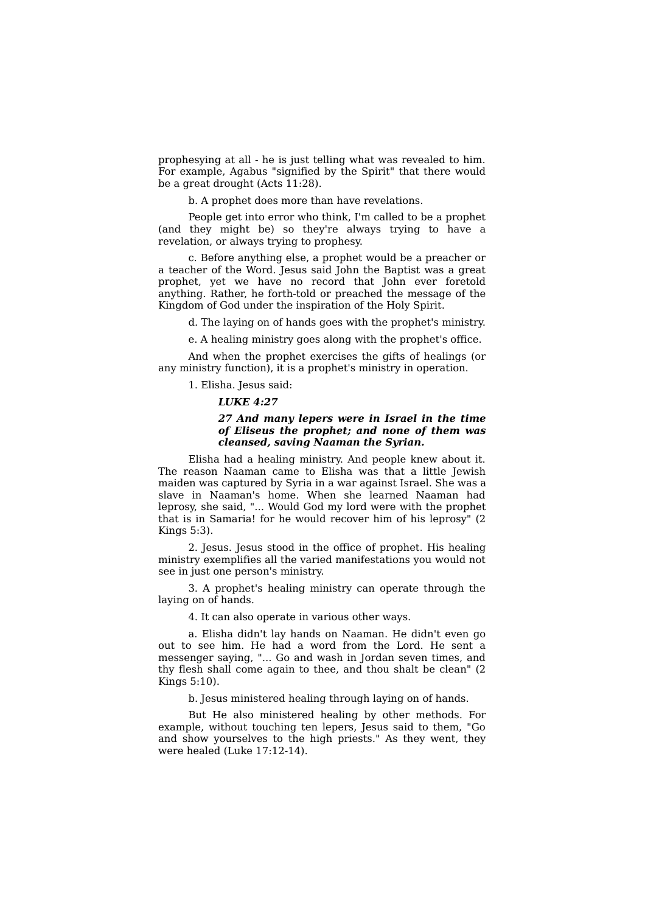prophesying at all - he is just telling what was revealed to him. For example, Agabus "signified by the Spirit" that there would be a great drought (Acts 11:28).

b. A prophet does more than have revelations.

People get into error who think, I'm called to be a prophet (and they might be) so they're always trying to have a revelation, or always trying to prophesy.

c. Before anything else, a prophet would be a preacher or a teacher of the Word. Jesus said John the Baptist was a great prophet, yet we have no record that John ever foretold anything. Rather, he forth-told or preached the message of the Kingdom of God under the inspiration of the Holy Spirit.

d. The laying on of hands goes with the prophet's ministry.

e. A healing ministry goes along with the prophet's office.

And when the prophet exercises the gifts of healings (or any ministry function), it is a prophet's ministry in operation.

1. Elisha. Jesus said:

> ***LUKE 4:27***
>
> ***27 And many lepers were in Israel in the time of Eliseus the prophet; and none of them was cleansed, saving Naaman the Syrian.***

Elisha had a healing ministry. And people knew about it. The reason Naaman came to Elisha was that a little Jewish maiden was captured by Syria in a war against Israel. She was a slave in Naaman's home. When she learned Naaman had leprosy, she said, "... Would God my lord were with the prophet that is in Samaria! for he would recover him of his leprosy" (2 Kings 5:3).

2. Jesus. Jesus stood in the office of prophet. His healing ministry exemplifies all the varied manifestations you would not see in just one person's ministry.

3. A prophet's healing ministry can operate through the laying on of hands.

4. It can also operate in various other ways.

a. Elisha didn't lay hands on Naaman. He didn't even go out to see him. He had a word from the Lord. He sent a messenger saying, "... Go and wash in Jordan seven times, and thy flesh shall come again to thee, and thou shalt be clean" (2 Kings 5:10).

b. Jesus ministered healing through laying on of hands.

But He also ministered healing by other methods. For example, without touching ten lepers, Jesus said to them, "Go and show yourselves to the high priests." As they went, they were healed (Luke 17:12-14).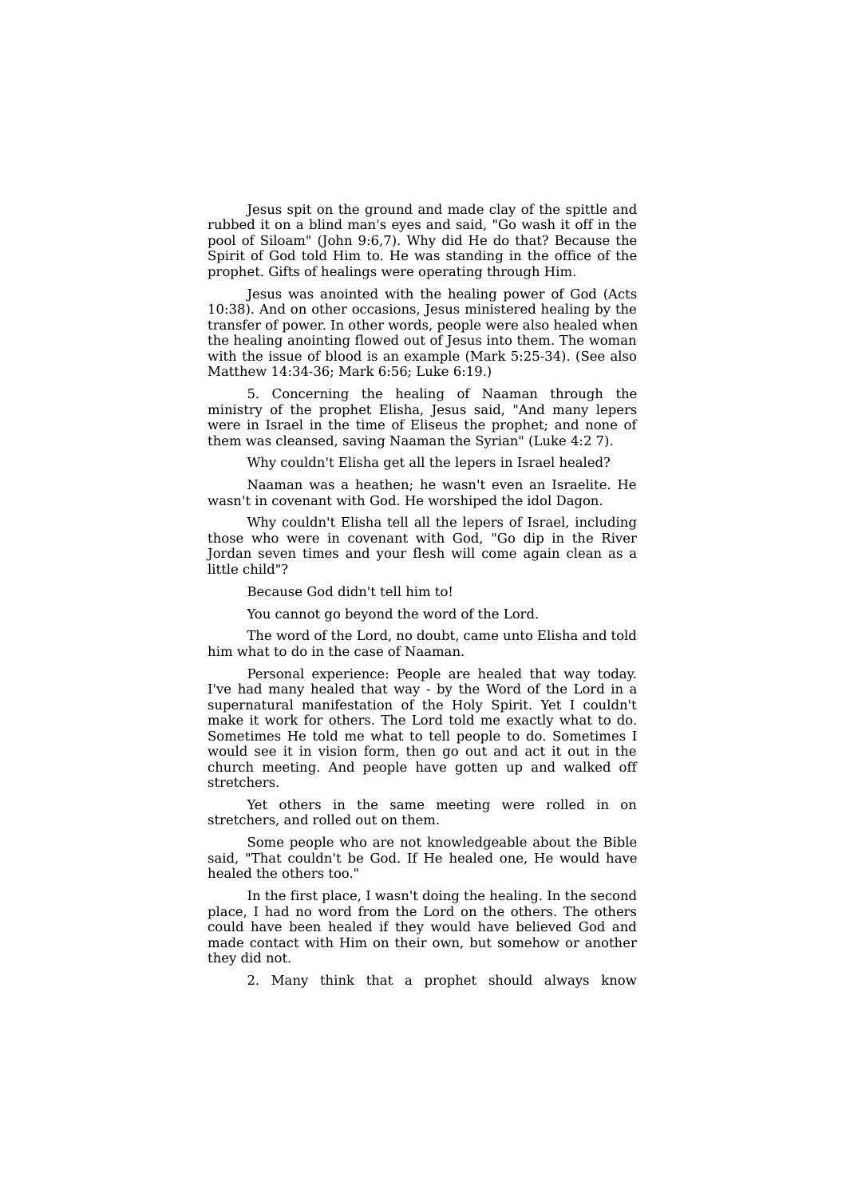Jesus spit on the ground and made clay of the spittle and rubbed it on a blind man's eyes and said, "Go wash it off in the pool of Siloam" (John 9:6,7). Why did He do that? Because the Spirit of God told Him to. He was standing in the office of the prophet. Gifts of healings were operating through Him.

Jesus was anointed with the healing power of God (Acts 10:38). And on other occasions, Jesus ministered healing by the transfer of power. In other words, people were also healed when the healing anointing flowed out of Jesus into them. The woman with the issue of blood is an example (Mark 5:25-34). (See also Matthew 14:34-36; Mark 6:56; Luke 6:19.)

5. Concerning the healing of Naaman through the ministry of the prophet Elisha, Jesus said, "And many lepers were in Israel in the time of Eliseus the prophet; and none of them was cleansed, saving Naaman the Syrian" (Luke 4:2 7).

Why couldn't Elisha get all the lepers in Israel healed?

Naaman was a heathen; he wasn't even an Israelite. He wasn't in covenant with God. He worshiped the idol Dagon.

Why couldn't Elisha tell all the lepers of Israel, including those who were in covenant with God, "Go dip in the River Jordan seven times and your flesh will come again clean as a little child"?

Because God didn't tell him to!

You cannot go beyond the word of the Lord.

The word of the Lord, no doubt, came unto Elisha and told him what to do in the case of Naaman.

Personal experience: People are healed that way today. I've had many healed that way - by the Word of the Lord in a supernatural manifestation of the Holy Spirit. Yet I couldn't make it work for others. The Lord told me exactly what to do. Sometimes He told me what to tell people to do. Sometimes I would see it in vision form, then go out and act it out in the church meeting. And people have gotten up and walked off stretchers.

Yet others in the same meeting were rolled in on stretchers, and rolled out on them.

Some people who are not knowledgeable about the Bible said, "That couldn't be God. If He healed one, He would have healed the others too."

In the first place, I wasn't doing the healing. In the second place, I had no word from the Lord on the others. The others could have been healed if they would have believed God and made contact with Him on their own, but somehow or another they did not.

2. Many think that a prophet should always know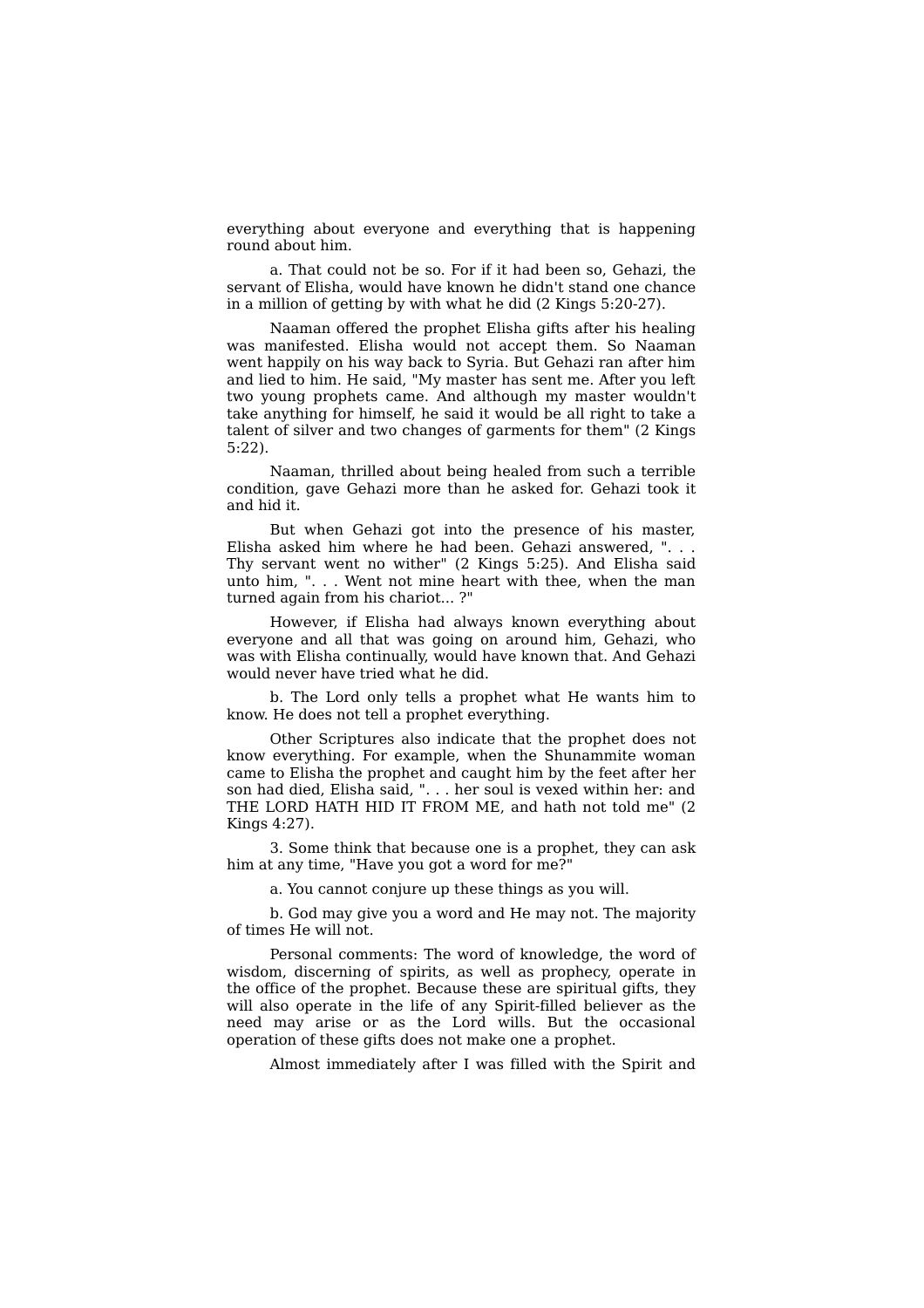everything about everyone and everything that is happening round about him.

a. That could not be so. For if it had been so, Gehazi, the servant of Elisha, would have known he didn't stand one chance in a million of getting by with what he did (2 Kings 5:20-27).

Naaman offered the prophet Elisha gifts after his healing was manifested. Elisha would not accept them. So Naaman went happily on his way back to Syria. But Gehazi ran after him and lied to him. He said, "My master has sent me. After you left two young prophets came. And although my master wouldn't take anything for himself, he said it would be all right to take a talent of silver and two changes of garments for them" (2 Kings 5:22).

Naaman, thrilled about being healed from such a terrible condition, gave Gehazi more than he asked for. Gehazi took it and hid it.

But when Gehazi got into the presence of his master, Elisha asked him where he had been. Gehazi answered, ". . . Thy servant went no wither" (2 Kings 5:25). And Elisha said unto him, ". . . Went not mine heart with thee, when the man turned again from his chariot... ?"

However, if Elisha had always known everything about everyone and all that was going on around him, Gehazi, who was with Elisha continually, would have known that. And Gehazi would never have tried what he did.

b. The Lord only tells a prophet what He wants him to know. He does not tell a prophet everything.

Other Scriptures also indicate that the prophet does not know everything. For example, when the Shunammite woman came to Elisha the prophet and caught him by the feet after her son had died, Elisha said, ". . . her soul is vexed within her: and THE LORD HATH HID IT FROM ME, and hath not told me" (2 Kings 4:27).

3. Some think that because one is a prophet, they can ask him at any time, "Have you got a word for me?"

a. You cannot conjure up these things as you will.

b. God may give you a word and He may not. The majority of times He will not.

Personal comments: The word of knowledge, the word of wisdom, discerning of spirits, as well as prophecy, operate in the office of the prophet. Because these are spiritual gifts, they will also operate in the life of any Spirit-filled believer as the need may arise or as the Lord wills. But the occasional operation of these gifts does not make one a prophet.

Almost immediately after I was filled with the Spirit and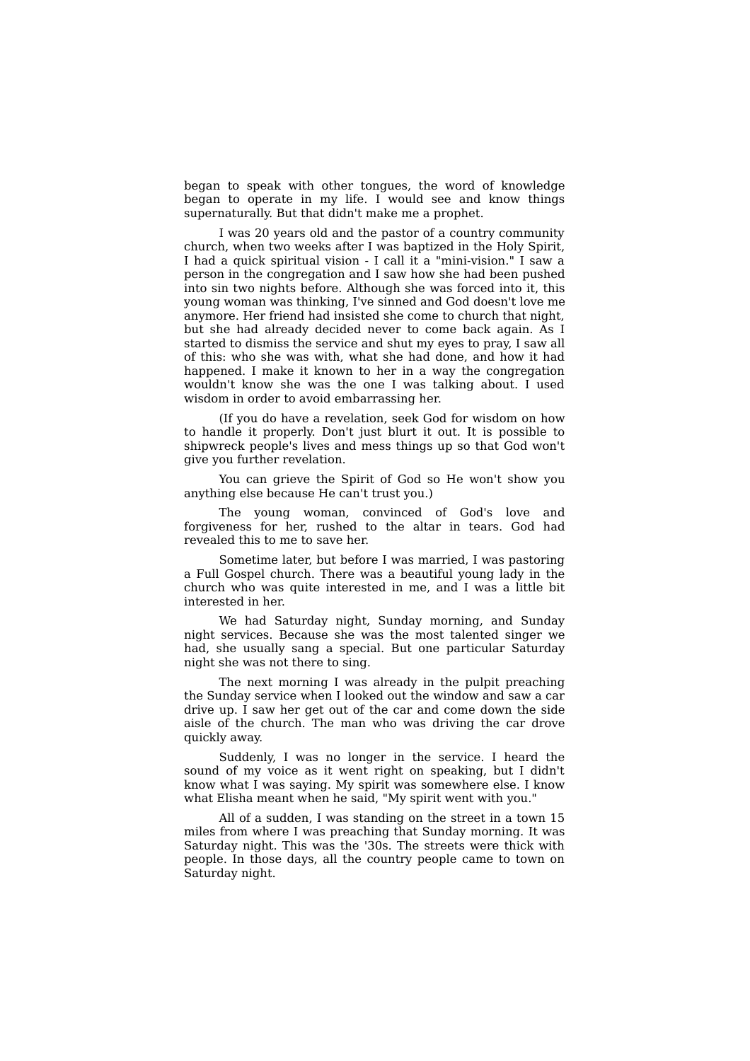began to speak with other tongues, the word of knowledge began to operate in my life. I would see and know things supernaturally. But that didn't make me a prophet.

I was 20 years old and the pastor of a country community church, when two weeks after I was baptized in the Holy Spirit, I had a quick spiritual vision - I call it a "mini-vision." I saw a person in the congregation and I saw how she had been pushed into sin two nights before. Although she was forced into it, this young woman was thinking, I've sinned and God doesn't love me anymore. Her friend had insisted she come to church that night, but she had already decided never to come back again. As I started to dismiss the service and shut my eyes to pray, I saw all of this: who she was with, what she had done, and how it had happened. I make it known to her in a way the congregation wouldn't know she was the one I was talking about. I used wisdom in order to avoid embarrassing her.

(If you do have a revelation, seek God for wisdom on how to handle it properly. Don't just blurt it out. It is possible to shipwreck people's lives and mess things up so that God won't give you further revelation.

You can grieve the Spirit of God so He won't show you anything else because He can't trust you.)

The young woman, convinced of God's love and forgiveness for her, rushed to the altar in tears. God had revealed this to me to save her.

Sometime later, but before I was married, I was pastoring a Full Gospel church. There was a beautiful young lady in the church who was quite interested in me, and I was a little bit interested in her.

We had Saturday night, Sunday morning, and Sunday night services. Because she was the most talented singer we had, she usually sang a special. But one particular Saturday night she was not there to sing.

The next morning I was already in the pulpit preaching the Sunday service when I looked out the window and saw a car drive up. I saw her get out of the car and come down the side aisle of the church. The man who was driving the car drove quickly away.

Suddenly, I was no longer in the service. I heard the sound of my voice as it went right on speaking, but I didn't know what I was saying. My spirit was somewhere else. I know what Elisha meant when he said, "My spirit went with you."

All of a sudden, I was standing on the street in a town 15 miles from where I was preaching that Sunday morning. It was Saturday night. This was the '30s. The streets were thick with people. In those days, all the country people came to town on Saturday night.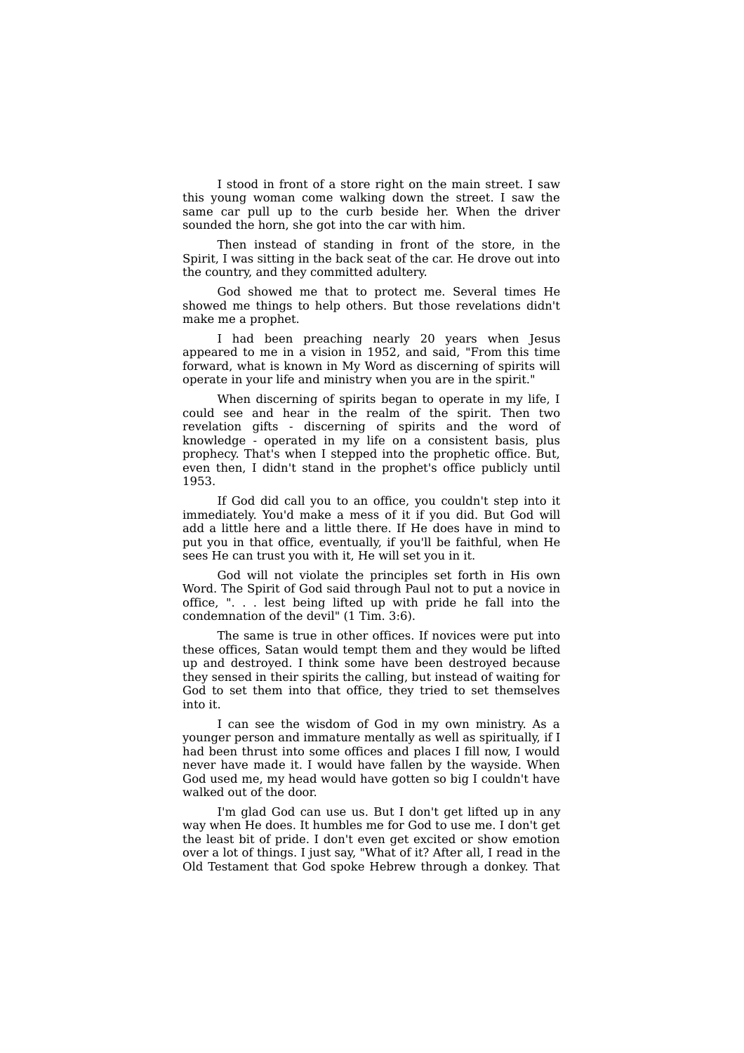I stood in front of a store right on the main street. I saw this young woman come walking down the street. I saw the same car pull up to the curb beside her. When the driver sounded the horn, she got into the car with him.

Then instead of standing in front of the store, in the Spirit, I was sitting in the back seat of the car. He drove out into the country, and they committed adultery.

God showed me that to protect me. Several times He showed me things to help others. But those revelations didn't make me a prophet.

I had been preaching nearly 20 years when Jesus appeared to me in a vision in 1952, and said, "From this time forward, what is known in My Word as discerning of spirits will operate in your life and ministry when you are in the spirit."

When discerning of spirits began to operate in my life, I could see and hear in the realm of the spirit. Then two revelation gifts - discerning of spirits and the word of knowledge - operated in my life on a consistent basis, plus prophecy. That's when I stepped into the prophetic office. But, even then, I didn't stand in the prophet's office publicly until 1953.

If God did call you to an office, you couldn't step into it immediately. You'd make a mess of it if you did. But God will add a little here and a little there. If He does have in mind to put you in that office, eventually, if you'll be faithful, when He sees He can trust you with it, He will set you in it.

God will not violate the principles set forth in His own Word. The Spirit of God said through Paul not to put a novice in office, ". . . lest being lifted up with pride he fall into the condemnation of the devil" (1 Tim. 3:6).

The same is true in other offices. If novices were put into these offices, Satan would tempt them and they would be lifted up and destroyed. I think some have been destroyed because they sensed in their spirits the calling, but instead of waiting for God to set them into that office, they tried to set themselves into it.

I can see the wisdom of God in my own ministry. As a younger person and immature mentally as well as spiritually, if I had been thrust into some offices and places I fill now, I would never have made it. I would have fallen by the wayside. When God used me, my head would have gotten so big I couldn't have walked out of the door.

I'm glad God can use us. But I don't get lifted up in any way when He does. It humbles me for God to use me. I don't get the least bit of pride. I don't even get excited or show emotion over a lot of things. I just say, "What of it? After all, I read in the Old Testament that God spoke Hebrew through a donkey. That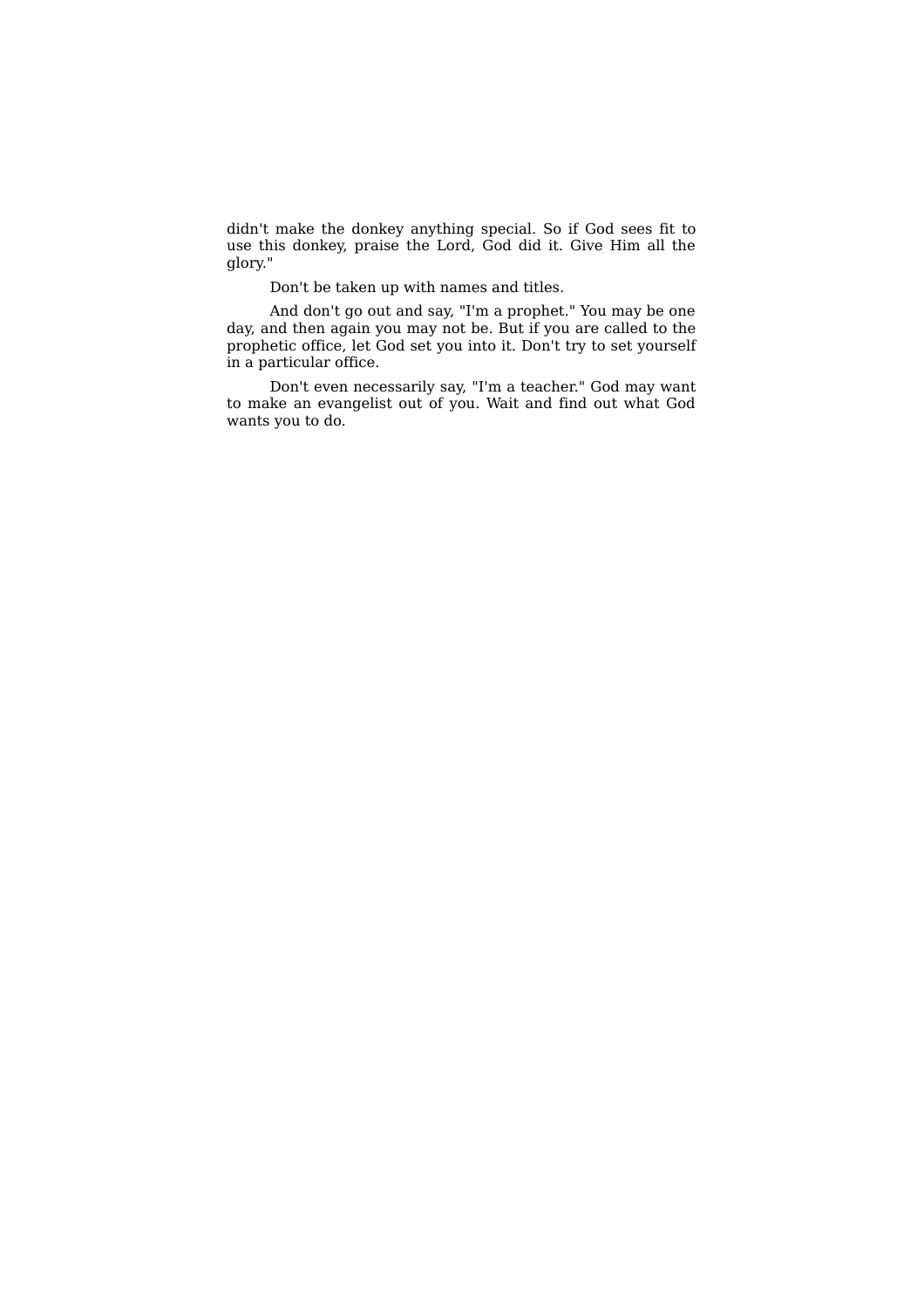didn't make the donkey anything special. So if God sees fit to use this donkey, praise the Lord, God did it. Give Him all the glory."

Don't be taken up with names and titles.

And don't go out and say, "I'm a prophet." You may be one day, and then again you may not be. But if you are called to the prophetic office, let God set you into it. Don't try to set yourself in a particular office.

Don't even necessarily say, "I'm a teacher." God may want to make an evangelist out of you. Wait and find out what God wants you to do.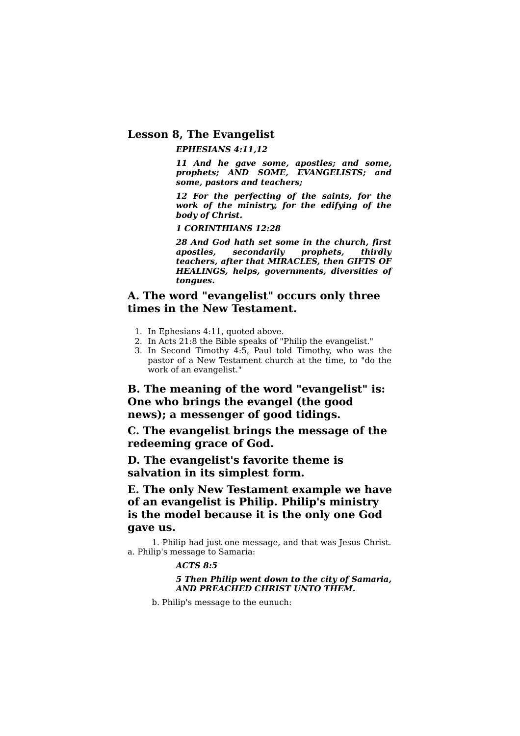## Lesson 8, The Evangelist

> ***EPHESIANS 4:11,12***
>
> ***11 And he gave some, apostles; and some, prophets; AND SOME, EVANGELISTS; and some, pastors and teachers;***
>
> ***12 For the perfecting of the saints, for the work of the ministry, for the edifying of the body of Christ.***
>
> ***1 CORINTHIANS 12:28***
>
> ***28 And God hath set some in the church, first apostles, secondarily prophets, thirdly teachers, after that MIRACLES, then GIFTS OF HEALINGS, helps, governments, diversities of tongues.***

### A. The word "evangelist" occurs only three times in the New Testament.

1. In Ephesians 4:11, quoted above.
2. In Acts 21:8 the Bible speaks of "Philip the evangelist."
3. In Second Timothy 4:5, Paul told Timothy, who was the pastor of a New Testament church at the time, to "do the work of an evangelist."

### B. The meaning of the word "evangelist" is: One who brings the evangel (the good news); a messenger of good tidings.

### C. The evangelist brings the message of the redeeming grace of God.

### D. The evangelist's favorite theme is salvation in its simplest form.

### E. The only New Testament example we have of an evangelist is Philip. Philip's ministry is the model because it is the only one God gave us.

1. Philip had just one message, and that was Jesus Christ.
a. Philip's message to Samaria:

> ***ACTS 8:5***
>
> ***5 Then Philip went down to the city of Samaria, AND PREACHED CHRIST UNTO THEM.***

b. Philip's message to the eunuch: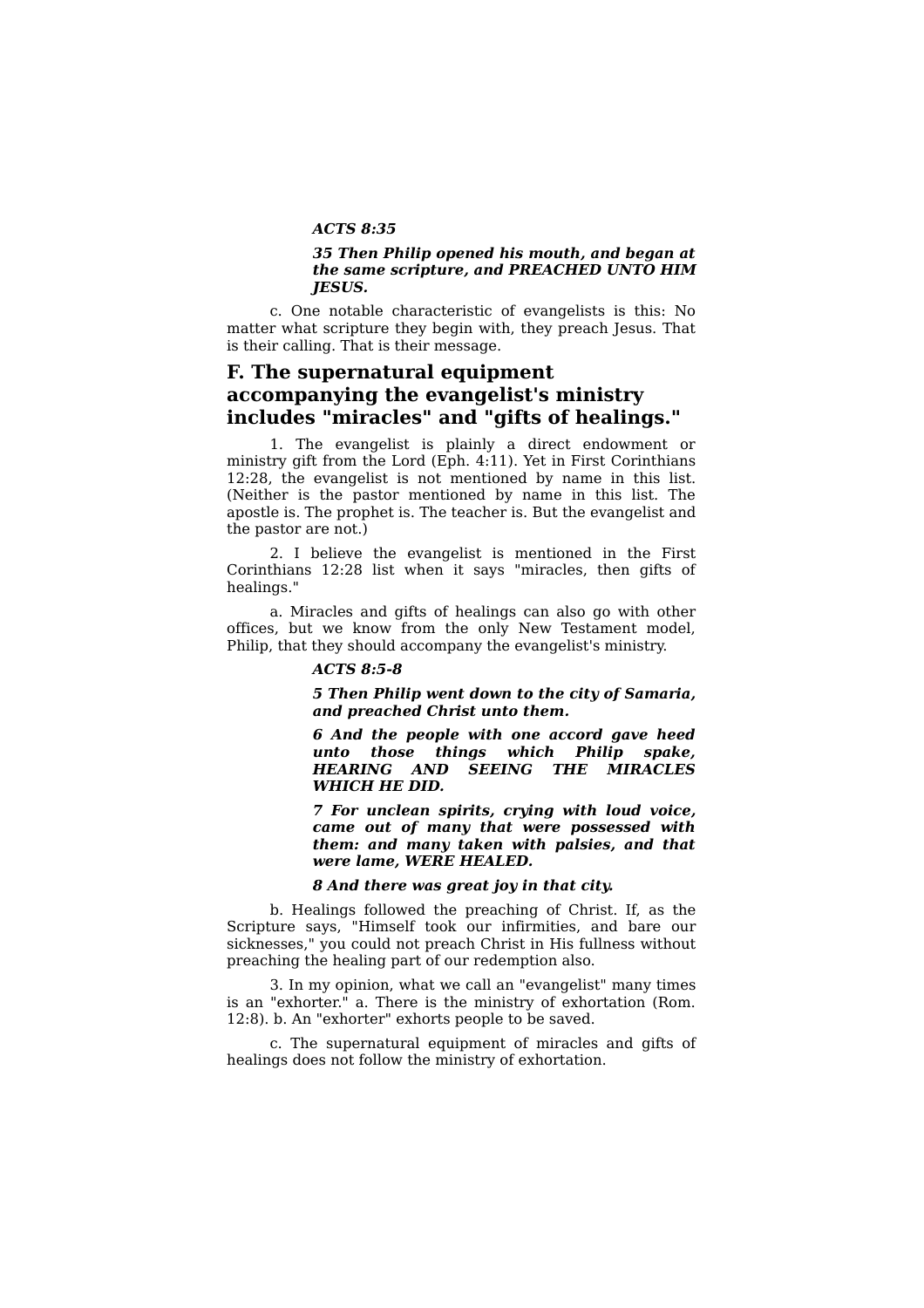***ACTS 8:35***

***35 Then Philip opened his mouth, and began at the same scripture, and PREACHED UNTO HIM JESUS.***

c. One notable characteristic of evangelists is this: No matter what scripture they begin with, they preach Jesus. That is their calling. That is their message.

## F. The supernatural equipment accompanying the evangelist's ministry includes "miracles" and "gifts of healings."

1. The evangelist is plainly a direct endowment or ministry gift from the Lord (Eph. 4:11). Yet in First Corinthians 12:28, the evangelist is not mentioned by name in this list. (Neither is the pastor mentioned by name in this list. The apostle is. The prophet is. The teacher is. But the evangelist and the pastor are not.)

2. I believe the evangelist is mentioned in the First Corinthians 12:28 list when it says "miracles, then gifts of healings."

a. Miracles and gifts of healings can also go with other offices, but we know from the only New Testament model, Philip, that they should accompany the evangelist's ministry.

***ACTS 8:5-8***

***5 Then Philip went down to the city of Samaria, and preached Christ unto them.***

***6 And the people with one accord gave heed unto those things which Philip spake, HEARING AND SEEING THE MIRACLES WHICH HE DID.***

***7 For unclean spirits, crying with loud voice, came out of many that were possessed with them: and many taken with palsies, and that were lame, WERE HEALED.***

***8 And there was great joy in that city.***

b. Healings followed the preaching of Christ. If, as the Scripture says, "Himself took our infirmities, and bare our sicknesses," you could not preach Christ in His fullness without preaching the healing part of our redemption also.

3. In my opinion, what we call an "evangelist" many times is an "exhorter." a. There is the ministry of exhortation (Rom. 12:8). b. An "exhorter" exhorts people to be saved.

c. The supernatural equipment of miracles and gifts of healings does not follow the ministry of exhortation.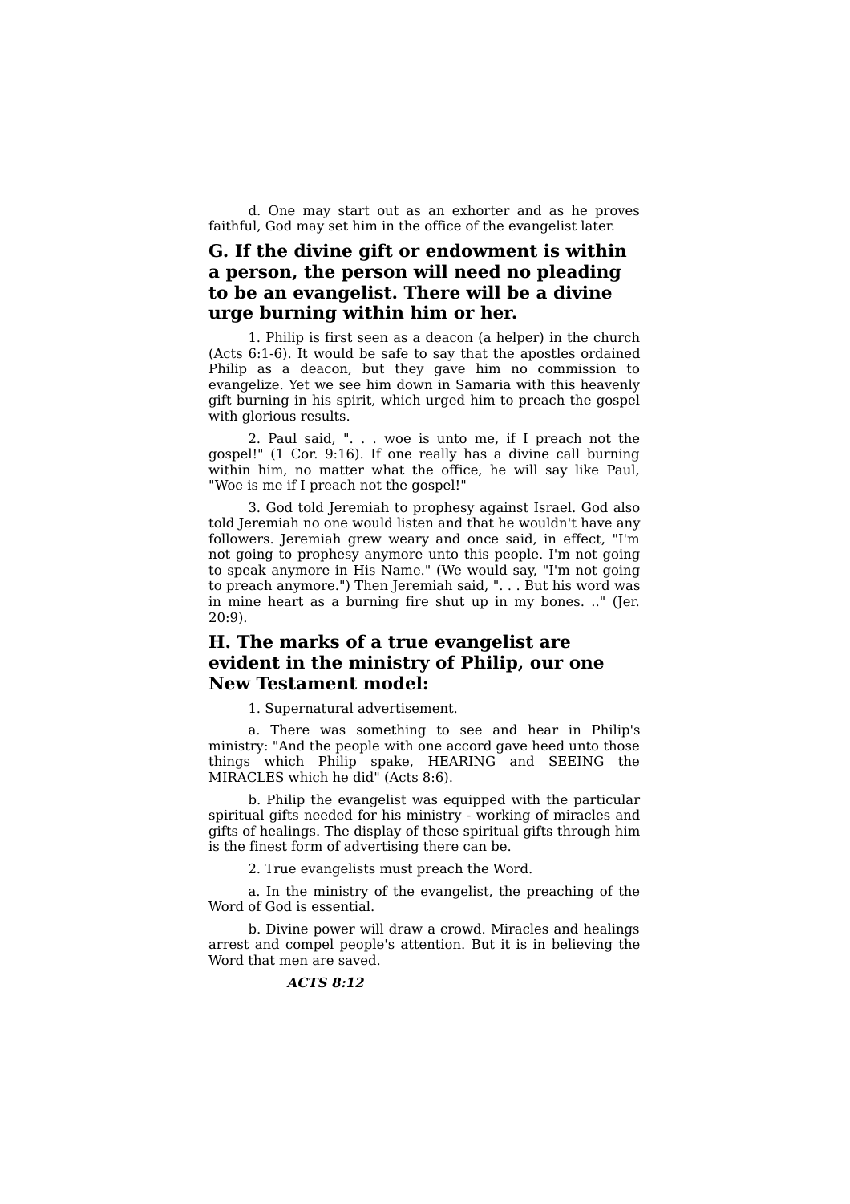d. One may start out as an exhorter and as he proves faithful, God may set him in the office of the evangelist later.

## G. If the divine gift or endowment is within a person, the person will need no pleading to be an evangelist. There will be a divine urge burning within him or her.

1. Philip is first seen as a deacon (a helper) in the church (Acts 6:1-6). It would be safe to say that the apostles ordained Philip as a deacon, but they gave him no commission to evangelize. Yet we see him down in Samaria with this heavenly gift burning in his spirit, which urged him to preach the gospel with glorious results.

2. Paul said, ". . . woe is unto me, if I preach not the gospel!" (1 Cor. 9:16). If one really has a divine call burning within him, no matter what the office, he will say like Paul, "Woe is me if I preach not the gospel!"

3. God told Jeremiah to prophesy against Israel. God also told Jeremiah no one would listen and that he wouldn't have any followers. Jeremiah grew weary and once said, in effect, "I'm not going to prophesy anymore unto this people. I'm not going to speak anymore in His Name." (We would say, "I'm not going to preach anymore.") Then Jeremiah said, ". . . But his word was in mine heart as a burning fire shut up in my bones. .." (Jer. 20:9).

## H. The marks of a true evangelist are evident in the ministry of Philip, our one New Testament model:

1. Supernatural advertisement.

a. There was something to see and hear in Philip's ministry: "And the people with one accord gave heed unto those things which Philip spake, HEARING and SEEING the MIRACLES which he did" (Acts 8:6).

b. Philip the evangelist was equipped with the particular spiritual gifts needed for his ministry - working of miracles and gifts of healings. The display of these spiritual gifts through him is the finest form of advertising there can be.

2. True evangelists must preach the Word.

a. In the ministry of the evangelist, the preaching of the Word of God is essential.

b. Divine power will draw a crowd. Miracles and healings arrest and compel people's attention. But it is in believing the Word that men are saved.

***ACTS 8:12***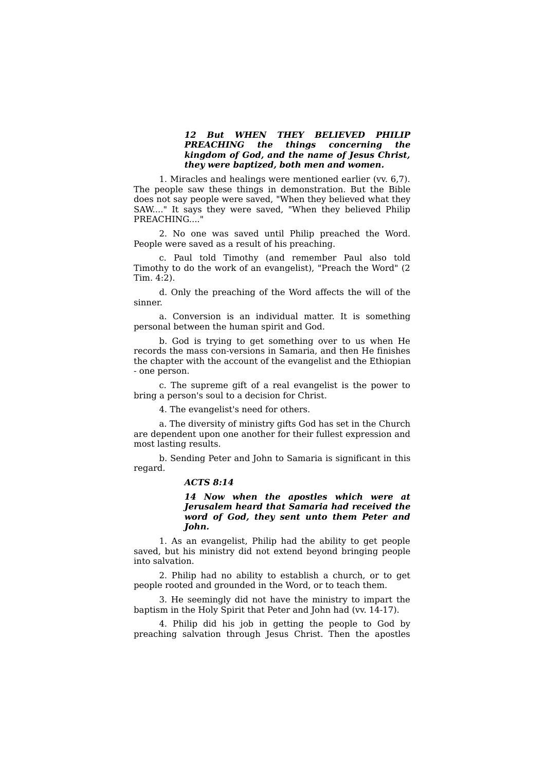***12 But WHEN THEY BELIEVED PHILIP PREACHING the things concerning the kingdom of God, and the name of Jesus Christ, they were baptized, both men and women.***

1. Miracles and healings were mentioned earlier (vv. 6,7). The people saw these things in demonstration. But the Bible does not say people were saved, "When they believed what they SAW...." It says they were saved, "When they believed Philip PREACHING...."

2. No one was saved until Philip preached the Word. People were saved as a result of his preaching.

c. Paul told Timothy (and remember Paul also told Timothy to do the work of an evangelist), "Preach the Word" (2 Tim. 4:2).

d. Only the preaching of the Word affects the will of the sinner.

a. Conversion is an individual matter. It is something personal between the human spirit and God.

b. God is trying to get something over to us when He records the mass con-versions in Samaria, and then He finishes the chapter with the account of the evangelist and the Ethiopian - one person.

c. The supreme gift of a real evangelist is the power to bring a person's soul to a decision for Christ.

4. The evangelist's need for others.

a. The diversity of ministry gifts God has set in the Church are dependent upon one another for their fullest expression and most lasting results.

b. Sending Peter and John to Samaria is significant in this regard.

***ACTS 8:14***

***14 Now when the apostles which were at Jerusalem heard that Samaria had received the word of God, they sent unto them Peter and John.***

1. As an evangelist, Philip had the ability to get people saved, but his ministry did not extend beyond bringing people into salvation.

2. Philip had no ability to establish a church, or to get people rooted and grounded in the Word, or to teach them.

3. He seemingly did not have the ministry to impart the baptism in the Holy Spirit that Peter and John had (vv. 14-17).

4. Philip did his job in getting the people to God by preaching salvation through Jesus Christ. Then the apostles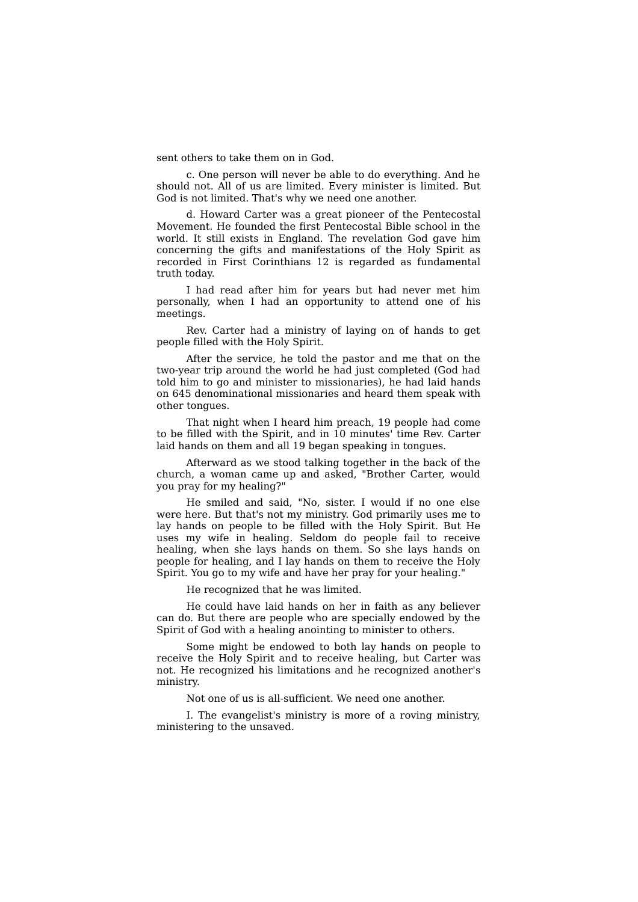sent others to take them on in God.

c. One person will never be able to do everything. And he should not. All of us are limited. Every minister is limited. But God is not limited. That's why we need one another.

d. Howard Carter was a great pioneer of the Pentecostal Movement. He founded the first Pentecostal Bible school in the world. It still exists in England. The revelation God gave him concerning the gifts and manifestations of the Holy Spirit as recorded in First Corinthians 12 is regarded as fundamental truth today.

I had read after him for years but had never met him personally, when I had an opportunity to attend one of his meetings.

Rev. Carter had a ministry of laying on of hands to get people filled with the Holy Spirit.

After the service, he told the pastor and me that on the two-year trip around the world he had just completed (God had told him to go and minister to missionaries), he had laid hands on 645 denominational missionaries and heard them speak with other tongues.

That night when I heard him preach, 19 people had come to be filled with the Spirit, and in 10 minutes' time Rev. Carter laid hands on them and all 19 began speaking in tongues.

Afterward as we stood talking together in the back of the church, a woman came up and asked, "Brother Carter, would you pray for my healing?"

He smiled and said, "No, sister. I would if no one else were here. But that's not my ministry. God primarily uses me to lay hands on people to be filled with the Holy Spirit. But He uses my wife in healing. Seldom do people fail to receive healing, when she lays hands on them. So she lays hands on people for healing, and I lay hands on them to receive the Holy Spirit. You go to my wife and have her pray for your healing."

He recognized that he was limited.

He could have laid hands on her in faith as any believer can do. But there are people who are specially endowed by the Spirit of God with a healing anointing to minister to others.

Some might be endowed to both lay hands on people to receive the Holy Spirit and to receive healing, but Carter was not. He recognized his limitations and he recognized another's ministry.

Not one of us is all-sufficient. We need one another.

I. The evangelist's ministry is more of a roving ministry, ministering to the unsaved.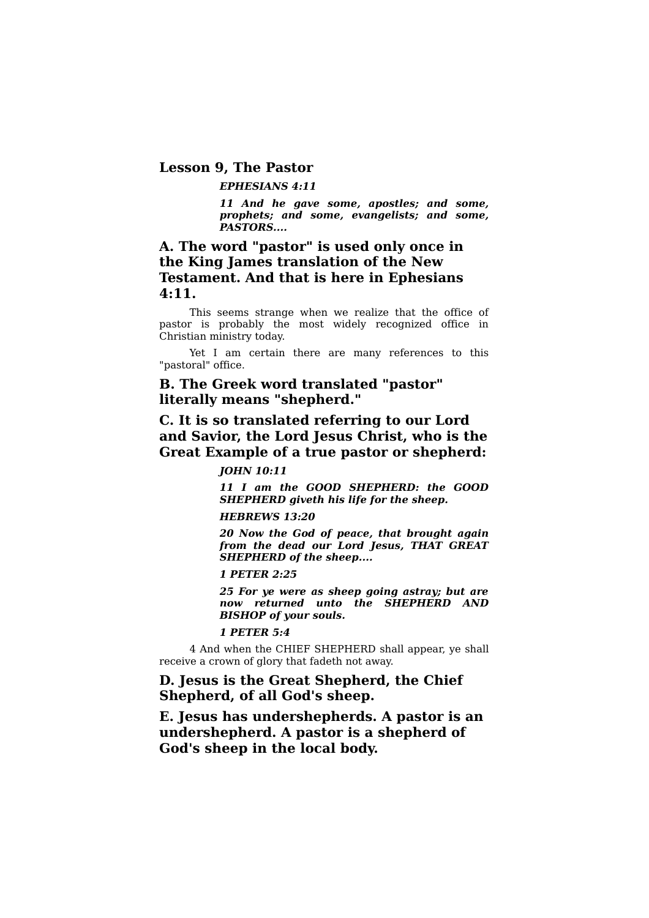## Lesson 9, The Pastor

> ***EPHESIANS 4:11***
>
> ***11 And he gave some, apostles; and some, prophets; and some, evangelists; and some, PASTORS....***

### A. The word "pastor" is used only once in the King James translation of the New Testament. And that is here in Ephesians 4:11.

This seems strange when we realize that the office of pastor is probably the most widely recognized office in Christian ministry today.

Yet I am certain there are many references to this "pastoral" office.

### B. The Greek word translated "pastor" literally means "shepherd."

### C. It is so translated referring to our Lord and Savior, the Lord Jesus Christ, who is the Great Example of a true pastor or shepherd:

> ***JOHN 10:11***
>
> ***11 I am the GOOD SHEPHERD: the GOOD SHEPHERD giveth his life for the sheep.***
>
> ***HEBREWS 13:20***
>
> ***20 Now the God of peace, that brought again from the dead our Lord Jesus, THAT GREAT SHEPHERD of the sheep....***
>
> ***1 PETER 2:25***
>
> ***25 For ye were as sheep going astray; but are now returned unto the SHEPHERD AND BISHOP of your souls.***
>
> ***1 PETER 5:4***

4 And when the CHIEF SHEPHERD shall appear, ye shall receive a crown of glory that fadeth not away.

### D. Jesus is the Great Shepherd, the Chief Shepherd, of all God's sheep.

### E. Jesus has undershepherds. A pastor is an undershepherd. A pastor is a shepherd of God's sheep in the local body.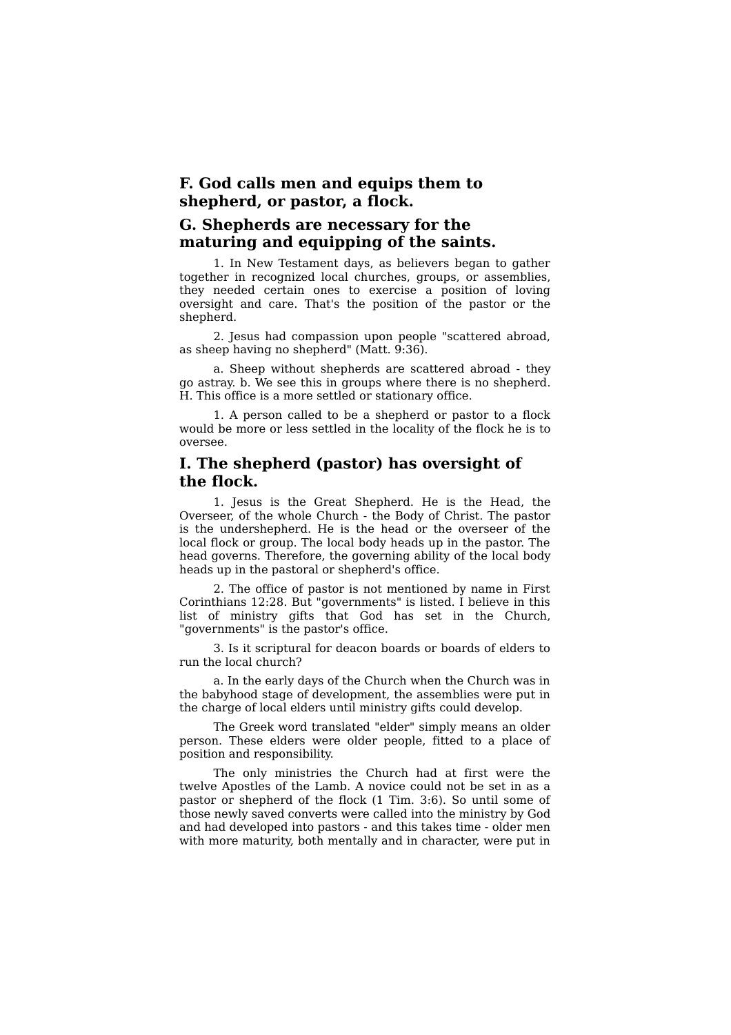## F. God calls men and equips them to shepherd, or pastor, a flock.

## G. Shepherds are necessary for the maturing and equipping of the saints.

1. In New Testament days, as believers began to gather together in recognized local churches, groups, or assemblies, they needed certain ones to exercise a position of loving oversight and care. That's the position of the pastor or the shepherd.

2. Jesus had compassion upon people "scattered abroad, as sheep having no shepherd" (Matt. 9:36).

a. Sheep without shepherds are scattered abroad - they go astray. b. We see this in groups where there is no shepherd. H. This office is a more settled or stationary office.

1. A person called to be a shepherd or pastor to a flock would be more or less settled in the locality of the flock he is to oversee.

## I. The shepherd (pastor) has oversight of the flock.

1. Jesus is the Great Shepherd. He is the Head, the Overseer, of the whole Church - the Body of Christ. The pastor is the undershepherd. He is the head or the overseer of the local flock or group. The local body heads up in the pastor. The head governs. Therefore, the governing ability of the local body heads up in the pastoral or shepherd's office.

2. The office of pastor is not mentioned by name in First Corinthians 12:28. But "governments" is listed. I believe in this list of ministry gifts that God has set in the Church, "governments" is the pastor's office.

3. Is it scriptural for deacon boards or boards of elders to run the local church?

a. In the early days of the Church when the Church was in the babyhood stage of development, the assemblies were put in the charge of local elders until ministry gifts could develop.

The Greek word translated "elder" simply means an older person. These elders were older people, fitted to a place of position and responsibility.

The only ministries the Church had at first were the twelve Apostles of the Lamb. A novice could not be set in as a pastor or shepherd of the flock (1 Tim. 3:6). So until some of those newly saved converts were called into the ministry by God and had developed into pastors - and this takes time - older men with more maturity, both mentally and in character, were put in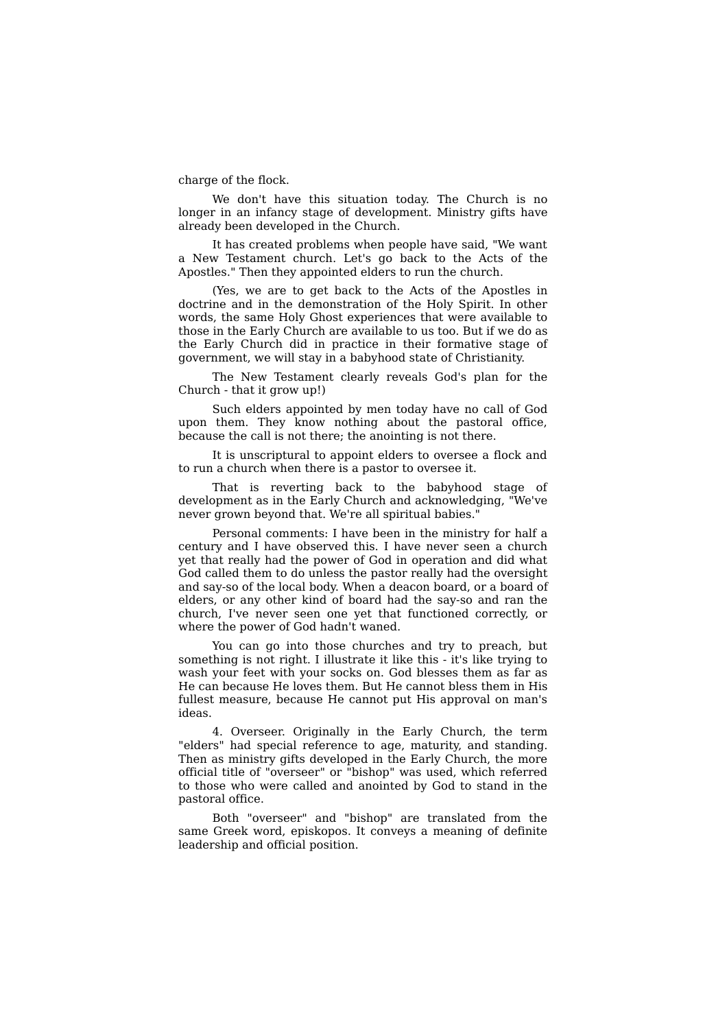charge of the flock.

We don't have this situation today. The Church is no longer in an infancy stage of development. Ministry gifts have already been developed in the Church.

It has created problems when people have said, "We want a New Testament church. Let's go back to the Acts of the Apostles." Then they appointed elders to run the church.

(Yes, we are to get back to the Acts of the Apostles in doctrine and in the demonstration of the Holy Spirit. In other words, the same Holy Ghost experiences that were available to those in the Early Church are available to us too. But if we do as the Early Church did in practice in their formative stage of government, we will stay in a babyhood state of Christianity.

The New Testament clearly reveals God's plan for the Church - that it grow up!)

Such elders appointed by men today have no call of God upon them. They know nothing about the pastoral office, because the call is not there; the anointing is not there.

It is unscriptural to appoint elders to oversee a flock and to run a church when there is a pastor to oversee it.

That is reverting back to the babyhood stage of development as in the Early Church and acknowledging, "We've never grown beyond that. We're all spiritual babies."

Personal comments: I have been in the ministry for half a century and I have observed this. I have never seen a church yet that really had the power of God in operation and did what God called them to do unless the pastor really had the oversight and say-so of the local body. When a deacon board, or a board of elders, or any other kind of board had the say-so and ran the church, I've never seen one yet that functioned correctly, or where the power of God hadn't waned.

You can go into those churches and try to preach, but something is not right. I illustrate it like this - it's like trying to wash your feet with your socks on. God blesses them as far as He can because He loves them. But He cannot bless them in His fullest measure, because He cannot put His approval on man's ideas.

4. Overseer. Originally in the Early Church, the term "elders" had special reference to age, maturity, and standing. Then as ministry gifts developed in the Early Church, the more official title of "overseer" or "bishop" was used, which referred to those who were called and anointed by God to stand in the pastoral office.

Both "overseer" and "bishop" are translated from the same Greek word, episkopos. It conveys a meaning of definite leadership and official position.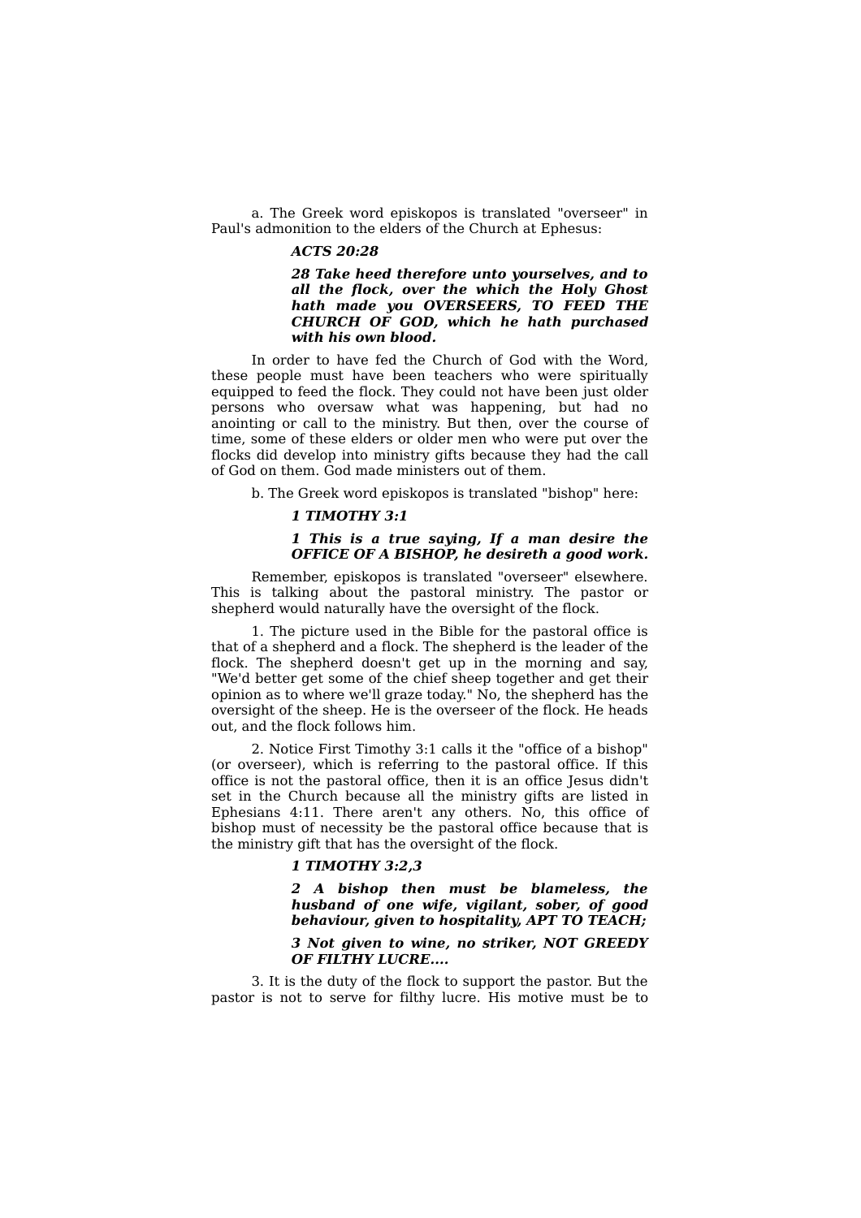a. The Greek word episkopos is translated "overseer" in Paul's admonition to the elders of the Church at Ephesus:

> ***ACTS 20:28***
>
> ***28 Take heed therefore unto yourselves, and to all the flock, over the which the Holy Ghost hath made you OVERSEERS, TO FEED THE CHURCH OF GOD, which he hath purchased with his own blood.***

In order to have fed the Church of God with the Word, these people must have been teachers who were spiritually equipped to feed the flock. They could not have been just older persons who oversaw what was happening, but had no anointing or call to the ministry. But then, over the course of time, some of these elders or older men who were put over the flocks did develop into ministry gifts because they had the call of God on them. God made ministers out of them.

b. The Greek word episkopos is translated "bishop" here:

> ***1 TIMOTHY 3:1***
>
> ***1 This is a true saying, If a man desire the OFFICE OF A BISHOP, he desireth a good work.***

Remember, episkopos is translated "overseer" elsewhere. This is talking about the pastoral ministry. The pastor or shepherd would naturally have the oversight of the flock.

1. The picture used in the Bible for the pastoral office is that of a shepherd and a flock. The shepherd is the leader of the flock. The shepherd doesn't get up in the morning and say, "We'd better get some of the chief sheep together and get their opinion as to where we'll graze today." No, the shepherd has the oversight of the sheep. He is the overseer of the flock. He heads out, and the flock follows him.

2. Notice First Timothy 3:1 calls it the "office of a bishop" (or overseer), which is referring to the pastoral office. If this office is not the pastoral office, then it is an office Jesus didn't set in the Church because all the ministry gifts are listed in Ephesians 4:11. There aren't any others. No, this office of bishop must of necessity be the pastoral office because that is the ministry gift that has the oversight of the flock.

> ***1 TIMOTHY 3:2,3***
>
> ***2 A bishop then must be blameless, the husband of one wife, vigilant, sober, of good behaviour, given to hospitality, APT TO TEACH;***
>
> ***3 Not given to wine, no striker, NOT GREEDY OF FILTHY LUCRE....***

3. It is the duty of the flock to support the pastor. But the pastor is not to serve for filthy lucre. His motive must be to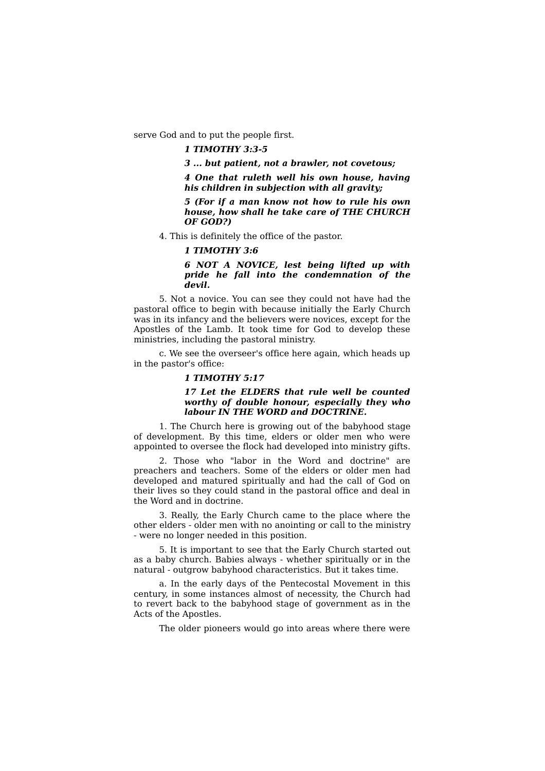serve God and to put the people first.

> ***1 TIMOTHY 3:3-5***
>
> ***3 ... but patient, not a brawler, not covetous;***
>
> ***4 One that ruleth well his own house, having his children in subjection with all gravity;***
>
> ***5 (For if a man know not how to rule his own house, how shall he take care of THE CHURCH OF GOD?)***

4. This is definitely the office of the pastor.

> ***1 TIMOTHY 3:6***
>
> ***6 NOT A NOVICE, lest being lifted up with pride he fall into the condemnation of the devil.***

5. Not a novice. You can see they could not have had the pastoral office to begin with because initially the Early Church was in its infancy and the believers were novices, except for the Apostles of the Lamb. It took time for God to develop these ministries, including the pastoral ministry.

c. We see the overseer's office here again, which heads up in the pastor's office:

> ***1 TIMOTHY 5:17***
>
> ***17 Let the ELDERS that rule well be counted worthy of double honour, especially they who labour IN THE WORD and DOCTRINE.***

1. The Church here is growing out of the babyhood stage of development. By this time, elders or older men who were appointed to oversee the flock had developed into ministry gifts.

2. Those who "labor in the Word and doctrine" are preachers and teachers. Some of the elders or older men had developed and matured spiritually and had the call of God on their lives so they could stand in the pastoral office and deal in the Word and in doctrine.

3. Really, the Early Church came to the place where the other elders - older men with no anointing or call to the ministry - were no longer needed in this position.

5. It is important to see that the Early Church started out as a baby church. Babies always - whether spiritually or in the natural - outgrow babyhood characteristics. But it takes time.

a. In the early days of the Pentecostal Movement in this century, in some instances almost of necessity, the Church had to revert back to the babyhood stage of government as in the Acts of the Apostles.

The older pioneers would go into areas where there were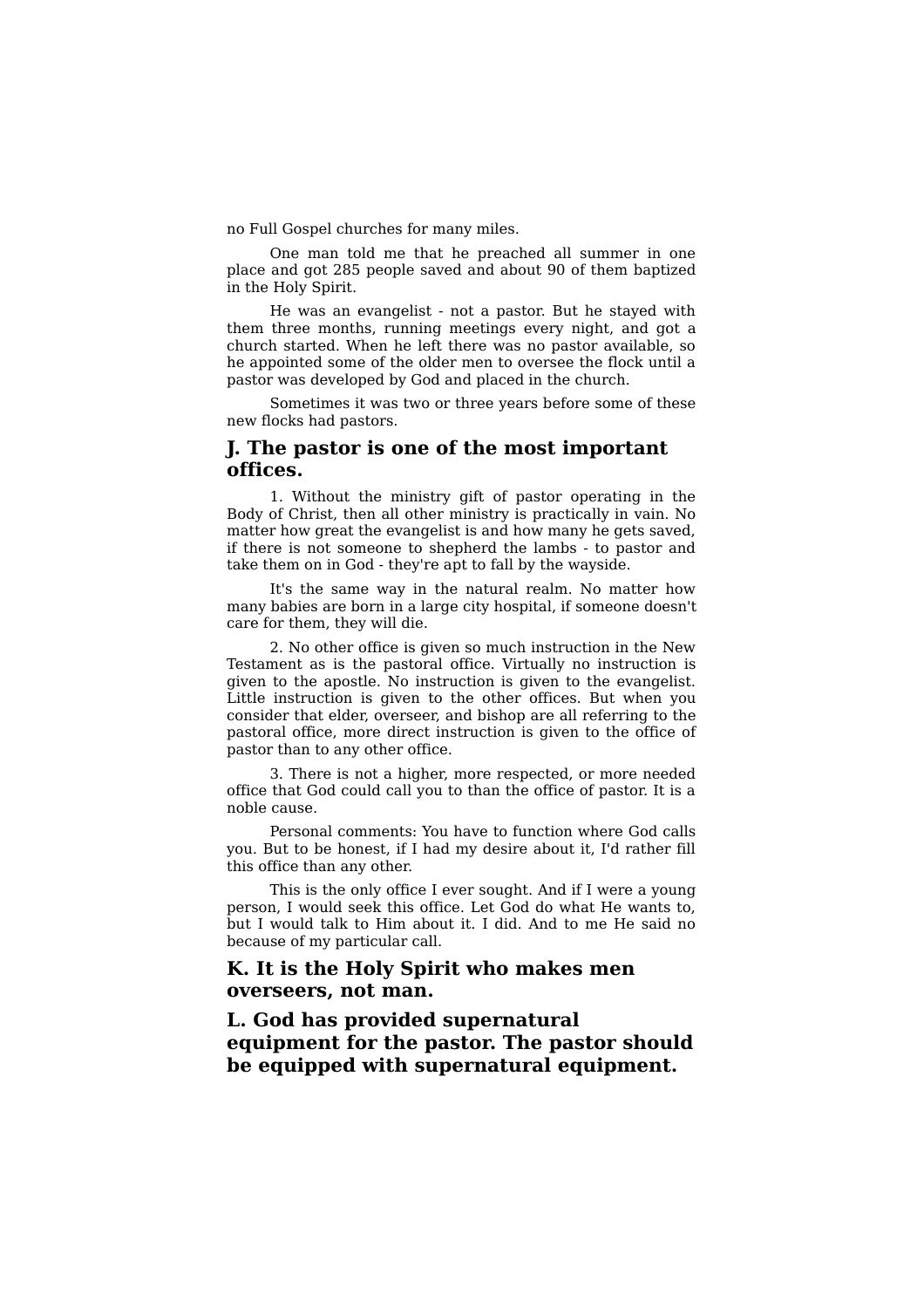no Full Gospel churches for many miles.

One man told me that he preached all summer in one place and got 285 people saved and about 90 of them baptized in the Holy Spirit.

He was an evangelist - not a pastor. But he stayed with them three months, running meetings every night, and got a church started. When he left there was no pastor available, so he appointed some of the older men to oversee the flock until a pastor was developed by God and placed in the church.

Sometimes it was two or three years before some of these new flocks had pastors.

## J. The pastor is one of the most important offices.

1. Without the ministry gift of pastor operating in the Body of Christ, then all other ministry is practically in vain. No matter how great the evangelist is and how many he gets saved, if there is not someone to shepherd the lambs - to pastor and take them on in God - they're apt to fall by the wayside.

It's the same way in the natural realm. No matter how many babies are born in a large city hospital, if someone doesn't care for them, they will die.

2. No other office is given so much instruction in the New Testament as is the pastoral office. Virtually no instruction is given to the apostle. No instruction is given to the evangelist. Little instruction is given to the other offices. But when you consider that elder, overseer, and bishop are all referring to the pastoral office, more direct instruction is given to the office of pastor than to any other office.

3. There is not a higher, more respected, or more needed office that God could call you to than the office of pastor. It is a noble cause.

Personal comments: You have to function where God calls you. But to be honest, if I had my desire about it, I'd rather fill this office than any other.

This is the only office I ever sought. And if I were a young person, I would seek this office. Let God do what He wants to, but I would talk to Him about it. I did. And to me He said no because of my particular call.

## K. It is the Holy Spirit who makes men overseers, not man.

## L. God has provided supernatural equipment for the pastor. The pastor should be equipped with supernatural equipment.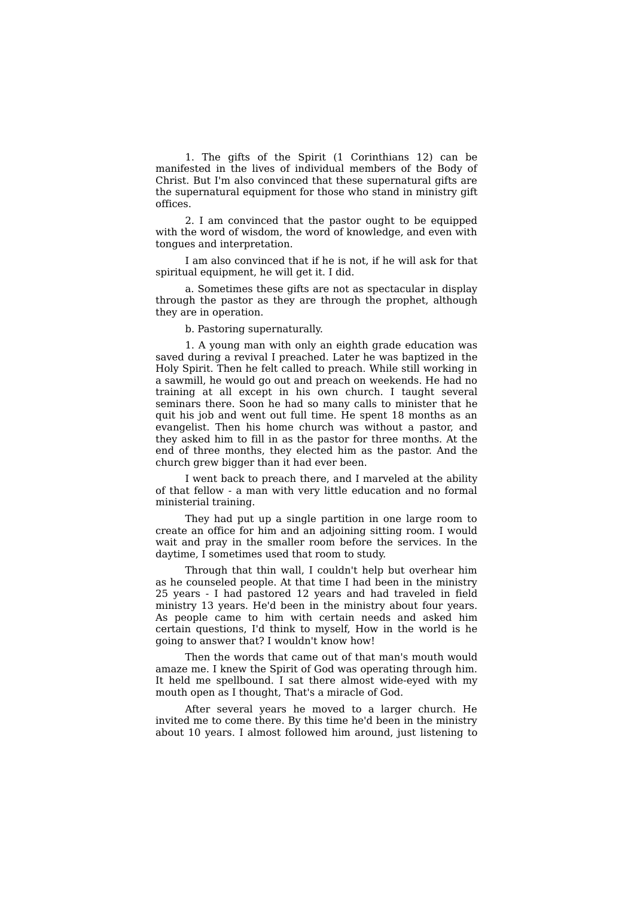1. The gifts of the Spirit (1 Corinthians 12) can be manifested in the lives of individual members of the Body of Christ. But I'm also convinced that these supernatural gifts are the supernatural equipment for those who stand in ministry gift offices.

2. I am convinced that the pastor ought to be equipped with the word of wisdom, the word of knowledge, and even with tongues and interpretation.

I am also convinced that if he is not, if he will ask for that spiritual equipment, he will get it. I did.

a. Sometimes these gifts are not as spectacular in display through the pastor as they are through the prophet, although they are in operation.

b. Pastoring supernaturally.

1. A young man with only an eighth grade education was saved during a revival I preached. Later he was baptized in the Holy Spirit. Then he felt called to preach. While still working in a sawmill, he would go out and preach on weekends. He had no training at all except in his own church. I taught several seminars there. Soon he had so many calls to minister that he quit his job and went out full time. He spent 18 months as an evangelist. Then his home church was without a pastor, and they asked him to fill in as the pastor for three months. At the end of three months, they elected him as the pastor. And the church grew bigger than it had ever been.

I went back to preach there, and I marveled at the ability of that fellow - a man with very little education and no formal ministerial training.

They had put up a single partition in one large room to create an office for him and an adjoining sitting room. I would wait and pray in the smaller room before the services. In the daytime, I sometimes used that room to study.

Through that thin wall, I couldn't help but overhear him as he counseled people. At that time I had been in the ministry 25 years - I had pastored 12 years and had traveled in field ministry 13 years. He'd been in the ministry about four years. As people came to him with certain needs and asked him certain questions, I'd think to myself, How in the world is he going to answer that? I wouldn't know how!

Then the words that came out of that man's mouth would amaze me. I knew the Spirit of God was operating through him. It held me spellbound. I sat there almost wide-eyed with my mouth open as I thought, That's a miracle of God.

After several years he moved to a larger church. He invited me to come there. By this time he'd been in the ministry about 10 years. I almost followed him around, just listening to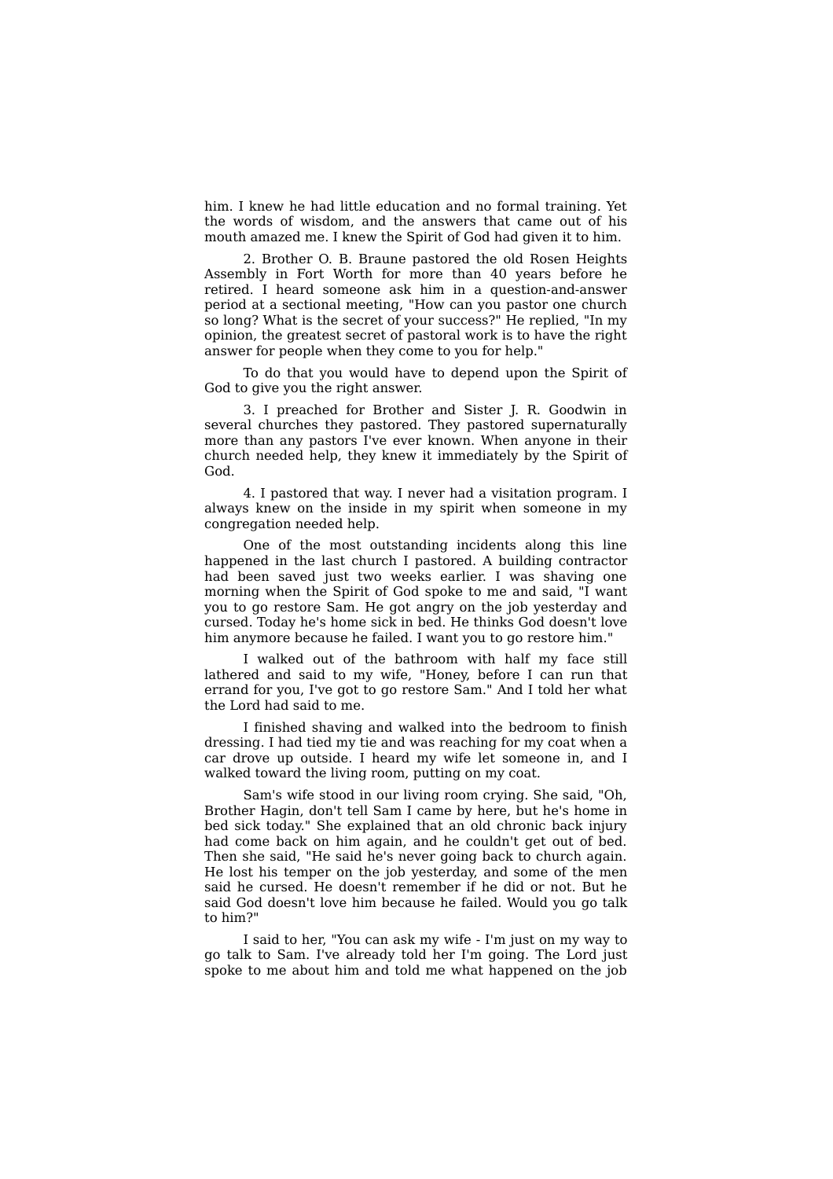him. I knew he had little education and no formal training. Yet the words of wisdom, and the answers that came out of his mouth amazed me. I knew the Spirit of God had given it to him.

2. Brother O. B. Braune pastored the old Rosen Heights Assembly in Fort Worth for more than 40 years before he retired. I heard someone ask him in a question-and-answer period at a sectional meeting, "How can you pastor one church so long? What is the secret of your success?" He replied, "In my opinion, the greatest secret of pastoral work is to have the right answer for people when they come to you for help."

To do that you would have to depend upon the Spirit of God to give you the right answer.

3. I preached for Brother and Sister J. R. Goodwin in several churches they pastored. They pastored supernaturally more than any pastors I've ever known. When anyone in their church needed help, they knew it immediately by the Spirit of God.

4. I pastored that way. I never had a visitation program. I always knew on the inside in my spirit when someone in my congregation needed help.

One of the most outstanding incidents along this line happened in the last church I pastored. A building contractor had been saved just two weeks earlier. I was shaving one morning when the Spirit of God spoke to me and said, "I want you to go restore Sam. He got angry on the job yesterday and cursed. Today he's home sick in bed. He thinks God doesn't love him anymore because he failed. I want you to go restore him."

I walked out of the bathroom with half my face still lathered and said to my wife, "Honey, before I can run that errand for you, I've got to go restore Sam." And I told her what the Lord had said to me.

I finished shaving and walked into the bedroom to finish dressing. I had tied my tie and was reaching for my coat when a car drove up outside. I heard my wife let someone in, and I walked toward the living room, putting on my coat.

Sam's wife stood in our living room crying. She said, "Oh, Brother Hagin, don't tell Sam I came by here, but he's home in bed sick today." She explained that an old chronic back injury had come back on him again, and he couldn't get out of bed. Then she said, "He said he's never going back to church again. He lost his temper on the job yesterday, and some of the men said he cursed. He doesn't remember if he did or not. But he said God doesn't love him because he failed. Would you go talk to him?"

I said to her, "You can ask my wife - I'm just on my way to go talk to Sam. I've already told her I'm going. The Lord just spoke to me about him and told me what happened on the job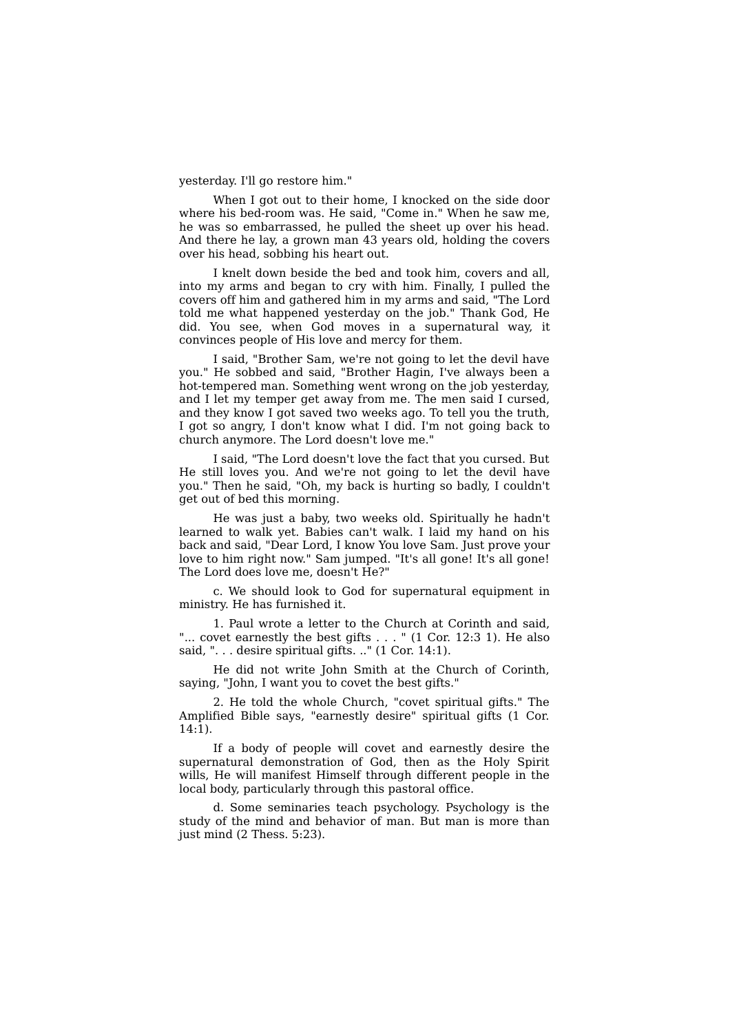yesterday. I'll go restore him."

When I got out to their home, I knocked on the side door where his bed-room was. He said, "Come in." When he saw me, he was so embarrassed, he pulled the sheet up over his head. And there he lay, a grown man 43 years old, holding the covers over his head, sobbing his heart out.

I knelt down beside the bed and took him, covers and all, into my arms and began to cry with him. Finally, I pulled the covers off him and gathered him in my arms and said, "The Lord told me what happened yesterday on the job." Thank God, He did. You see, when God moves in a supernatural way, it convinces people of His love and mercy for them.

I said, "Brother Sam, we're not going to let the devil have you." He sobbed and said, "Brother Hagin, I've always been a hot-tempered man. Something went wrong on the job yesterday, and I let my temper get away from me. The men said I cursed, and they know I got saved two weeks ago. To tell you the truth, I got so angry, I don't know what I did. I'm not going back to church anymore. The Lord doesn't love me."

I said, "The Lord doesn't love the fact that you cursed. But He still loves you. And we're not going to let the devil have you." Then he said, "Oh, my back is hurting so badly, I couldn't get out of bed this morning.

He was just a baby, two weeks old. Spiritually he hadn't learned to walk yet. Babies can't walk. I laid my hand on his back and said, "Dear Lord, I know You love Sam. Just prove your love to him right now." Sam jumped. "It's all gone! It's all gone! The Lord does love me, doesn't He?"

c. We should look to God for supernatural equipment in ministry. He has furnished it.

1. Paul wrote a letter to the Church at Corinth and said, "... covet earnestly the best gifts . . . " (1 Cor. 12:3 1). He also said, ". . . desire spiritual gifts. .." (1 Cor. 14:1).

He did not write John Smith at the Church of Corinth, saying, "John, I want you to covet the best gifts."

2. He told the whole Church, "covet spiritual gifts." The Amplified Bible says, "earnestly desire" spiritual gifts (1 Cor. 14:1).

If a body of people will covet and earnestly desire the supernatural demonstration of God, then as the Holy Spirit wills, He will manifest Himself through different people in the local body, particularly through this pastoral office.

d. Some seminaries teach psychology. Psychology is the study of the mind and behavior of man. But man is more than just mind (2 Thess. 5:23).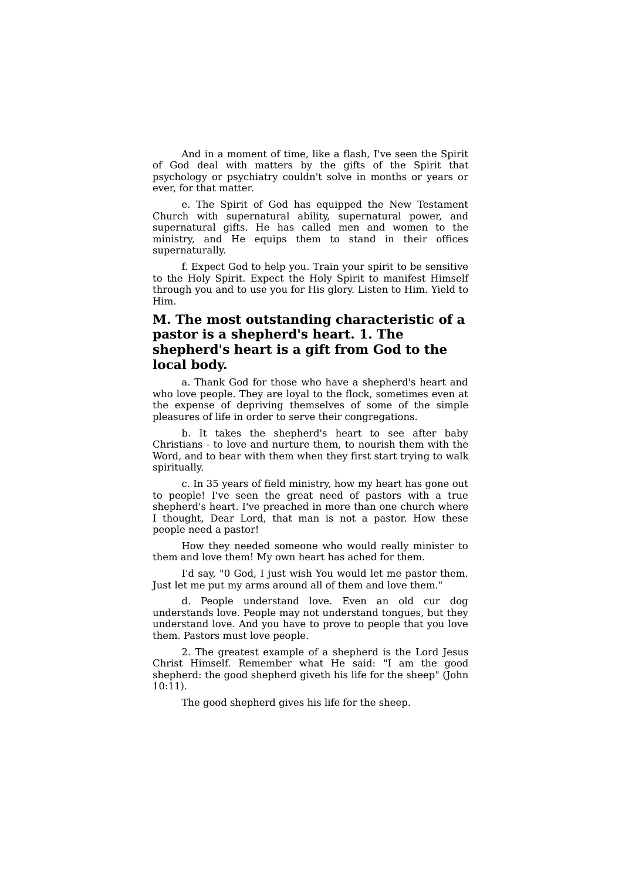And in a moment of time, like a flash, I've seen the Spirit of God deal with matters by the gifts of the Spirit that psychology or psychiatry couldn't solve in months or years or ever, for that matter.

e. The Spirit of God has equipped the New Testament Church with supernatural ability, supernatural power, and supernatural gifts. He has called men and women to the ministry, and He equips them to stand in their offices supernaturally.

f. Expect God to help you. Train your spirit to be sensitive to the Holy Spirit. Expect the Holy Spirit to manifest Himself through you and to use you for His glory. Listen to Him. Yield to Him.

## M. The most outstanding characteristic of a pastor is a shepherd's heart. 1. The shepherd's heart is a gift from God to the local body.

a. Thank God for those who have a shepherd's heart and who love people. They are loyal to the flock, sometimes even at the expense of depriving themselves of some of the simple pleasures of life in order to serve their congregations.

b. It takes the shepherd's heart to see after baby Christians - to love and nurture them, to nourish them with the Word, and to bear with them when they first start trying to walk spiritually.

c. In 35 years of field ministry, how my heart has gone out to people! I've seen the great need of pastors with a true shepherd's heart. I've preached in more than one church where I thought, Dear Lord, that man is not a pastor. How these people need a pastor!

How they needed someone who would really minister to them and love them! My own heart has ached for them.

I'd say, "0 God, I just wish You would let me pastor them. Just let me put my arms around all of them and love them."

d. People understand love. Even an old cur dog understands love. People may not understand tongues, but they understand love. And you have to prove to people that you love them. Pastors must love people.

2. The greatest example of a shepherd is the Lord Jesus Christ Himself. Remember what He said: "I am the good shepherd: the good shepherd giveth his life for the sheep" (John 10:11).

The good shepherd gives his life for the sheep.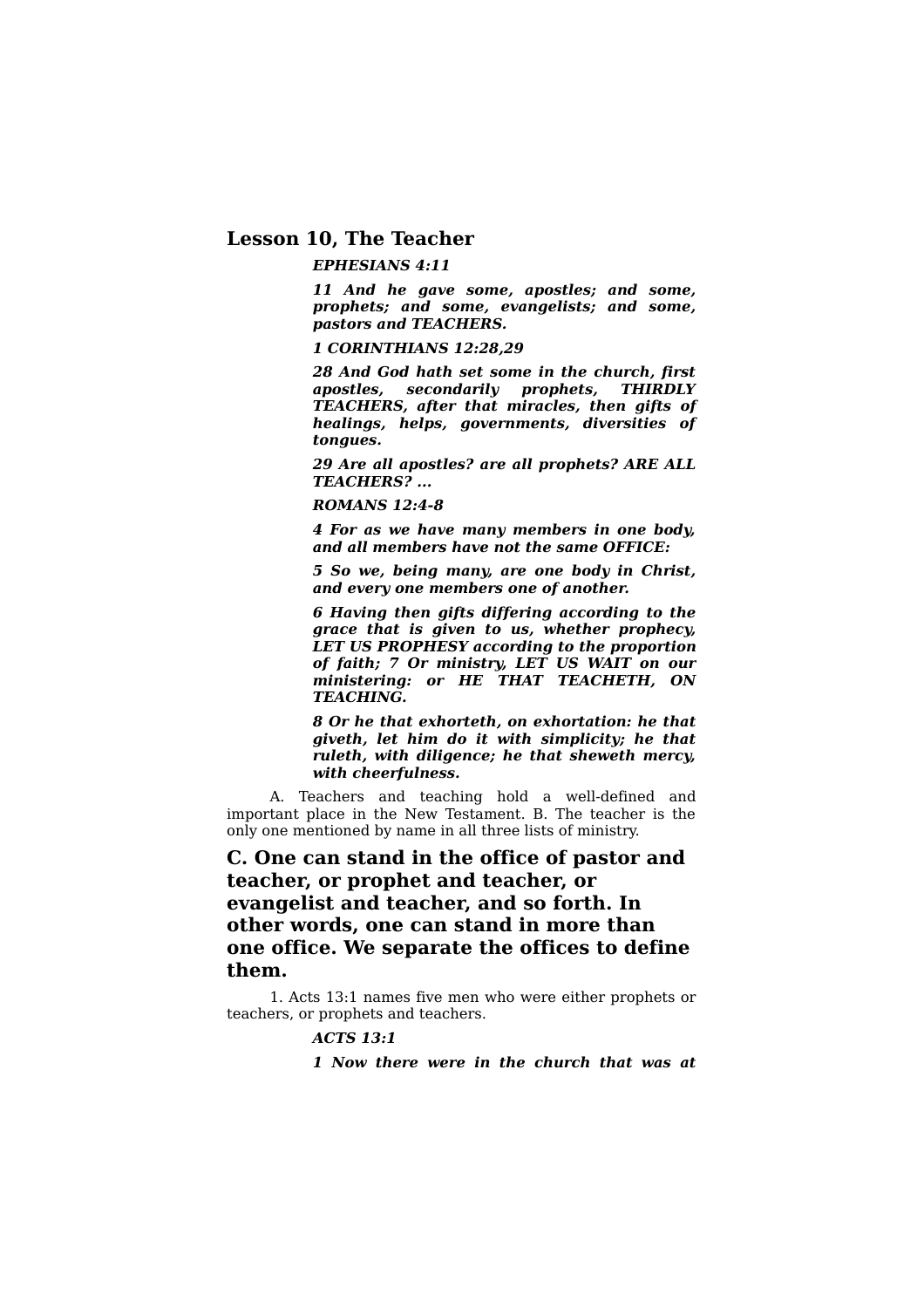## Lesson 10, The Teacher

***EPHESIANS 4:11***

***11 And he gave some, apostles; and some, prophets; and some, evangelists; and some, pastors and TEACHERS.***

***1 CORINTHIANS 12:28,29***

***28 And God hath set some in the church, first apostles, secondarily prophets, THIRDLY TEACHERS, after that miracles, then gifts of healings, helps, governments, diversities of tongues.***

***29 Are all apostles? are all prophets? ARE ALL TEACHERS? ...***

***ROMANS 12:4-8***

***4 For as we have many members in one body, and all members have not the same OFFICE:***

***5 So we, being many, are one body in Christ, and every one members one of another.***

***6 Having then gifts differing according to the grace that is given to us, whether prophecy, LET US PROPHESY according to the proportion of faith; 7 Or ministry, LET US WAIT on our ministering: or HE THAT TEACHETH, ON TEACHING.***

***8 Or he that exhorteth, on exhortation: he that giveth, let him do it with simplicity; he that ruleth, with diligence; he that sheweth mercy, with cheerfulness.***

A. Teachers and teaching hold a well-defined and important place in the New Testament. B. The teacher is the only one mentioned by name in all three lists of ministry.

### C. One can stand in the office of pastor and teacher, or prophet and teacher, or evangelist and teacher, and so forth. In other words, one can stand in more than one office. We separate the offices to define them.

1. Acts 13:1 names five men who were either prophets or teachers, or prophets and teachers.

***ACTS 13:1***

***1 Now there were in the church that was at***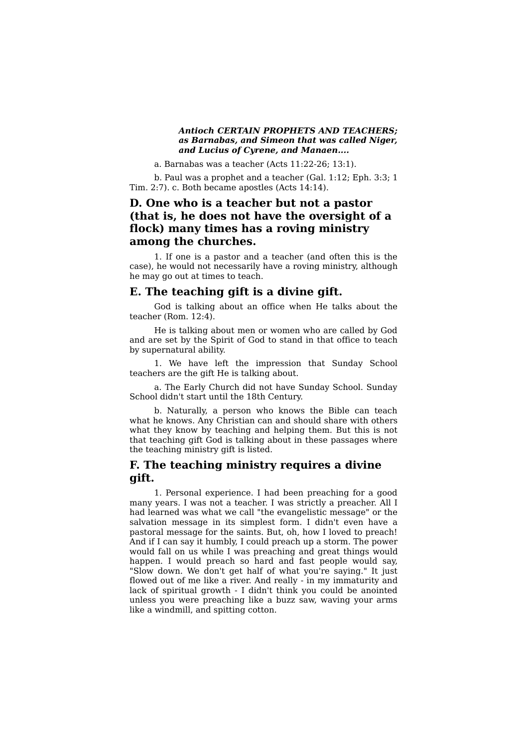***Antioch CERTAIN PROPHETS AND TEACHERS; as Barnabas, and Simeon that was called Niger, and Lucius of Cyrene, and Manaen....***

a. Barnabas was a teacher (Acts 11:22-26; 13:1).

b. Paul was a prophet and a teacher (Gal. 1:12; Eph. 3:3; 1 Tim. 2:7). c. Both became apostles (Acts 14:14).

## D. One who is a teacher but not a pastor (that is, he does not have the oversight of a flock) many times has a roving ministry among the churches.

1. If one is a pastor and a teacher (and often this is the case), he would not necessarily have a roving ministry, although he may go out at times to teach.

## E. The teaching gift is a divine gift.

God is talking about an office when He talks about the teacher (Rom. 12:4).

He is talking about men or women who are called by God and are set by the Spirit of God to stand in that office to teach by supernatural ability.

1. We have left the impression that Sunday School teachers are the gift He is talking about.

a. The Early Church did not have Sunday School. Sunday School didn't start until the 18th Century.

b. Naturally, a person who knows the Bible can teach what he knows. Any Christian can and should share with others what they know by teaching and helping them. But this is not that teaching gift God is talking about in these passages where the teaching ministry gift is listed.

## F. The teaching ministry requires a divine gift.

1. Personal experience. I had been preaching for a good many years. I was not a teacher. I was strictly a preacher. All I had learned was what we call "the evangelistic message" or the salvation message in its simplest form. I didn't even have a pastoral message for the saints. But, oh, how I loved to preach! And if I can say it humbly, I could preach up a storm. The power would fall on us while I was preaching and great things would happen. I would preach so hard and fast people would say, "Slow down. We don't get half of what you're saying." It just flowed out of me like a river. And really - in my immaturity and lack of spiritual growth - I didn't think you could be anointed unless you were preaching like a buzz saw, waving your arms like a windmill, and spitting cotton.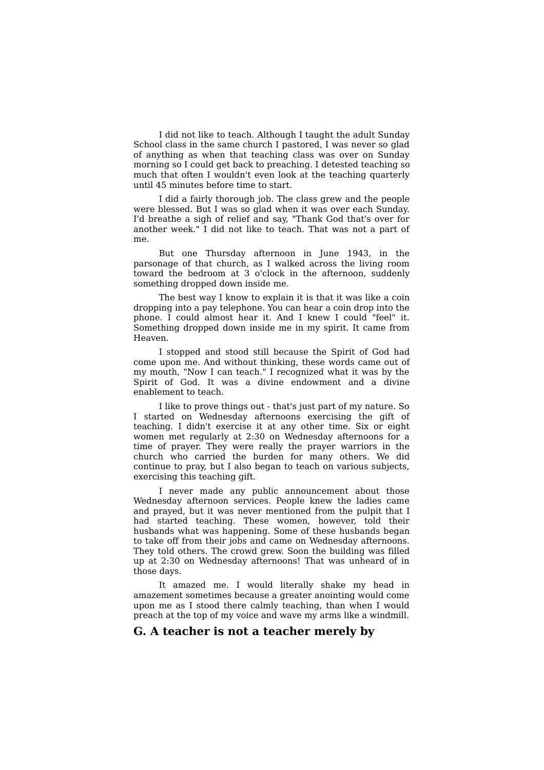I did not like to teach. Although I taught the adult Sunday School class in the same church I pastored, I was never so glad of anything as when that teaching class was over on Sunday morning so I could get back to preaching. I detested teaching so much that often I wouldn't even look at the teaching quarterly until 45 minutes before time to start.

I did a fairly thorough job. The class grew and the people were blessed. But I was so glad when it was over each Sunday. I'd breathe a sigh of relief and say, "Thank God that's over for another week." I did not like to teach. That was not a part of me.

But one Thursday afternoon in June 1943, in the parsonage of that church, as I walked across the living room toward the bedroom at 3 o'clock in the afternoon, suddenly something dropped down inside me.

The best way I know to explain it is that it was like a coin dropping into a pay telephone. You can hear a coin drop into the phone. I could almost hear it. And I knew I could "feel" it. Something dropped down inside me in my spirit. It came from Heaven.

I stopped and stood still because the Spirit of God had come upon me. And without thinking, these words came out of my mouth, "Now I can teach." I recognized what it was by the Spirit of God. It was a divine endowment and a divine enablement to teach.

I like to prove things out - that's just part of my nature. So I started on Wednesday afternoons exercising the gift of teaching. I didn't exercise it at any other time. Six or eight women met regularly at 2:30 on Wednesday afternoons for a time of prayer. They were really the prayer warriors in the church who carried the burden for many others. We did continue to pray, but I also began to teach on various subjects, exercising this teaching gift.

I never made any public announcement about those Wednesday afternoon services. People knew the ladies came and prayed, but it was never mentioned from the pulpit that I had started teaching. These women, however, told their husbands what was happening. Some of these husbands began to take off from their jobs and came on Wednesday afternoons. They told others. The crowd grew. Soon the building was filled up at 2:30 on Wednesday afternoons! That was unheard of in those days.

It amazed me. I would literally shake my head in amazement sometimes because a greater anointing would come upon me as I stood there calmly teaching, than when I would preach at the top of my voice and wave my arms like a windmill.

## G. A teacher is not a teacher merely by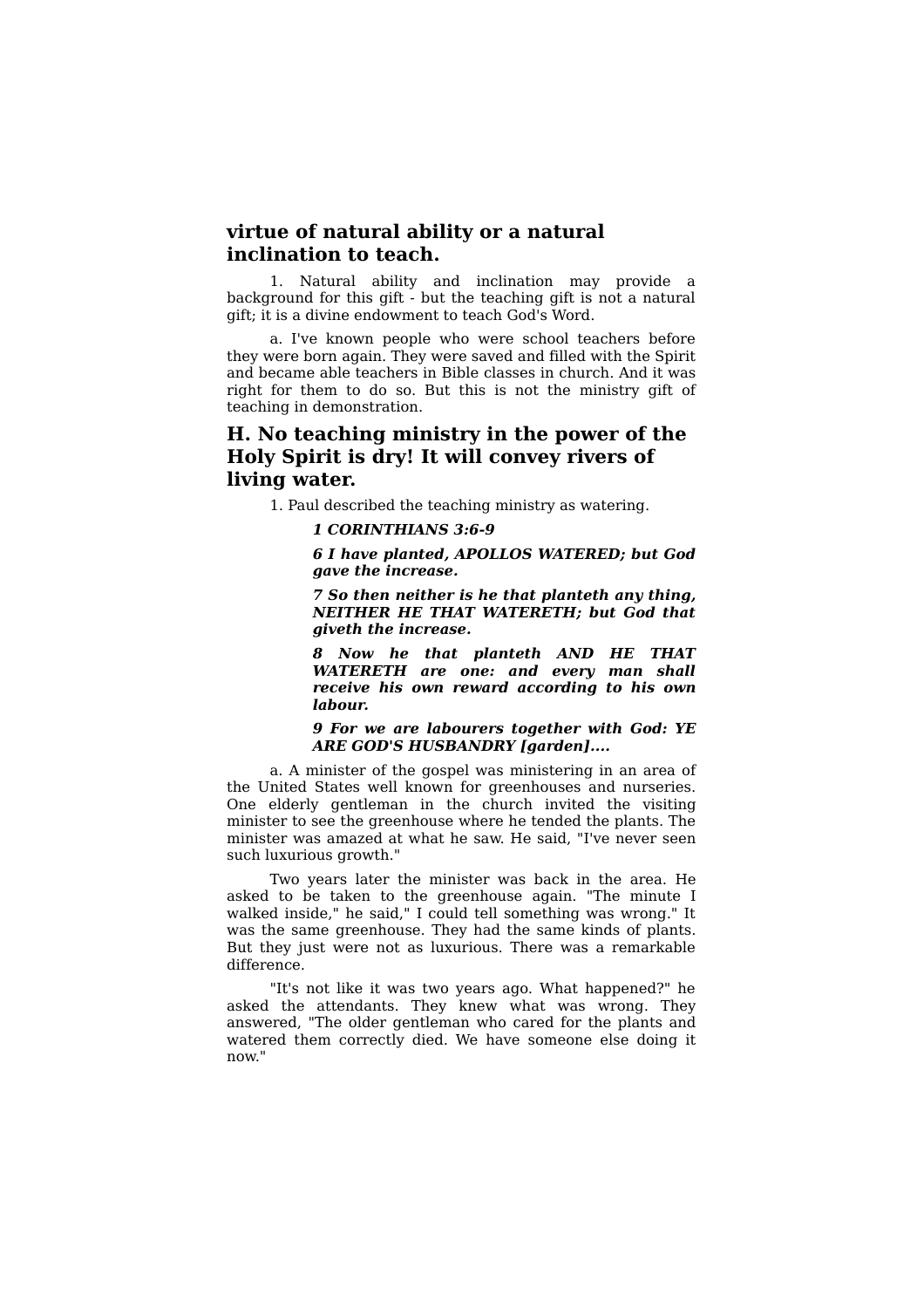**virtue of natural ability or a natural inclination to teach.**

1. Natural ability and inclination may provide a background for this gift - but the teaching gift is not a natural gift; it is a divine endowment to teach God's Word.

a. I've known people who were school teachers before they were born again. They were saved and filled with the Spirit and became able teachers in Bible classes in church. And it was right for them to do so. But this is not the ministry gift of teaching in demonstration.

## H. No teaching ministry in the power of the Holy Spirit is dry! It will convey rivers of living water.

1. Paul described the teaching ministry as watering.

> ***1 CORINTHIANS 3:6-9***
>
> ***6 I have planted, APOLLOS WATERED; but God gave the increase.***
>
> ***7 So then neither is he that planteth any thing, NEITHER HE THAT WATERETH; but God that giveth the increase.***
>
> ***8 Now he that planteth AND HE THAT WATERETH are one: and every man shall receive his own reward according to his own labour.***
>
> ***9 For we are labourers together with God: YE ARE GOD'S HUSBANDRY [garden]....***

a. A minister of the gospel was ministering in an area of the United States well known for greenhouses and nurseries. One elderly gentleman in the church invited the visiting minister to see the greenhouse where he tended the plants. The minister was amazed at what he saw. He said, "I've never seen such luxurious growth."

Two years later the minister was back in the area. He asked to be taken to the greenhouse again. "The minute I walked inside," he said," I could tell something was wrong." It was the same greenhouse. They had the same kinds of plants. But they just were not as luxurious. There was a remarkable difference.

"It's not like it was two years ago. What happened?" he asked the attendants. They knew what was wrong. They answered, "The older gentleman who cared for the plants and watered them correctly died. We have someone else doing it now."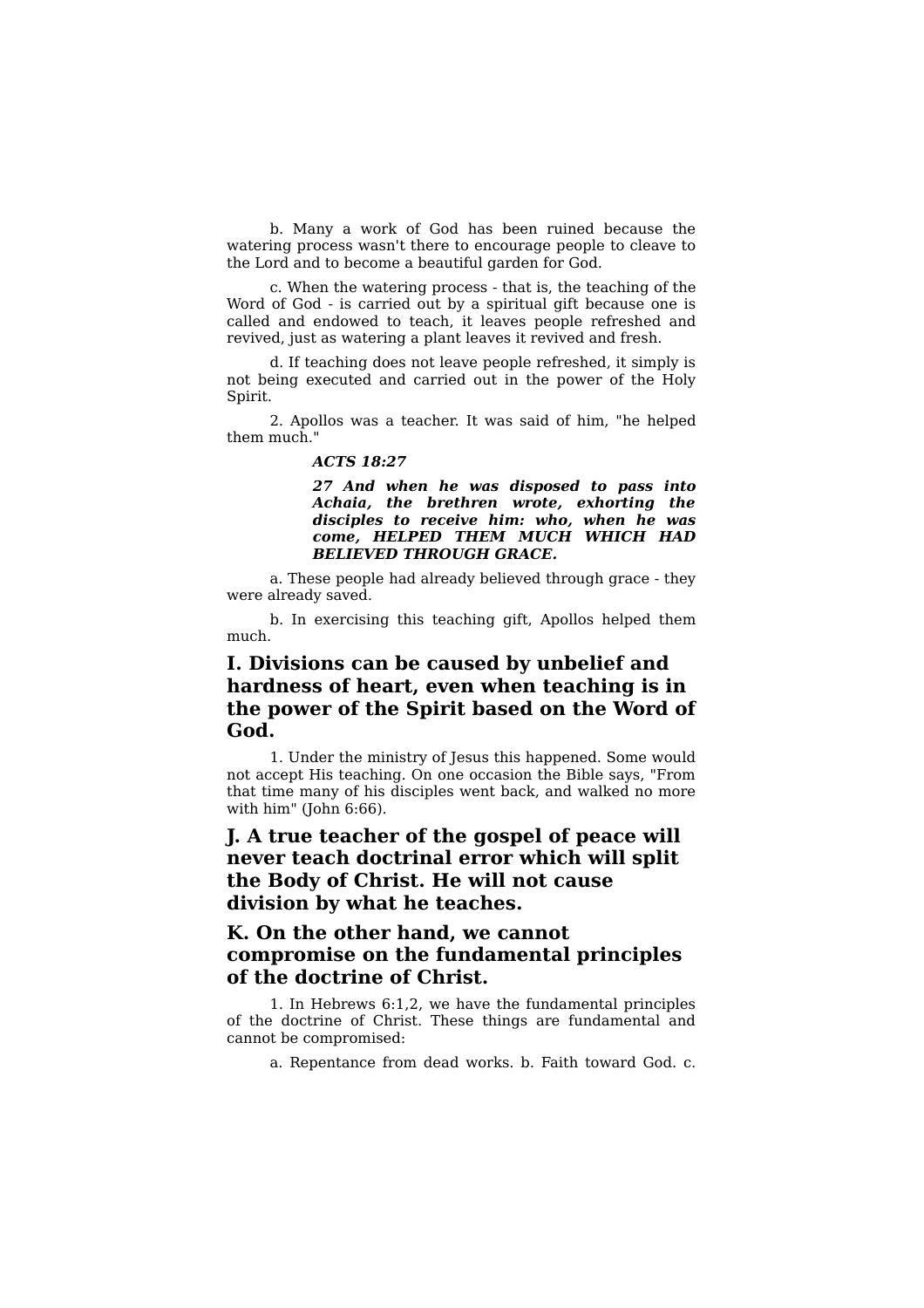b. Many a work of God has been ruined because the watering process wasn't there to encourage people to cleave to the Lord and to become a beautiful garden for God.

c. When the watering process - that is, the teaching of the Word of God - is carried out by a spiritual gift because one is called and endowed to teach, it leaves people refreshed and revived, just as watering a plant leaves it revived and fresh.

d. If teaching does not leave people refreshed, it simply is not being executed and carried out in the power of the Holy Spirit.

2. Apollos was a teacher. It was said of him, "he helped them much."

> ***ACTS 18:27***
>
> ***27 And when he was disposed to pass into Achaia, the brethren wrote, exhorting the disciples to receive him: who, when he was come, HELPED THEM MUCH WHICH HAD BELIEVED THROUGH GRACE.***

a. These people had already believed through grace - they were already saved.

b. In exercising this teaching gift, Apollos helped them much.

## I. Divisions can be caused by unbelief and hardness of heart, even when teaching is in the power of the Spirit based on the Word of God.

1. Under the ministry of Jesus this happened. Some would not accept His teaching. On one occasion the Bible says, "From that time many of his disciples went back, and walked no more with him" (John 6:66).

## J. A true teacher of the gospel of peace will never teach doctrinal error which will split the Body of Christ. He will not cause division by what he teaches.

## K. On the other hand, we cannot compromise on the fundamental principles of the doctrine of Christ.

1. In Hebrews 6:1,2, we have the fundamental principles of the doctrine of Christ. These things are fundamental and cannot be compromised:

a. Repentance from dead works. b. Faith toward God. c.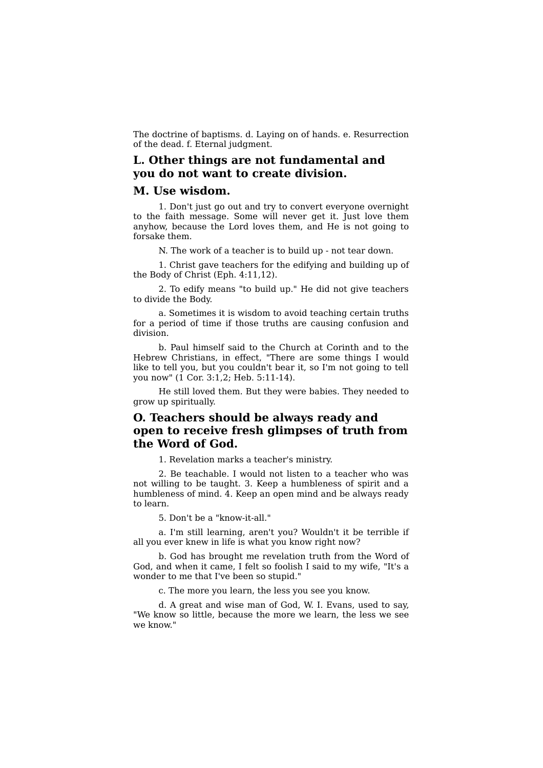The doctrine of baptisms. d. Laying on of hands. e. Resurrection of the dead. f. Eternal judgment.

### L. Other things are not fundamental and you do not want to create division.

### M. Use wisdom.

1. Don't just go out and try to convert everyone overnight to the faith message. Some will never get it. Just love them anyhow, because the Lord loves them, and He is not going to forsake them.

N. The work of a teacher is to build up - not tear down.

1. Christ gave teachers for the edifying and building up of the Body of Christ (Eph. 4:11,12).

2. To edify means "to build up." He did not give teachers to divide the Body.

a. Sometimes it is wisdom to avoid teaching certain truths for a period of time if those truths are causing confusion and division.

b. Paul himself said to the Church at Corinth and to the Hebrew Christians, in effect, "There are some things I would like to tell you, but you couldn't bear it, so I'm not going to tell you now" (1 Cor. 3:1,2; Heb. 5:11-14).

He still loved them. But they were babies. They needed to grow up spiritually.

### O. Teachers should be always ready and open to receive fresh glimpses of truth from the Word of God.

1. Revelation marks a teacher's ministry.

2. Be teachable. I would not listen to a teacher who was not willing to be taught. 3. Keep a humbleness of spirit and a humbleness of mind. 4. Keep an open mind and be always ready to learn.

5. Don't be a "know-it-all."

a. I'm still learning, aren't you? Wouldn't it be terrible if all you ever knew in life is what you know right now?

b. God has brought me revelation truth from the Word of God, and when it came, I felt so foolish I said to my wife, "It's a wonder to me that I've been so stupid."

c. The more you learn, the less you see you know.

d. A great and wise man of God, W. I. Evans, used to say, "We know so little, because the more we learn, the less we see we know."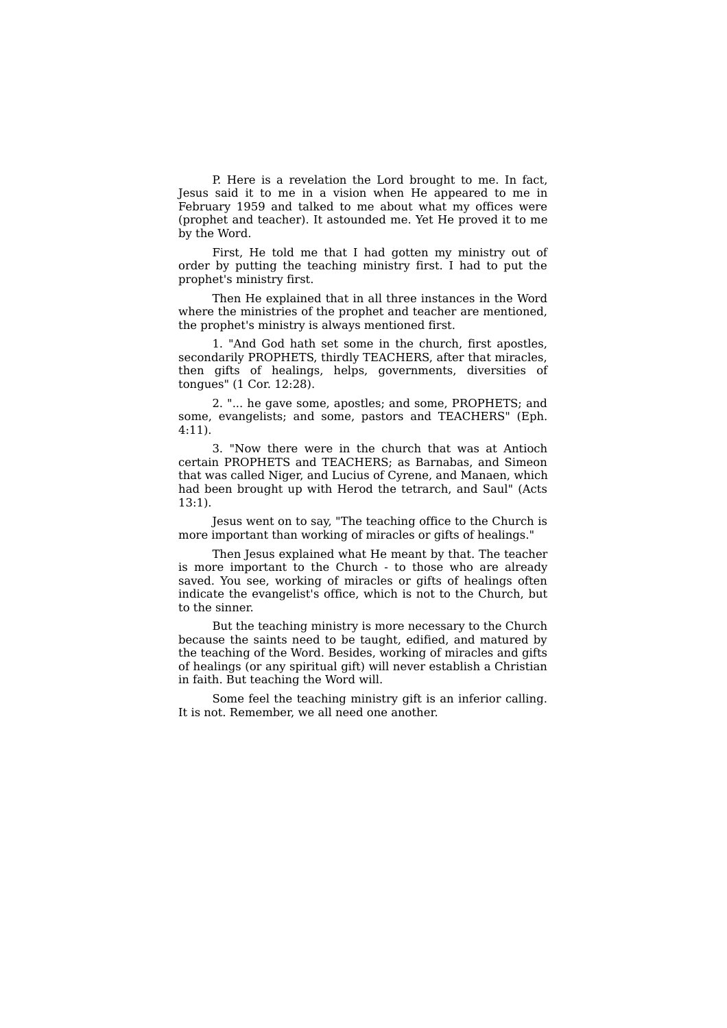P. Here is a revelation the Lord brought to me. In fact, Jesus said it to me in a vision when He appeared to me in February 1959 and talked to me about what my offices were (prophet and teacher). It astounded me. Yet He proved it to me by the Word.

First, He told me that I had gotten my ministry out of order by putting the teaching ministry first. I had to put the prophet's ministry first.

Then He explained that in all three instances in the Word where the ministries of the prophet and teacher are mentioned, the prophet's ministry is always mentioned first.

1. "And God hath set some in the church, first apostles, secondarily PROPHETS, thirdly TEACHERS, after that miracles, then gifts of healings, helps, governments, diversities of tongues" (1 Cor. 12:28).

2. "... he gave some, apostles; and some, PROPHETS; and some, evangelists; and some, pastors and TEACHERS" (Eph. 4:11).

3. "Now there were in the church that was at Antioch certain PROPHETS and TEACHERS; as Barnabas, and Simeon that was called Niger, and Lucius of Cyrene, and Manaen, which had been brought up with Herod the tetrarch, and Saul" (Acts 13:1).

Jesus went on to say, "The teaching office to the Church is more important than working of miracles or gifts of healings."

Then Jesus explained what He meant by that. The teacher is more important to the Church - to those who are already saved. You see, working of miracles or gifts of healings often indicate the evangelist's office, which is not to the Church, but to the sinner.

But the teaching ministry is more necessary to the Church because the saints need to be taught, edified, and matured by the teaching of the Word. Besides, working of miracles and gifts of healings (or any spiritual gift) will never establish a Christian in faith. But teaching the Word will.

Some feel the teaching ministry gift is an inferior calling. It is not. Remember, we all need one another.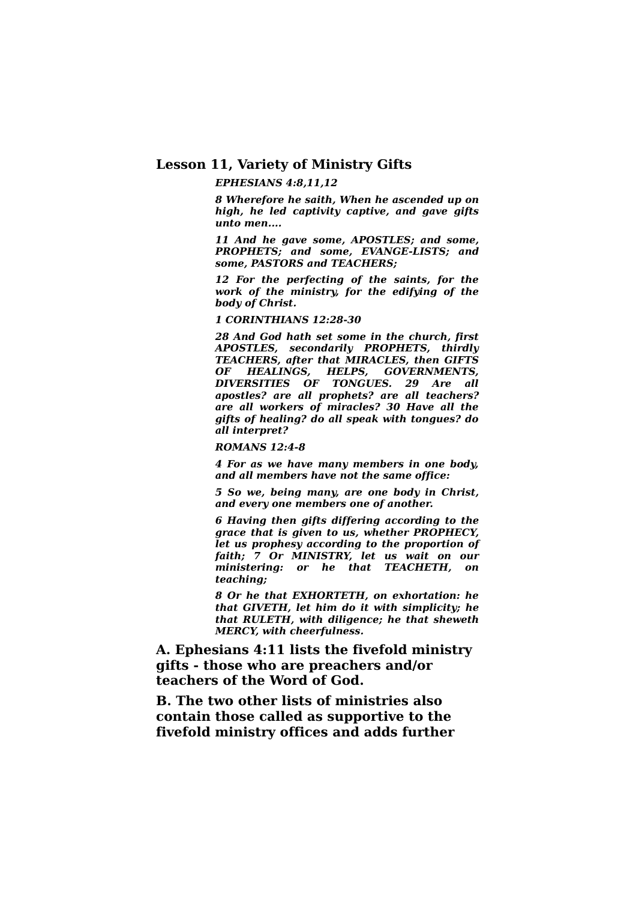## Lesson 11, Variety of Ministry Gifts

***EPHESIANS 4:8,11,12***

***8 Wherefore he saith, When he ascended up on high, he led captivity captive, and gave gifts unto men....***

***11 And he gave some, APOSTLES; and some, PROPHETS; and some, EVANGE-LISTS; and some, PASTORS and TEACHERS;***

***12 For the perfecting of the saints, for the work of the ministry, for the edifying of the body of Christ.***

***1 CORINTHIANS 12:28-30***

***28 And God hath set some in the church, first APOSTLES, secondarily PROPHETS, thirdly TEACHERS, after that MIRACLES, then GIFTS OF HEALINGS, HELPS, GOVERNMENTS, DIVERSITIES OF TONGUES. 29 Are all apostles? are all prophets? are all teachers? are all workers of miracles? 30 Have all the gifts of healing? do all speak with tongues? do all interpret?***

***ROMANS 12:4-8***

***4 For as we have many members in one body, and all members have not the same office:***

***5 So we, being many, are one body in Christ, and every one members one of another.***

***6 Having then gifts differing according to the grace that is given to us, whether PROPHECY, let us prophesy according to the proportion of faith; 7 Or MINISTRY, let us wait on our ministering: or he that TEACHETH, on teaching;***

***8 Or he that EXHORTETH, on exhortation: he that GIVETH, let him do it with simplicity; he that RULETH, with diligence; he that sheweth MERCY, with cheerfulness.***

**A. Ephesians 4:11 lists the fivefold ministry gifts - those who are preachers and/or teachers of the Word of God.**

**B. The two other lists of ministries also contain those called as supportive to the fivefold ministry offices and adds further**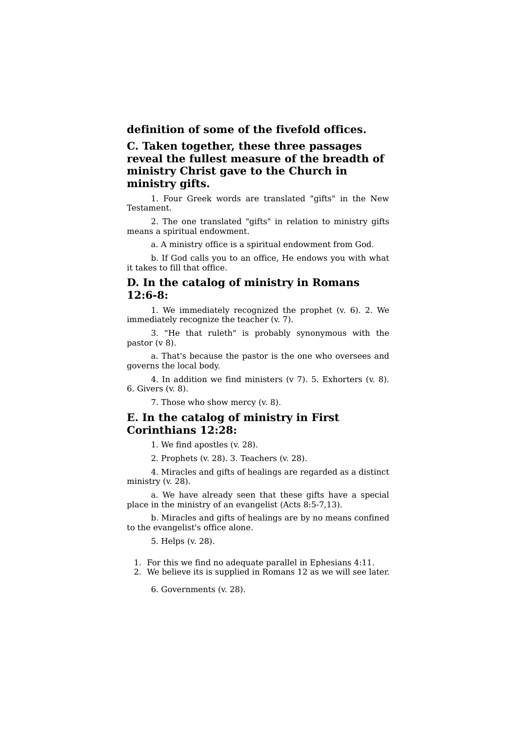**definition of some of the fivefold offices.**

## C. Taken together, these three passages reveal the fullest measure of the breadth of ministry Christ gave to the Church in ministry gifts.

1. Four Greek words are translated "gifts" in the New Testament.

2. The one translated "gifts" in relation to ministry gifts means a spiritual endowment.

a. A ministry office is a spiritual endowment from God.

b. If God calls you to an office, He endows you with what it takes to fill that office.

## D. In the catalog of ministry in Romans 12:6-8:

1. We immediately recognized the prophet (v. 6). 2. We immediately recognize the teacher (v. 7).

3. "He that ruleth" is probably synonymous with the pastor (v 8).

a. That's because the pastor is the one who oversees and governs the local body.

4. In addition we find ministers (v 7). 5. Exhorters (v. 8). 6. Givers (v. 8).

7. Those who show mercy (v. 8).

## E. In the catalog of ministry in First Corinthians 12:28:

1. We find apostles (v. 28).

2. Prophets (v. 28). 3. Teachers (v. 28).

4. Miracles and gifts of healings are regarded as a distinct ministry (v. 28).

a. We have already seen that these gifts have a special place in the ministry of an evangelist (Acts 8:5-7,13).

b. Miracles and gifts of healings are by no means confined to the evangelist's office alone.

5. Helps (v. 28).

1. For this we find no adequate parallel in Ephesians 4:11.
2. We believe its is supplied in Romans 12 as we will see later.

6. Governments (v. 28).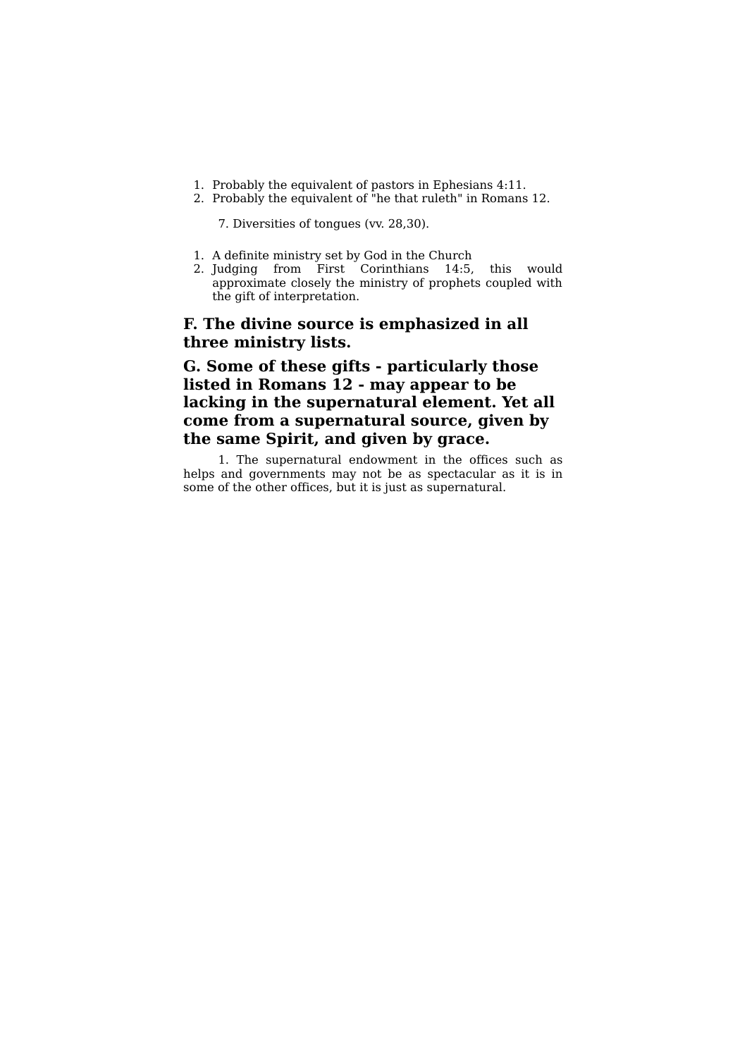1. Probably the equivalent of pastors in Ephesians 4:11.
2. Probably the equivalent of "he that ruleth" in Romans 12.

7. Diversities of tongues (vv. 28,30).

1. A definite ministry set by God in the Church
2. Judging from First Corinthians 14:5, this would approximate closely the ministry of prophets coupled with the gift of interpretation.

## F. The divine source is emphasized in all three ministry lists.

## G. Some of these gifts - particularly those listed in Romans 12 - may appear to be lacking in the supernatural element. Yet all come from a supernatural source, given by the same Spirit, and given by grace.

1. The supernatural endowment in the offices such as helps and governments may not be as spectacular as it is in some of the other offices, but it is just as supernatural.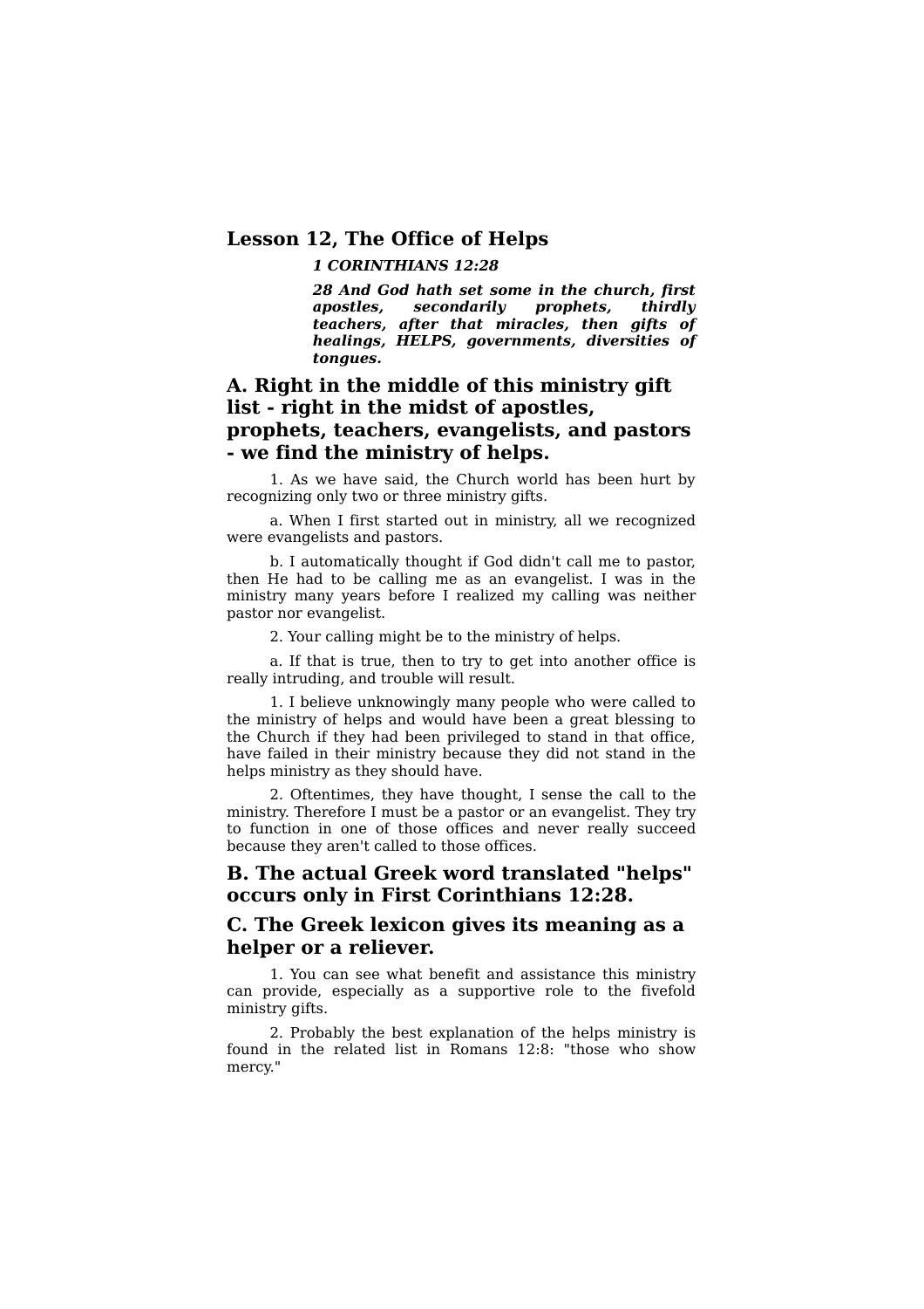## Lesson 12, The Office of Helps

> ***1 CORINTHIANS 12:28***
>
> ***28 And God hath set some in the church, first apostles, secondarily prophets, thirdly teachers, after that miracles, then gifts of healings, HELPS, governments, diversities of tongues.***

### A. Right in the middle of this ministry gift list - right in the midst of apostles, prophets, teachers, evangelists, and pastors - we find the ministry of helps.

1. As we have said, the Church world has been hurt by recognizing only two or three ministry gifts.

a. When I first started out in ministry, all we recognized were evangelists and pastors.

b. I automatically thought if God didn't call me to pastor, then He had to be calling me as an evangelist. I was in the ministry many years before I realized my calling was neither pastor nor evangelist.

2. Your calling might be to the ministry of helps.

a. If that is true, then to try to get into another office is really intruding, and trouble will result.

1. I believe unknowingly many people who were called to the ministry of helps and would have been a great blessing to the Church if they had been privileged to stand in that office, have failed in their ministry because they did not stand in the helps ministry as they should have.

2. Oftentimes, they have thought, I sense the call to the ministry. Therefore I must be a pastor or an evangelist. They try to function in one of those offices and never really succeed because they aren't called to those offices.

### B. The actual Greek word translated "helps" occurs only in First Corinthians 12:28.

### C. The Greek lexicon gives its meaning as a helper or a reliever.

1. You can see what benefit and assistance this ministry can provide, especially as a supportive role to the fivefold ministry gifts.

2. Probably the best explanation of the helps ministry is found in the related list in Romans 12:8: "those who show mercy."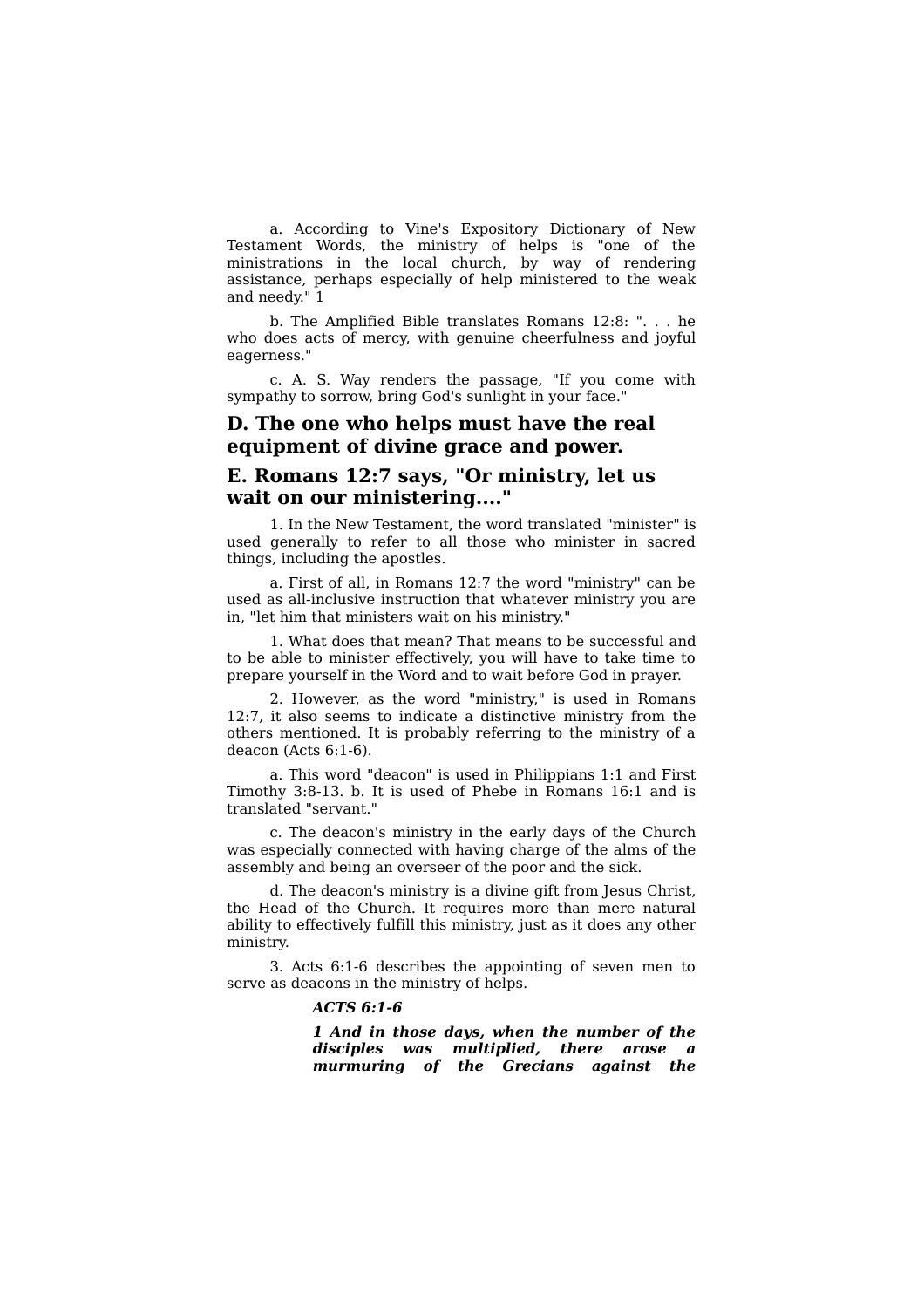a. According to Vine's Expository Dictionary of New Testament Words, the ministry of helps is "one of the ministrations in the local church, by way of rendering assistance, perhaps especially of help ministered to the weak and needy." 1

b. The Amplified Bible translates Romans 12:8: ". . . he who does acts of mercy, with genuine cheerfulness and joyful eagerness."

c. A. S. Way renders the passage, "If you come with sympathy to sorrow, bring God's sunlight in your face."

## D. The one who helps must have the real equipment of divine grace and power.

## E. Romans 12:7 says, "Or ministry, let us wait on our ministering...."

1. In the New Testament, the word translated "minister" is used generally to refer to all those who minister in sacred things, including the apostles.

a. First of all, in Romans 12:7 the word "ministry" can be used as all-inclusive instruction that whatever ministry you are in, "let him that ministers wait on his ministry."

1. What does that mean? That means to be successful and to be able to minister effectively, you will have to take time to prepare yourself in the Word and to wait before God in prayer.

2. However, as the word "ministry," is used in Romans 12:7, it also seems to indicate a distinctive ministry from the others mentioned. It is probably referring to the ministry of a deacon (Acts 6:1-6).

a. This word "deacon" is used in Philippians 1:1 and First Timothy 3:8-13. b. It is used of Phebe in Romans 16:1 and is translated "servant."

c. The deacon's ministry in the early days of the Church was especially connected with having charge of the alms of the assembly and being an overseer of the poor and the sick.

d. The deacon's ministry is a divine gift from Jesus Christ, the Head of the Church. It requires more than mere natural ability to effectively fulfill this ministry, just as it does any other ministry.

3. Acts 6:1-6 describes the appointing of seven men to serve as deacons in the ministry of helps.

> ***ACTS 6:1-6***
>
> ***1 And in those days, when the number of the disciples was multiplied, there arose a murmuring of the Grecians against the***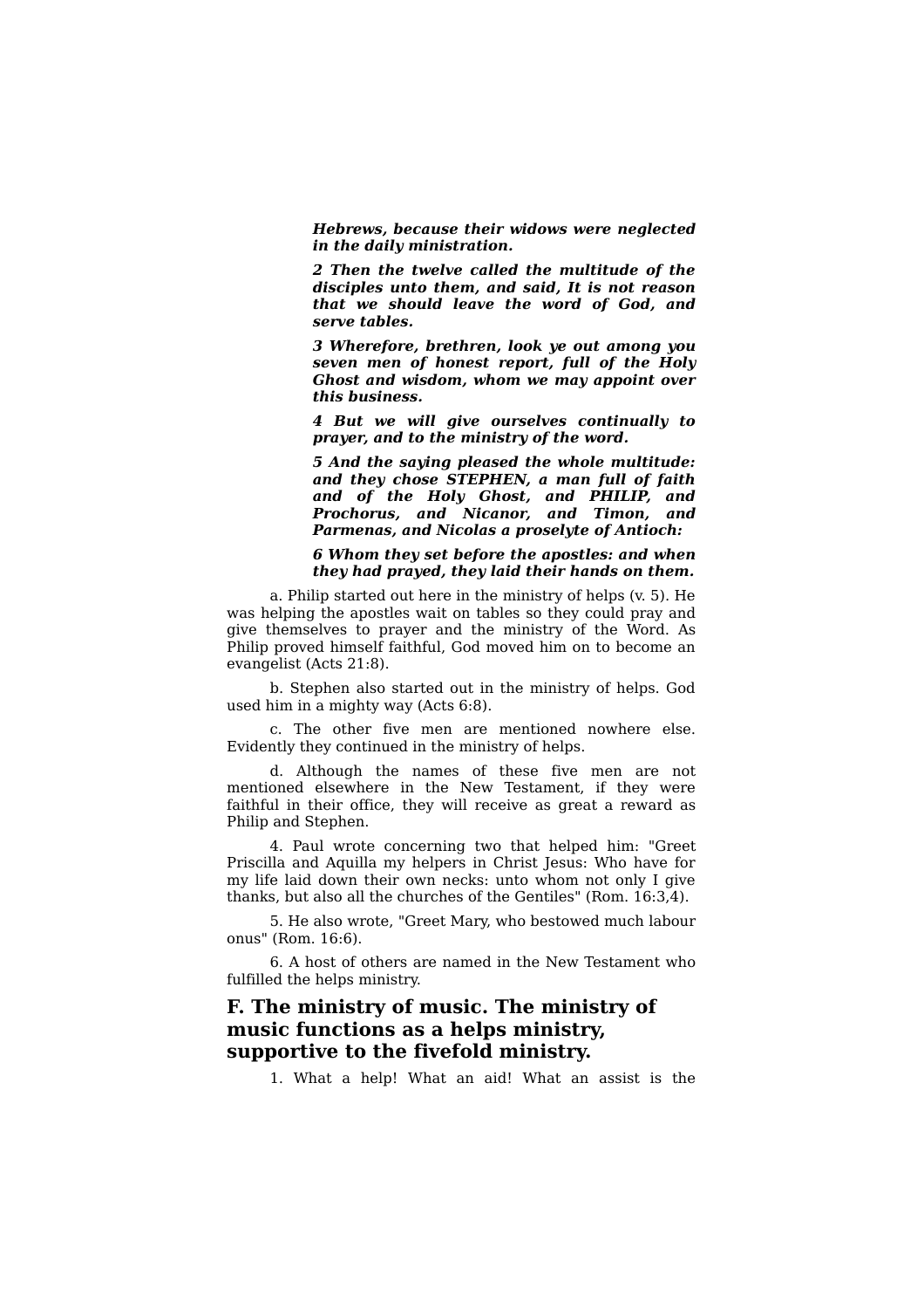***Hebrews, because their widows were neglected in the daily ministration.***

***2 Then the twelve called the multitude of the disciples unto them, and said, It is not reason that we should leave the word of God, and serve tables.***

***3 Wherefore, brethren, look ye out among you seven men of honest report, full of the Holy Ghost and wisdom, whom we may appoint over this business.***

***4 But we will give ourselves continually to prayer, and to the ministry of the word.***

***5 And the saying pleased the whole multitude: and they chose STEPHEN, a man full of faith and of the Holy Ghost, and PHILIP, and Prochorus, and Nicanor, and Timon, and Parmenas, and Nicolas a proselyte of Antioch:***

***6 Whom they set before the apostles: and when they had prayed, they laid their hands on them.***

a. Philip started out here in the ministry of helps (v. 5). He was helping the apostles wait on tables so they could pray and give themselves to prayer and the ministry of the Word. As Philip proved himself faithful, God moved him on to become an evangelist (Acts 21:8).

b. Stephen also started out in the ministry of helps. God used him in a mighty way (Acts 6:8).

c. The other five men are mentioned nowhere else. Evidently they continued in the ministry of helps.

d. Although the names of these five men are not mentioned elsewhere in the New Testament, if they were faithful in their office, they will receive as great a reward as Philip and Stephen.

4. Paul wrote concerning two that helped him: "Greet Priscilla and Aquilla my helpers in Christ Jesus: Who have for my life laid down their own necks: unto whom not only I give thanks, but also all the churches of the Gentiles" (Rom. 16:3,4).

5. He also wrote, "Greet Mary, who bestowed much labour onus" (Rom. 16:6).

6. A host of others are named in the New Testament who fulfilled the helps ministry.

## F. The ministry of music. The ministry of music functions as a helps ministry, supportive to the fivefold ministry.

1. What a help! What an aid! What an assist is the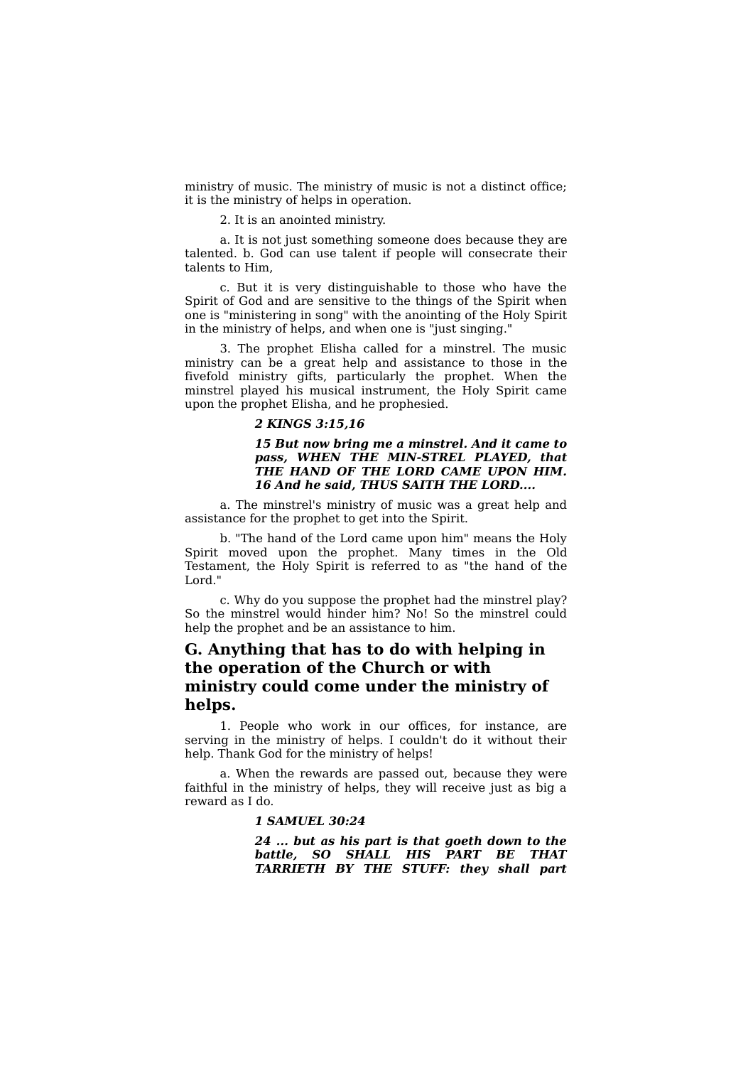ministry of music. The ministry of music is not a distinct office; it is the ministry of helps in operation.

2. It is an anointed ministry.

a. It is not just something someone does because they are talented. b. God can use talent if people will consecrate their talents to Him,

c. But it is very distinguishable to those who have the Spirit of God and are sensitive to the things of the Spirit when one is "ministering in song" with the anointing of the Holy Spirit in the ministry of helps, and when one is "just singing."

3. The prophet Elisha called for a minstrel. The music ministry can be a great help and assistance to those in the fivefold ministry gifts, particularly the prophet. When the minstrel played his musical instrument, the Holy Spirit came upon the prophet Elisha, and he prophesied.

> ***2 KINGS 3:15,16***
>
> ***15 But now bring me a minstrel. And it came to pass, WHEN THE MIN-STREL PLAYED, that THE HAND OF THE LORD CAME UPON HIM. 16 And he said, THUS SAITH THE LORD....***

a. The minstrel's ministry of music was a great help and assistance for the prophet to get into the Spirit.

b. "The hand of the Lord came upon him" means the Holy Spirit moved upon the prophet. Many times in the Old Testament, the Holy Spirit is referred to as "the hand of the Lord."

c. Why do you suppose the prophet had the minstrel play? So the minstrel would hinder him? No! So the minstrel could help the prophet and be an assistance to him.

## G. Anything that has to do with helping in the operation of the Church or with ministry could come under the ministry of helps.

1. People who work in our offices, for instance, are serving in the ministry of helps. I couldn't do it without their help. Thank God for the ministry of helps!

a. When the rewards are passed out, because they were faithful in the ministry of helps, they will receive just as big a reward as I do.

> ***1 SAMUEL 30:24***
>
> ***24 ... but as his part is that goeth down to the battle, SO SHALL HIS PART BE THAT TARRIETH BY THE STUFF: they shall part***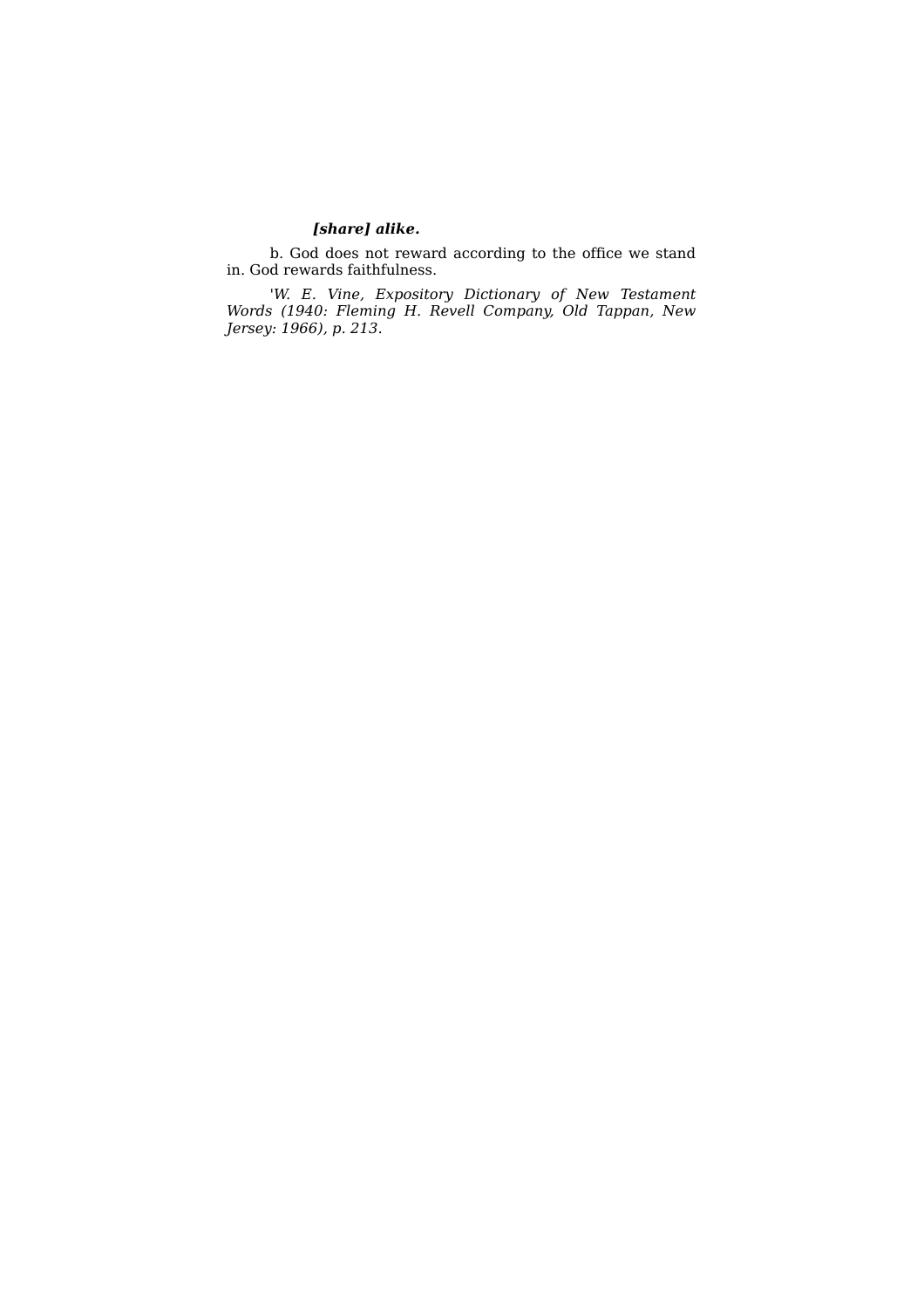***[share] alike.***

b. God does not reward according to the office we stand in. God rewards faithfulness.

*'W. E. Vine, Expository Dictionary of New Testament Words (1940: Fleming H. Revell Company, Old Tappan, New Jersey: 1966), p. 213.*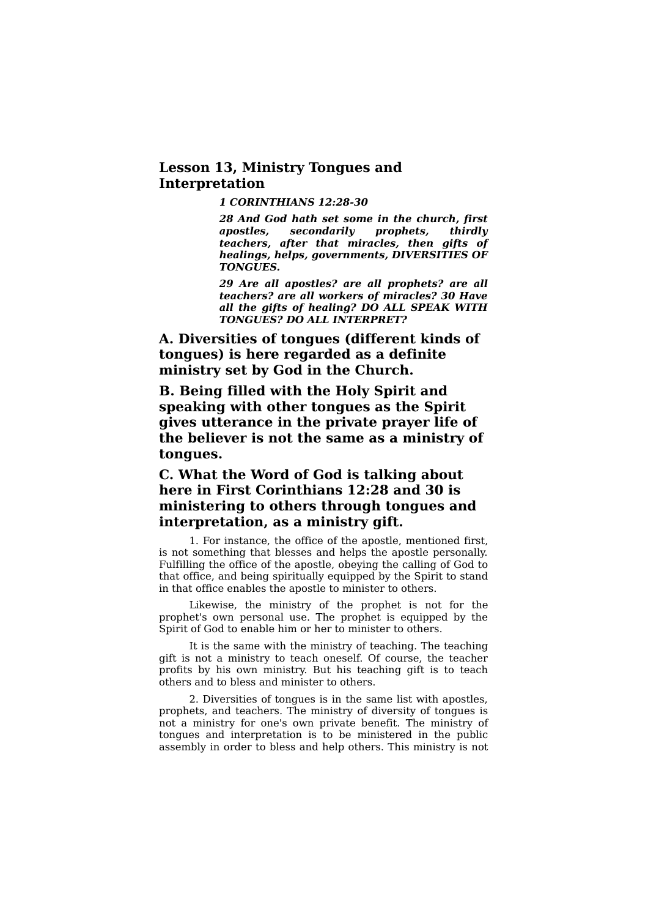## Lesson 13, Ministry Tongues and Interpretation

***1 CORINTHIANS 12:28-30***

***28 And God hath set some in the church, first apostles, secondarily prophets, thirdly teachers, after that miracles, then gifts of healings, helps, governments, DIVERSITIES OF TONGUES.***

***29 Are all apostles? are all prophets? are all teachers? are all workers of miracles? 30 Have all the gifts of healing? DO ALL SPEAK WITH TONGUES? DO ALL INTERPRET?***

### A. Diversities of tongues (different kinds of tongues) is here regarded as a definite ministry set by God in the Church.

### B. Being filled with the Holy Spirit and speaking with other tongues as the Spirit gives utterance in the private prayer life of the believer is not the same as a ministry of tongues.

### C. What the Word of God is talking about here in First Corinthians 12:28 and 30 is ministering to others through tongues and interpretation, as a ministry gift.

1. For instance, the office of the apostle, mentioned first, is not something that blesses and helps the apostle personally. Fulfilling the office of the apostle, obeying the calling of God to that office, and being spiritually equipped by the Spirit to stand in that office enables the apostle to minister to others.

Likewise, the ministry of the prophet is not for the prophet's own personal use. The prophet is equipped by the Spirit of God to enable him or her to minister to others.

It is the same with the ministry of teaching. The teaching gift is not a ministry to teach oneself. Of course, the teacher profits by his own ministry. But his teaching gift is to teach others and to bless and minister to others.

2. Diversities of tongues is in the same list with apostles, prophets, and teachers. The ministry of diversity of tongues is not a ministry for one's own private benefit. The ministry of tongues and interpretation is to be ministered in the public assembly in order to bless and help others. This ministry is not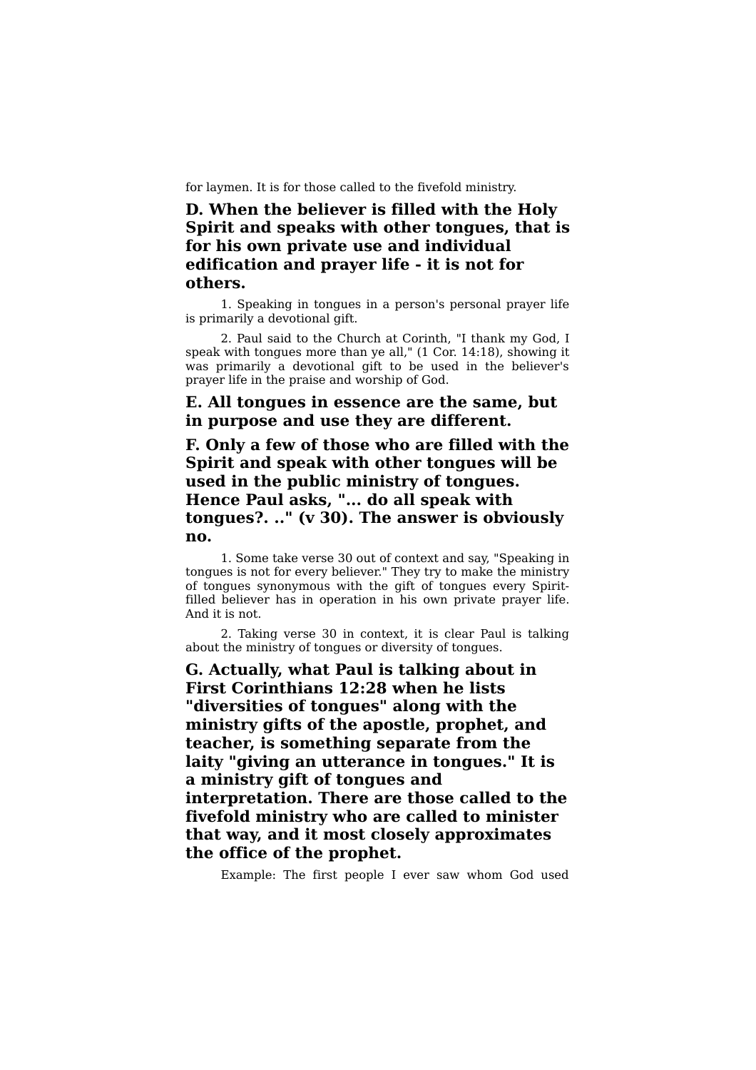for laymen. It is for those called to the fivefold ministry.

### D. When the believer is filled with the Holy Spirit and speaks with other tongues, that is for his own private use and individual edification and prayer life - it is not for others.

1. Speaking in tongues in a person's personal prayer life is primarily a devotional gift.

2. Paul said to the Church at Corinth, "I thank my God, I speak with tongues more than ye all," (1 Cor. 14:18), showing it was primarily a devotional gift to be used in the believer's prayer life in the praise and worship of God.

### E. All tongues in essence are the same, but in purpose and use they are different.

### F. Only a few of those who are filled with the Spirit and speak with other tongues will be used in the public ministry of tongues. Hence Paul asks, "... do all speak with tongues?. .." (v 30). The answer is obviously no.

1. Some take verse 30 out of context and say, "Speaking in tongues is not for every believer." They try to make the ministry of tongues synonymous with the gift of tongues every Spirit-filled believer has in operation in his own private prayer life. And it is not.

2. Taking verse 30 in context, it is clear Paul is talking about the ministry of tongues or diversity of tongues.

### G. Actually, what Paul is talking about in First Corinthians 12:28 when he lists "diversities of tongues" along with the ministry gifts of the apostle, prophet, and teacher, is something separate from the laity "giving an utterance in tongues." It is a ministry gift of tongues and interpretation. There are those called to the fivefold ministry who are called to minister that way, and it most closely approximates the office of the prophet.

Example: The first people I ever saw whom God used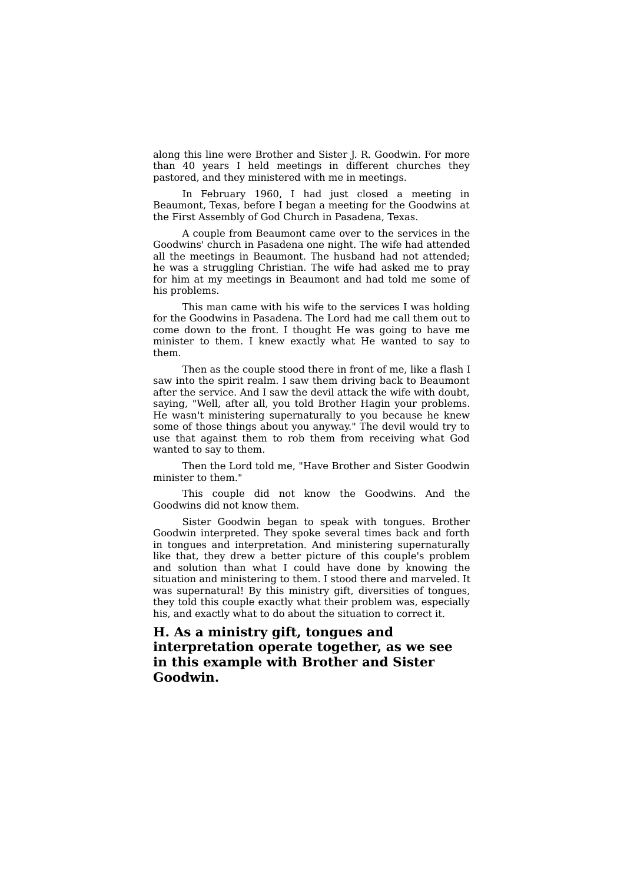along this line were Brother and Sister J. R. Goodwin. For more than 40 years I held meetings in different churches they pastored, and they ministered with me in meetings.

In February 1960, I had just closed a meeting in Beaumont, Texas, before I began a meeting for the Goodwins at the First Assembly of God Church in Pasadena, Texas.

A couple from Beaumont came over to the services in the Goodwins' church in Pasadena one night. The wife had attended all the meetings in Beaumont. The husband had not attended; he was a struggling Christian. The wife had asked me to pray for him at my meetings in Beaumont and had told me some of his problems.

This man came with his wife to the services I was holding for the Goodwins in Pasadena. The Lord had me call them out to come down to the front. I thought He was going to have me minister to them. I knew exactly what He wanted to say to them.

Then as the couple stood there in front of me, like a flash I saw into the spirit realm. I saw them driving back to Beaumont after the service. And I saw the devil attack the wife with doubt, saying, "Well, after all, you told Brother Hagin your problems. He wasn't ministering supernaturally to you because he knew some of those things about you anyway." The devil would try to use that against them to rob them from receiving what God wanted to say to them.

Then the Lord told me, "Have Brother and Sister Goodwin minister to them."

This couple did not know the Goodwins. And the Goodwins did not know them.

Sister Goodwin began to speak with tongues. Brother Goodwin interpreted. They spoke several times back and forth in tongues and interpretation. And ministering supernaturally like that, they drew a better picture of this couple's problem and solution than what I could have done by knowing the situation and ministering to them. I stood there and marveled. It was supernatural! By this ministry gift, diversities of tongues, they told this couple exactly what their problem was, especially his, and exactly what to do about the situation to correct it.

### H. As a ministry gift, tongues and interpretation operate together, as we see in this example with Brother and Sister Goodwin.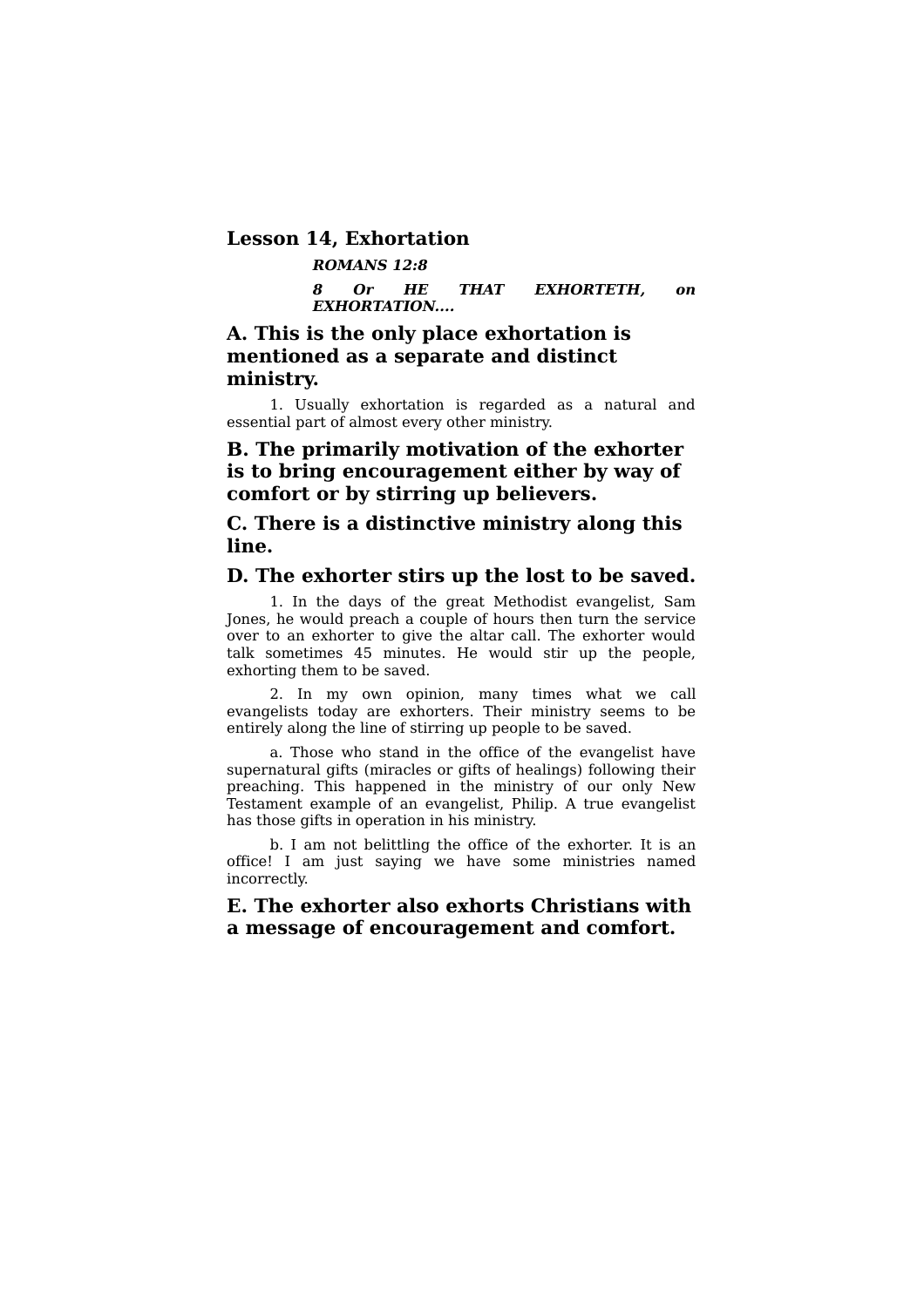## Lesson 14, Exhortation

***ROMANS 12:8***

***8 Or HE THAT EXHORTETH, on EXHORTATION....***

### A. This is the only place exhortation is mentioned as a separate and distinct ministry.

1. Usually exhortation is regarded as a natural and essential part of almost every other ministry.

### B. The primarily motivation of the exhorter is to bring encouragement either by way of comfort or by stirring up believers.

### C. There is a distinctive ministry along this line.

### D. The exhorter stirs up the lost to be saved.

1. In the days of the great Methodist evangelist, Sam Jones, he would preach a couple of hours then turn the service over to an exhorter to give the altar call. The exhorter would talk sometimes 45 minutes. He would stir up the people, exhorting them to be saved.

2. In my own opinion, many times what we call evangelists today are exhorters. Their ministry seems to be entirely along the line of stirring up people to be saved.

a. Those who stand in the office of the evangelist have supernatural gifts (miracles or gifts of healings) following their preaching. This happened in the ministry of our only New Testament example of an evangelist, Philip. A true evangelist has those gifts in operation in his ministry.

b. I am not belittling the office of the exhorter. It is an office! I am just saying we have some ministries named incorrectly.

### E. The exhorter also exhorts Christians with a message of encouragement and comfort.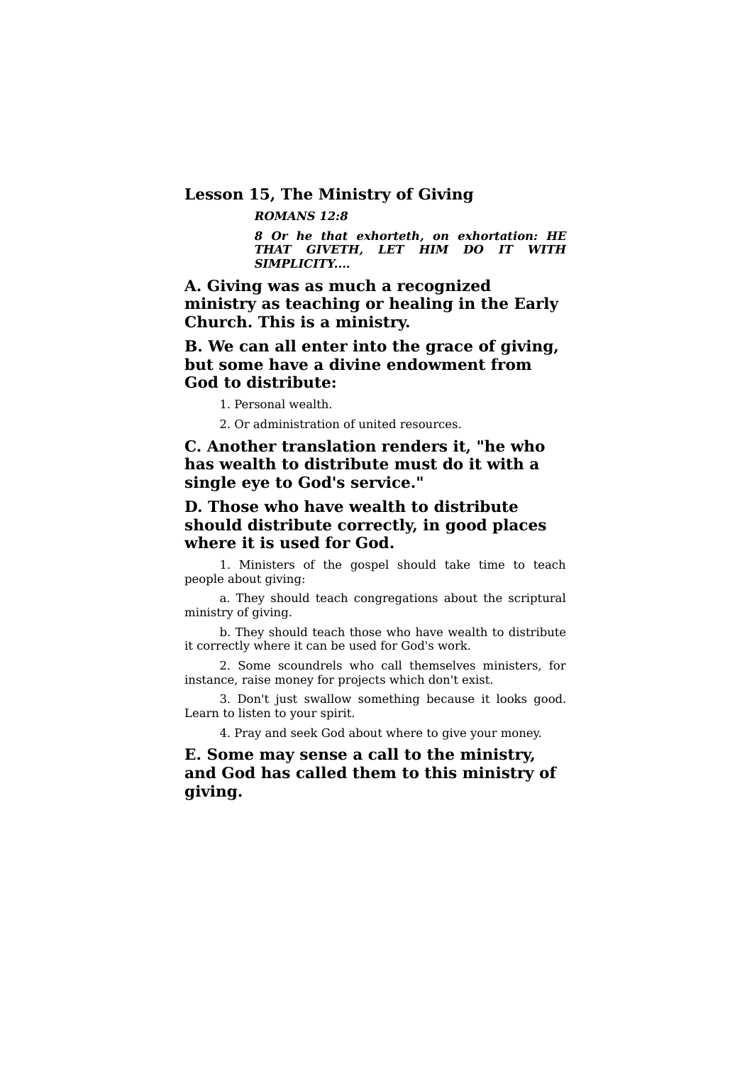## Lesson 15, The Ministry of Giving

> ***ROMANS 12:8***
>
> ***8 Or he that exhorteth, on exhortation: HE THAT GIVETH, LET HIM DO IT WITH SIMPLICITY....***

### A. Giving was as much a recognized ministry as teaching or healing in the Early Church. This is a ministry.

### B. We can all enter into the grace of giving, but some have a divine endowment from God to distribute:

1. Personal wealth.
2. Or administration of united resources.

### C. Another translation renders it, "he who has wealth to distribute must do it with a single eye to God's service."

### D. Those who have wealth to distribute should distribute correctly, in good places where it is used for God.

1. Ministers of the gospel should take time to teach people about giving:

   a. They should teach congregations about the scriptural ministry of giving.

   b. They should teach those who have wealth to distribute it correctly where it can be used for God's work.

2. Some scoundrels who call themselves ministers, for instance, raise money for projects which don't exist.

3. Don't just swallow something because it looks good. Learn to listen to your spirit.

4. Pray and seek God about where to give your money.

### E. Some may sense a call to the ministry, and God has called them to this ministry of giving.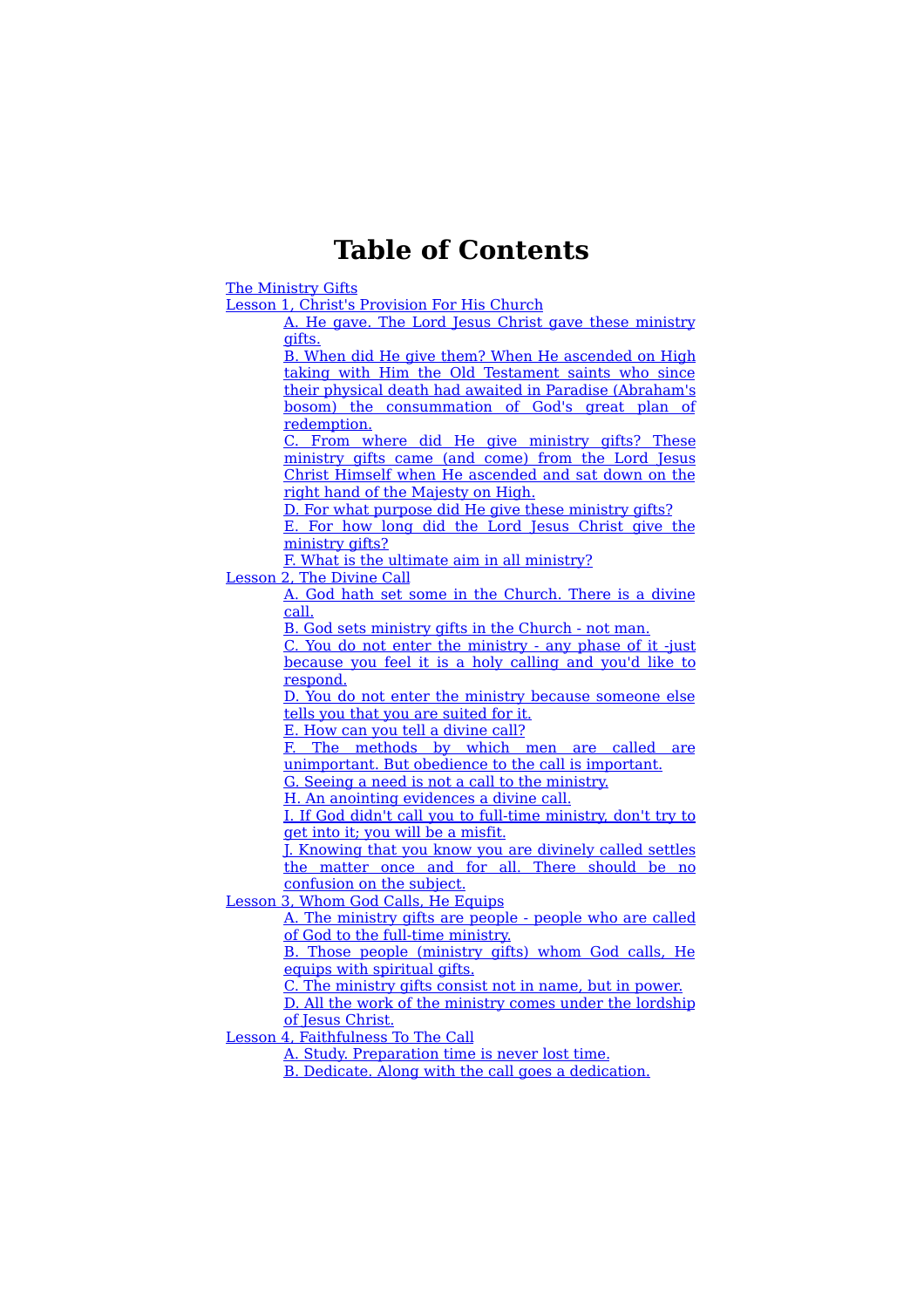# Table of Contents

The Ministry Gifts

Lesson 1, Christ's Provision For His Church

- A. He gave. The Lord Jesus Christ gave these ministry gifts.
- B. When did He give them? When He ascended on High taking with Him the Old Testament saints who since their physical death had awaited in Paradise (Abraham's bosom) the consummation of God's great plan of redemption.
- C. From where did He give ministry gifts? These ministry gifts came (and come) from the Lord Jesus Christ Himself when He ascended and sat down on the right hand of the Majesty on High.
- D. For what purpose did He give these ministry gifts?
- E. For how long did the Lord Jesus Christ give the ministry gifts?
- F. What is the ultimate aim in all ministry?

Lesson 2, The Divine Call

- A. God hath set some in the Church. There is a divine call.
- B. God sets ministry gifts in the Church - not man.
- C. You do not enter the ministry - any phase of it -just because you feel it is a holy calling and you'd like to respond.
- D. You do not enter the ministry because someone else tells you that you are suited for it.
- E. How can you tell a divine call?
- F. The methods by which men are called are unimportant. But obedience to the call is important.
- G. Seeing a need is not a call to the ministry.
- H. An anointing evidences a divine call.
- I. If God didn't call you to full-time ministry, don't try to get into it; you will be a misfit.
- J. Knowing that you know you are divinely called settles the matter once and for all. There should be no confusion on the subject.

Lesson 3, Whom God Calls, He Equips

- A. The ministry gifts are people - people who are called of God to the full-time ministry.
- B. Those people (ministry gifts) whom God calls, He equips with spiritual gifts.
- C. The ministry gifts consist not in name, but in power.
- D. All the work of the ministry comes under the lordship of Jesus Christ.

Lesson 4, Faithfulness To The Call

- A. Study. Preparation time is never lost time.
- B. Dedicate. Along with the call goes a dedication.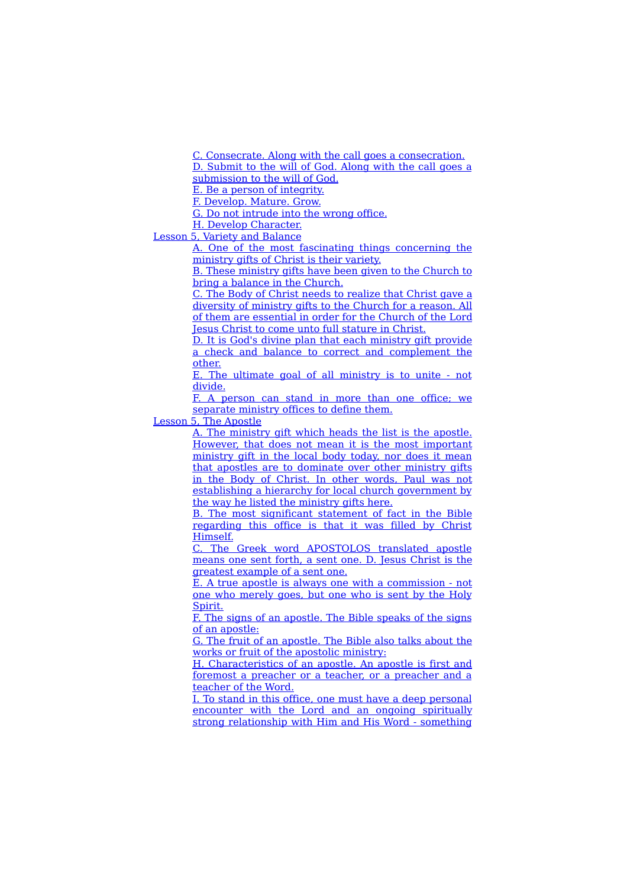C. Consecrate. Along with the call goes a consecration.
D. Submit to the will of God. Along with the call goes a submission to the will of God.
E. Be a person of integrity.
F. Develop. Mature. Grow.
G. Do not intrude into the wrong office.
H. Develop Character.

Lesson 5, Variety and Balance

A. One of the most fascinating things concerning the ministry gifts of Christ is their variety.
B. These ministry gifts have been given to the Church to bring a balance in the Church.
C. The Body of Christ needs to realize that Christ gave a diversity of ministry gifts to the Church for a reason. All of them are essential in order for the Church of the Lord Jesus Christ to come unto full stature in Christ.
D. It is God's divine plan that each ministry gift provide a check and balance to correct and complement the other.
E. The ultimate goal of all ministry is to unite - not divide.
F. A person can stand in more than one office; we separate ministry offices to define them.

Lesson 5, The Apostle

A. The ministry gift which heads the list is the apostle. However, that does not mean it is the most important ministry gift in the local body today, nor does it mean that apostles are to dominate over other ministry gifts in the Body of Christ. In other words, Paul was not establishing a hierarchy for local church government by the way he listed the ministry gifts here.
B. The most significant statement of fact in the Bible regarding this office is that it was filled by Christ Himself.
C. The Greek word APOSTOLOS translated apostle means one sent forth, a sent one. D. Jesus Christ is the greatest example of a sent one.
E. A true apostle is always one with a commission - not one who merely goes, but one who is sent by the Holy Spirit.
F. The signs of an apostle. The Bible speaks of the signs of an apostle:
G. The fruit of an apostle. The Bible also talks about the works or fruit of the apostolic ministry:
H. Characteristics of an apostle. An apostle is first and foremost a preacher or a teacher, or a preacher and a teacher of the Word.
I. To stand in this office, one must have a deep personal encounter with the Lord and an ongoing spiritually strong relationship with Him and His Word - something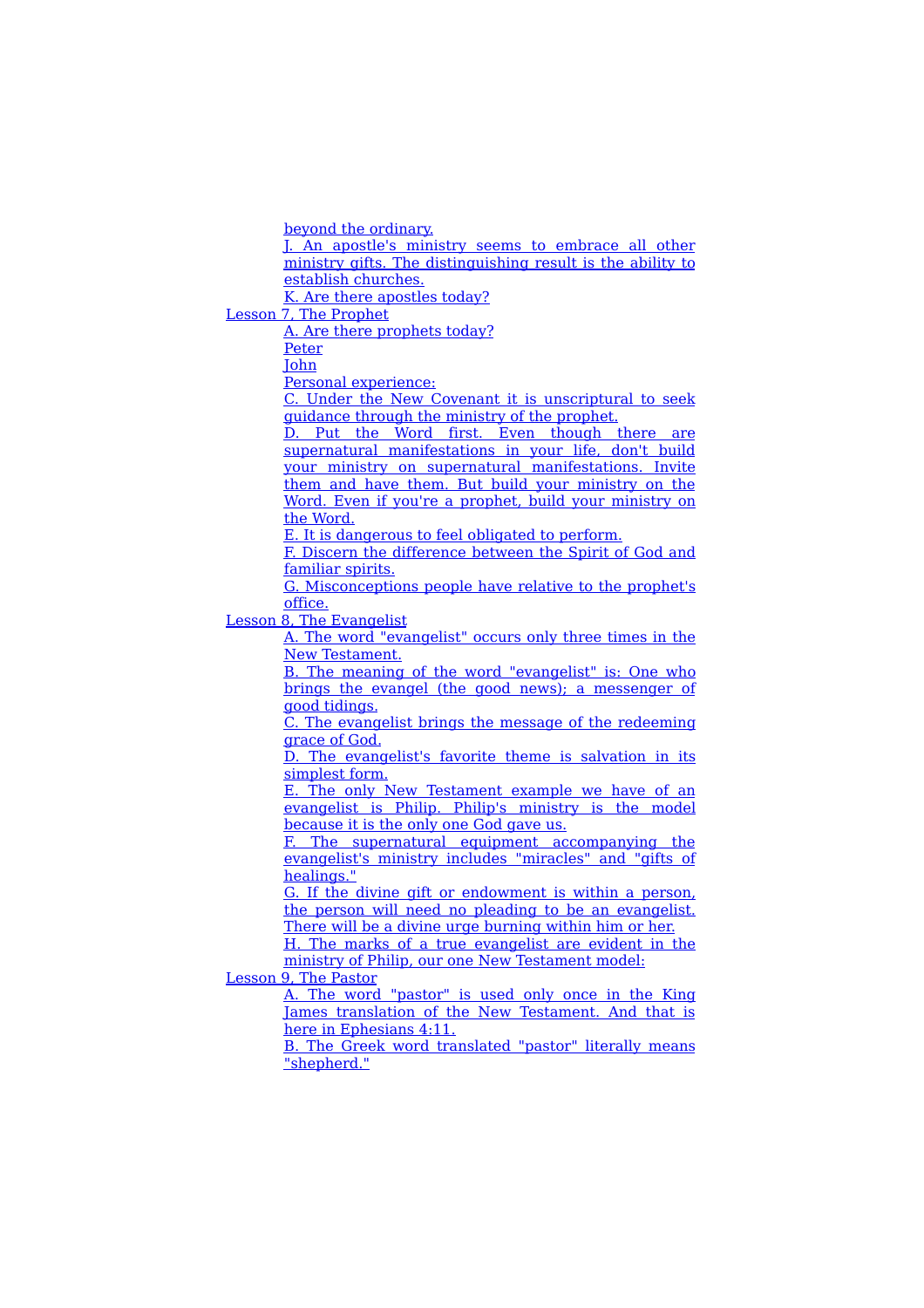beyond the ordinary.

- J. An apostle's ministry seems to embrace all other ministry gifts. The distinguishing result is the ability to establish churches.
- K. Are there apostles today?

Lesson 7, The Prophet

- A. Are there prophets today?
- Peter
- John
- Personal experience:
- C. Under the New Covenant it is unscriptural to seek guidance through the ministry of the prophet.
- D. Put the Word first. Even though there are supernatural manifestations in your life, don't build your ministry on supernatural manifestations. Invite them and have them. But build your ministry on the Word. Even if you're a prophet, build your ministry on the Word.
- E. It is dangerous to feel obligated to perform.
- F. Discern the difference between the Spirit of God and familiar spirits.
- G. Misconceptions people have relative to the prophet's office.

Lesson 8, The Evangelist

- A. The word "evangelist" occurs only three times in the New Testament.
- B. The meaning of the word "evangelist" is: One who brings the evangel (the good news); a messenger of good tidings.
- C. The evangelist brings the message of the redeeming grace of God.
- D. The evangelist's favorite theme is salvation in its simplest form.
- E. The only New Testament example we have of an evangelist is Philip. Philip's ministry is the model because it is the only one God gave us.
- F. The supernatural equipment accompanying the evangelist's ministry includes "miracles" and "gifts of healings."
- G. If the divine gift or endowment is within a person, the person will need no pleading to be an evangelist. There will be a divine urge burning within him or her.
- H. The marks of a true evangelist are evident in the ministry of Philip, our one New Testament model:

Lesson 9, The Pastor

- A. The word "pastor" is used only once in the King James translation of the New Testament. And that is here in Ephesians 4:11.
- B. The Greek word translated "pastor" literally means "shepherd."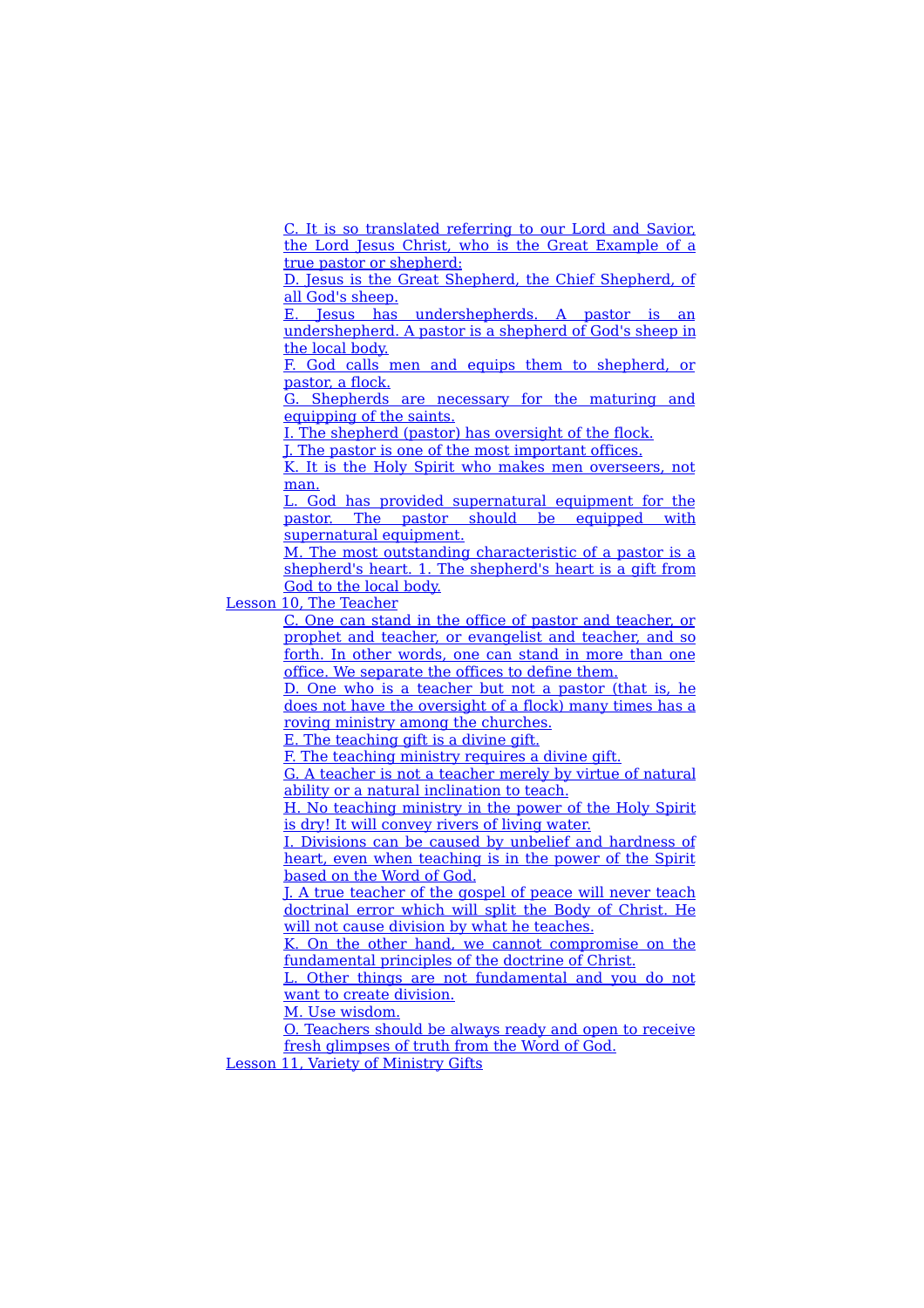C. It is so translated referring to our Lord and Savior, the Lord Jesus Christ, who is the Great Example of a true pastor or shepherd:

D. Jesus is the Great Shepherd, the Chief Shepherd, of all God's sheep.

E. Jesus has undershepherds. A pastor is an undershepherd. A pastor is a shepherd of God's sheep in the local body.

F. God calls men and equips them to shepherd, or pastor, a flock.

G. Shepherds are necessary for the maturing and equipping of the saints.

I. The shepherd (pastor) has oversight of the flock.

J. The pastor is one of the most important offices.

K. It is the Holy Spirit who makes men overseers, not man.

L. God has provided supernatural equipment for the pastor. The pastor should be equipped with supernatural equipment.

M. The most outstanding characteristic of a pastor is a shepherd's heart. 1. The shepherd's heart is a gift from God to the local body.

Lesson 10, The Teacher

C. One can stand in the office of pastor and teacher, or prophet and teacher, or evangelist and teacher, and so forth. In other words, one can stand in more than one office. We separate the offices to define them.

D. One who is a teacher but not a pastor (that is, he does not have the oversight of a flock) many times has a roving ministry among the churches.

E. The teaching gift is a divine gift.

F. The teaching ministry requires a divine gift.

G. A teacher is not a teacher merely by virtue of natural ability or a natural inclination to teach.

H. No teaching ministry in the power of the Holy Spirit is dry! It will convey rivers of living water.

I. Divisions can be caused by unbelief and hardness of heart, even when teaching is in the power of the Spirit based on the Word of God.

J. A true teacher of the gospel of peace will never teach doctrinal error which will split the Body of Christ. He will not cause division by what he teaches.

K. On the other hand, we cannot compromise on the fundamental principles of the doctrine of Christ.

L. Other things are not fundamental and you do not want to create division.

M. Use wisdom.

O. Teachers should be always ready and open to receive fresh glimpses of truth from the Word of God.

Lesson 11, Variety of Ministry Gifts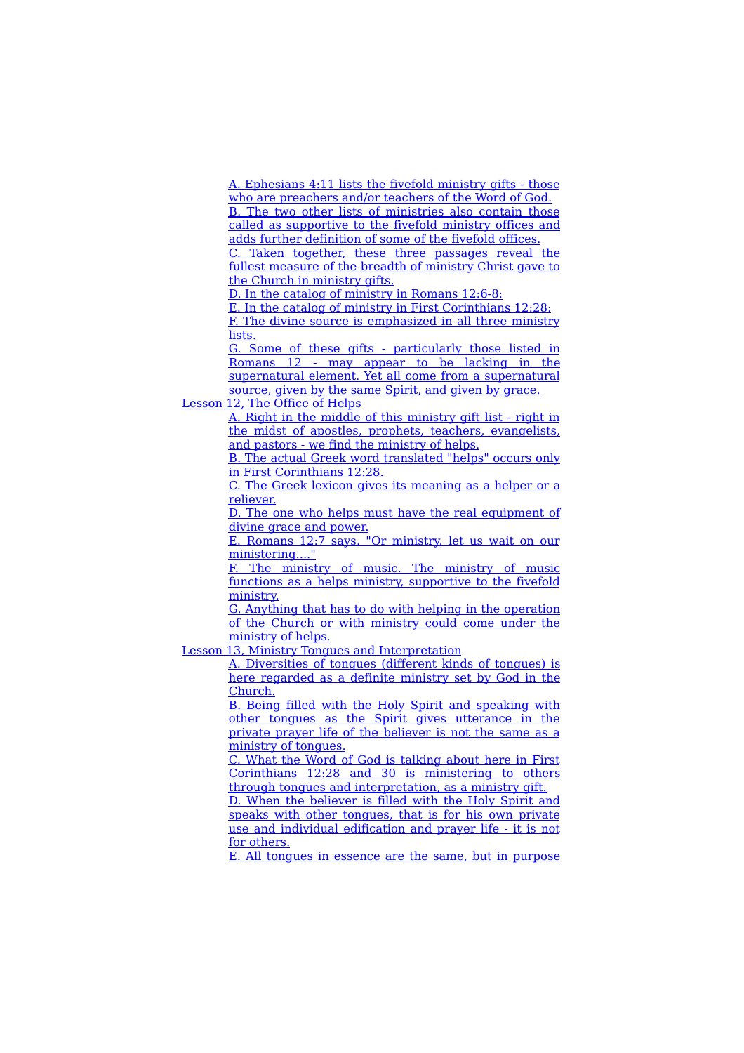- A. Ephesians 4:11 lists the fivefold ministry gifts - those who are preachers and/or teachers of the Word of God.
- B. The two other lists of ministries also contain those called as supportive to the fivefold ministry offices and adds further definition of some of the fivefold offices.
- C. Taken together, these three passages reveal the fullest measure of the breadth of ministry Christ gave to the Church in ministry gifts.
- D. In the catalog of ministry in Romans 12:6-8:
- E. In the catalog of ministry in First Corinthians 12:28:
- F. The divine source is emphasized in all three ministry lists.
- G. Some of these gifts - particularly those listed in Romans 12 - may appear to be lacking in the supernatural element. Yet all come from a supernatural source, given by the same Spirit, and given by grace.

Lesson 12, The Office of Helps

- A. Right in the middle of this ministry gift list - right in the midst of apostles, prophets, teachers, evangelists, and pastors - we find the ministry of helps.
- B. The actual Greek word translated "helps" occurs only in First Corinthians 12:28.
- C. The Greek lexicon gives its meaning as a helper or a reliever.
- D. The one who helps must have the real equipment of divine grace and power.
- E. Romans 12:7 says, "Or ministry, let us wait on our ministering...."
- F. The ministry of music. The ministry of music functions as a helps ministry, supportive to the fivefold ministry.
- G. Anything that has to do with helping in the operation of the Church or with ministry could come under the ministry of helps.

Lesson 13, Ministry Tongues and Interpretation

- A. Diversities of tongues (different kinds of tongues) is here regarded as a definite ministry set by God in the Church.
- B. Being filled with the Holy Spirit and speaking with other tongues as the Spirit gives utterance in the private prayer life of the believer is not the same as a ministry of tongues.
- C. What the Word of God is talking about here in First Corinthians 12:28 and 30 is ministering to others through tongues and interpretation, as a ministry gift.
- D. When the believer is filled with the Holy Spirit and speaks with other tongues, that is for his own private use and individual edification and prayer life - it is not for others.
- E. All tongues in essence are the same, but in purpose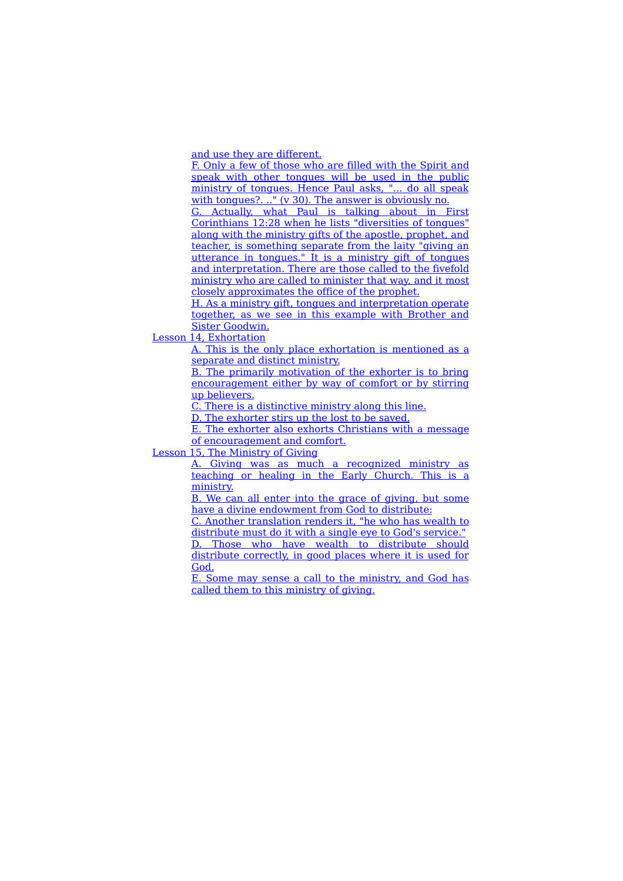and use they are different.

F. Only a few of those who are filled with the Spirit and speak with other tongues will be used in the public ministry of tongues. Hence Paul asks, "... do all speak with tongues?. .." (v 30). The answer is obviously no.

G. Actually, what Paul is talking about in First Corinthians 12:28 when he lists "diversities of tongues" along with the ministry gifts of the apostle, prophet, and teacher, is something separate from the laity "giving an utterance in tongues." It is a ministry gift of tongues and interpretation. There are those called to the fivefold ministry who are called to minister that way, and it most closely approximates the office of the prophet.

H. As a ministry gift, tongues and interpretation operate together, as we see in this example with Brother and Sister Goodwin.

Lesson 14, Exhortation

A. This is the only place exhortation is mentioned as a separate and distinct ministry.

B. The primarily motivation of the exhorter is to bring encouragement either by way of comfort or by stirring up believers.

C. There is a distinctive ministry along this line.

D. The exhorter stirs up the lost to be saved.

E. The exhorter also exhorts Christians with a message of encouragement and comfort.

Lesson 15, The Ministry of Giving

A. Giving was as much a recognized ministry as teaching or healing in the Early Church. This is a ministry.

B. We can all enter into the grace of giving, but some have a divine endowment from God to distribute:

C. Another translation renders it, "he who has wealth to distribute must do it with a single eye to God's service."

D. Those who have wealth to distribute should distribute correctly, in good places where it is used for God.

E. Some may sense a call to the ministry, and God has called them to this ministry of giving.